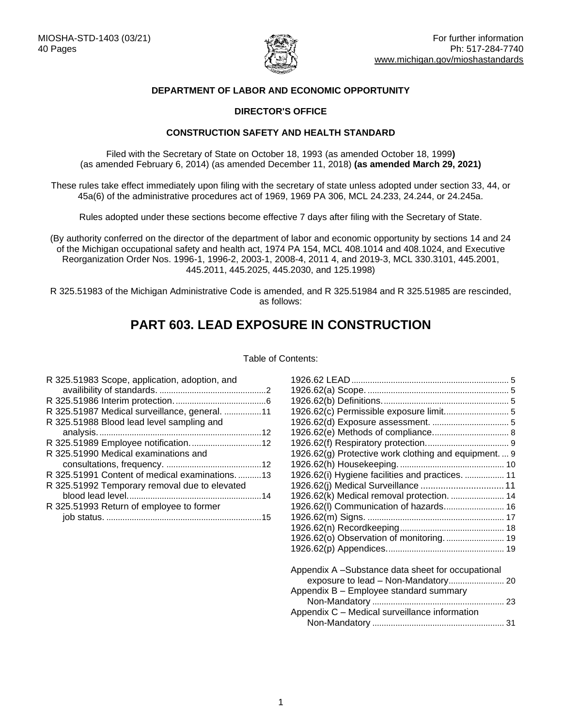MIOSHA-STD-1403 (03/21)
40 Pages

For further information
Ph: 517-284-7740
www.michigan.gov/mioshastandards

**DEPARTMENT OF LABOR AND ECONOMIC OPPORTUNITY**

**DIRECTOR'S OFFICE**

**CONSTRUCTION SAFETY AND HEALTH STANDARD**

Filed with the Secretary of State on October 18, 1993 (as amended October 18, 1999**)** (as amended February 6, 2014) (as amended December 11, 2018) **(as amended March 29, 2021)**

These rules take effect immediately upon filing with the secretary of state unless adopted under section 33, 44, or 45a(6) of the administrative procedures act of 1969, 1969 PA 306, MCL 24.233, 24.244, or 24.245a.

Rules adopted under these sections become effective 7 days after filing with the Secretary of State.

(By authority conferred on the director of the department of labor and economic opportunity by sections 14 and 24 of the Michigan occupational safety and health act, 1974 PA 154, MCL 408.1014 and 408.1024, and Executive Reorganization Order Nos. 1996-1, 1996-2, 2003-1, 2008-4, 2011 4, and 2019-3, MCL 330.3101, 445.2001, 445.2011, 445.2025, 445.2030, and 125.1998)

R 325.51983 of the Michigan Administrative Code is amended, and R 325.51984 and R 325.51985 are rescinded, as follows:

# PART 603. LEAD EXPOSURE IN CONSTRUCTION

Table of Contents:

R 325.51983 Scope, application, adoption, and availibility of standards. ....2
R 325.51986 Interim protection. ....6
R 325.51987 Medical surveillance, general. ....11
R 325.51988 Blood lead level sampling and analysis. ....12
R 325.51989 Employee notification. ....12
R 325.51990 Medical examinations and consultations, frequency. ....12
R 325.51991 Content of medical examinations. ....13
R 325.51992 Temporary removal due to elevated blood lead level. ....14
R 325.51993 Return of employee to former job status. ....15

1926.62 LEAD ....5
1926.62(a) Scope. ....5
1926.62(b) Definitions. ....5
1926.62(c) Permissible exposure limit. ....5
1926.62(d) Exposure assessment. ....5
1926.62(e) Methods of compliance. ....8
1926.62(f) Respiratory protection. ....9
1926.62(g) Protective work clothing and equipment. ....9
1926.62(h) Housekeeping. ....10
1926.62(i) Hygiene facilities and practices. ....11
1926.62(j) Medical Surveillance ....11
1926.62(k) Medical removal protection. ....14
1926.62(l) Communication of hazards. ....16
1926.62(m) Signs. ....17
1926.62(n) Recordkeeping ....18
1926.62(o) Observation of monitoring. ....19
1926.62(p) Appendices. ....19

Appendix A –Substance data sheet for occupational exposure to lead – Non-Mandatory ....20
Appendix B – Employee standard summary Non-Mandatory ....23
Appendix C – Medical surveillance information Non-Mandatory ....31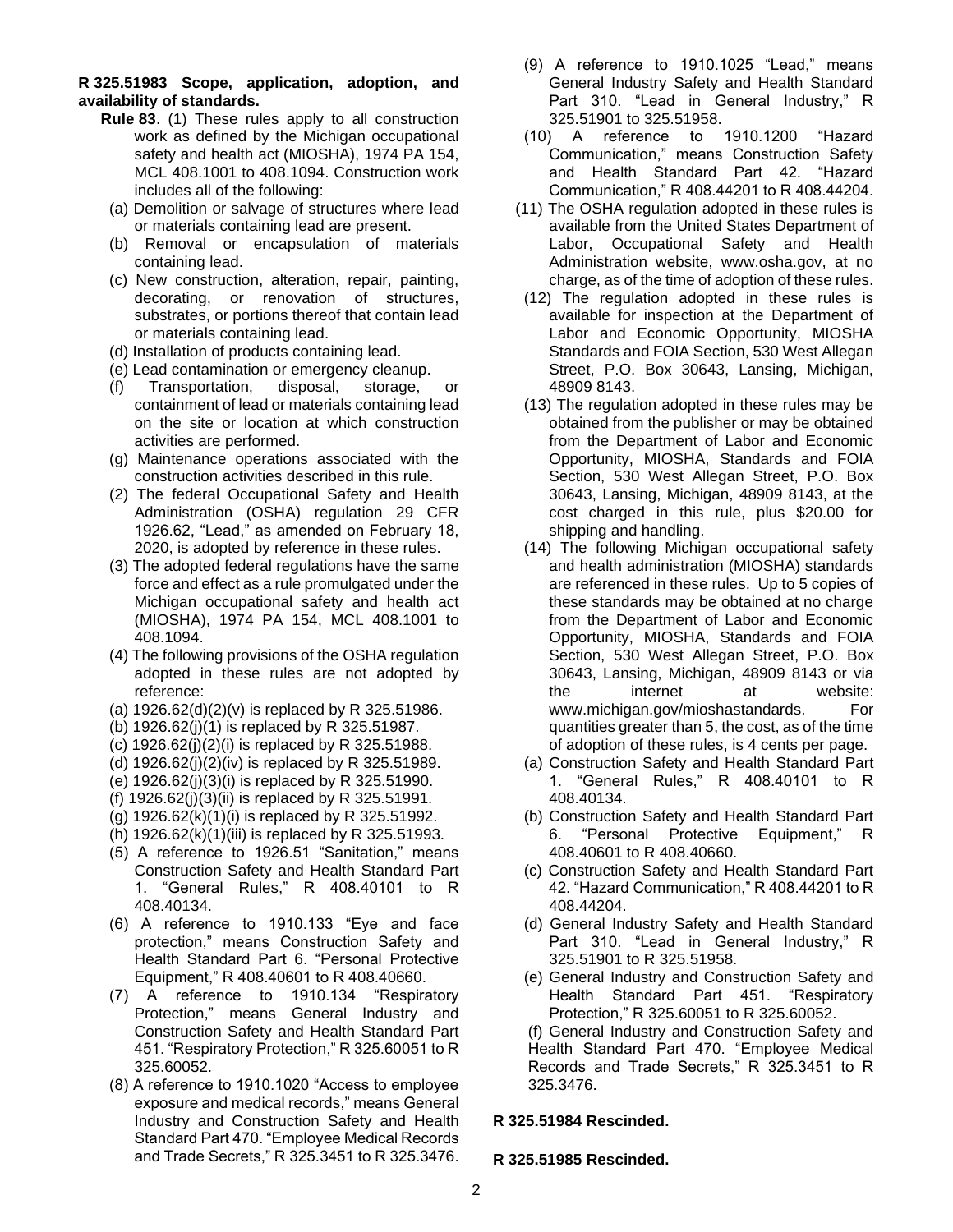**R 325.51983 Scope, application, adoption, and availability of standards.**

**Rule 83**. (1) These rules apply to all construction work as defined by the Michigan occupational safety and health act (MIOSHA), 1974 PA 154, MCL 408.1001 to 408.1094. Construction work includes all of the following:

(a) Demolition or salvage of structures where lead or materials containing lead are present.

(b) Removal or encapsulation of materials containing lead.

(c) New construction, alteration, repair, painting, decorating, or renovation of structures, substrates, or portions thereof that contain lead or materials containing lead.

(d) Installation of products containing lead.

(e) Lead contamination or emergency cleanup.

(f) Transportation, disposal, storage, or containment of lead or materials containing lead on the site or location at which construction activities are performed.

(g) Maintenance operations associated with the construction activities described in this rule.

(2) The federal Occupational Safety and Health Administration (OSHA) regulation 29 CFR 1926.62, "Lead," as amended on February 18, 2020, is adopted by reference in these rules.

(3) The adopted federal regulations have the same force and effect as a rule promulgated under the Michigan occupational safety and health act (MIOSHA), 1974 PA 154, MCL 408.1001 to 408.1094.

(4) The following provisions of the OSHA regulation adopted in these rules are not adopted by reference:

(a) 1926.62(d)(2)(v) is replaced by R 325.51986.

(b) 1926.62(j)(1) is replaced by R 325.51987.

(c) 1926.62(j)(2)(i) is replaced by R 325.51988.

(d) 1926.62(j)(2)(iv) is replaced by R 325.51989.

(e) 1926.62(j)(3)(i) is replaced by R 325.51990.

(f) 1926.62(j)(3)(ii) is replaced by R 325.51991.

(g) 1926.62(k)(1)(i) is replaced by R 325.51992.

(h) 1926.62(k)(1)(iii) is replaced by R 325.51993.

(5) A reference to 1926.51 "Sanitation," means Construction Safety and Health Standard Part 1. "General Rules," R 408.40101 to R 408.40134.

(6) A reference to 1910.133 "Eye and face protection," means Construction Safety and Health Standard Part 6. "Personal Protective Equipment," R 408.40601 to R 408.40660.

(7) A reference to 1910.134 "Respiratory Protection," means General Industry and Construction Safety and Health Standard Part 451. "Respiratory Protection," R 325.60051 to R 325.60052.

(8) A reference to 1910.1020 "Access to employee exposure and medical records," means General Industry and Construction Safety and Health Standard Part 470. "Employee Medical Records and Trade Secrets," R 325.3451 to R 325.3476.

(9) A reference to 1910.1025 "Lead," means General Industry Safety and Health Standard Part 310. "Lead in General Industry," R 325.51901 to 325.51958.

(10) A reference to 1910.1200 "Hazard Communication," means Construction Safety and Health Standard Part 42. "Hazard Communication," R 408.44201 to R 408.44204.

(11) The OSHA regulation adopted in these rules is available from the United States Department of Labor, Occupational Safety and Health Administration website, www.osha.gov, at no charge, as of the time of adoption of these rules.

(12) The regulation adopted in these rules is available for inspection at the Department of Labor and Economic Opportunity, MIOSHA Standards and FOIA Section, 530 West Allegan Street, P.O. Box 30643, Lansing, Michigan, 48909 8143.

(13) The regulation adopted in these rules may be obtained from the publisher or may be obtained from the Department of Labor and Economic Opportunity, MIOSHA, Standards and FOIA Section, 530 West Allegan Street, P.O. Box 30643, Lansing, Michigan, 48909 8143, at the cost charged in this rule, plus $20.00 for shipping and handling.

(14) The following Michigan occupational safety and health administration (MIOSHA) standards are referenced in these rules. Up to 5 copies of these standards may be obtained at no charge from the Department of Labor and Economic Opportunity, MIOSHA, Standards and FOIA Section, 530 West Allegan Street, P.O. Box 30643, Lansing, Michigan, 48909 8143 or via the internet at website: www.michigan.gov/mioshastandards. For quantities greater than 5, the cost, as of the time of adoption of these rules, is 4 cents per page.

(a) Construction Safety and Health Standard Part 1. "General Rules," R 408.40101 to R 408.40134.

(b) Construction Safety and Health Standard Part 6. "Personal Protective Equipment," R 408.40601 to R 408.40660.

(c) Construction Safety and Health Standard Part 42. "Hazard Communication," R 408.44201 to R 408.44204.

(d) General Industry Safety and Health Standard Part 310. "Lead in General Industry," R 325.51901 to R 325.51958.

(e) General Industry and Construction Safety and Health Standard Part 451. "Respiratory Protection," R 325.60051 to R 325.60052.

(f) General Industry and Construction Safety and Health Standard Part 470. "Employee Medical Records and Trade Secrets," R 325.3451 to R 325.3476.

**R 325.51984 Rescinded.**

**R 325.51985 Rescinded.**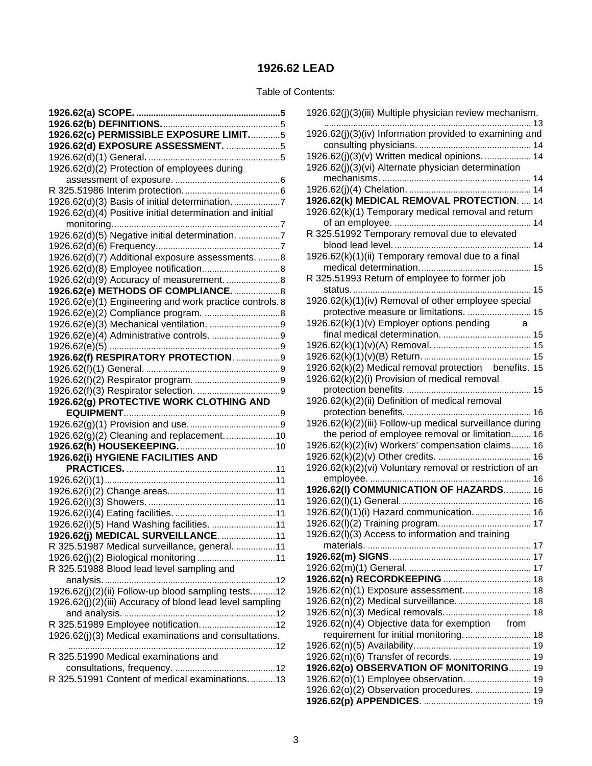# 1926.62 LEAD

Table of Contents:

- **1926.62(a) SCOPE.** ...... 5
- **1926.62(b) DEFINITIONS.** ...... 5
- **1926.62(c) PERMISSIBLE EXPOSURE LIMIT.** ...... 5
- **1926.62(d) EXPOSURE ASSESSMENT.** ...... 5
- 1926.62(d)(1) General. ...... 5
- 1926.62(d)(2) Protection of employees during assessment of exposure. ...... 6
- R 325.51986 Interim protection. ...... 6
- 1926.62(d)(3) Basis of initial determination. ...... 7
- 1926.62(d)(4) Positive initial determination and initial monitoring. ...... 7
- 1926.62(d)(5) Negative initial determination. ...... 7
- 1926.62(d)(6) Frequency. ...... 7
- 1926.62(d)(7) Additional exposure assessments. ...... 8
- 1926.62(d)(8) Employee notification. ...... 8
- 1926.62(d)(9) Accuracy of measurement. ...... 8
- **1926.62(e) METHODS OF COMPLIANCE.** ...... 8
- 1926.62(e)(1) Engineering and work practice controls. ...... 8
- 1926.62(e)(2) Compliance program. ...... 8
- 1926.62(e)(3) Mechanical ventilation. ...... 9
- 1926.62(e)(4) Administrative controls. ...... 9
- 1926.62(e)(5) ...... 9
- **1926.62(f) RESPIRATORY PROTECTION.** ...... 9
- 1926.62(f)(1) General. ...... 9
- 1926.62(f)(2) Respirator program. ...... 9
- 1926.62(f)(3) Respirator selection. ...... 9
- **1926.62(g) PROTECTIVE WORK CLOTHING AND EQUIPMENT** ...... 9
- 1926.62(g)(1) Provision and use. ...... 9
- 1926.62(g)(2) Cleaning and replacement. ...... 10
- **1926.62(h) HOUSEKEEPING.** ...... 10
- **1926.62(i) HYGIENE FACILITIES AND PRACTICES.** ...... 11
- 1926.62(i)(1) ...... 11
- 1926.62(i)(2) Change areas. ...... 11
- 1926.62(i)(3) Showers. ...... 11
- 1926.62(i)(4) Eating facilities. ...... 11
- 1926.62(i)(5) Hand Washing facilities. ...... 11
- **1926.62(j) MEDICAL SURVEILLANCE.** ...... 11
- R 325.51987 Medical surveillance, general. ...... 11
- 1926.62(j)(2) Biological monitoring ...... 11
- R 325.51988 Blood lead level sampling and analysis. ...... 12
- 1926.62(j)(2)(ii) Follow-up blood sampling tests. ...... 12
- 1926.62(j)(2)(iii) Accuracy of blood lead level sampling and analysis. ...... 12
- R 325.51989 Employee notification. ...... 12
- 1926.62(j)(3) Medical examinations and consultations. ...... 12
- R 325.51990 Medical examinations and consultations, frequency. ...... 12
- R 325.51991 Content of medical examinations. ...... 13
- 1926.62(j)(3)(iii) Multiple physician review mechanism. ...... 13
- 1926.62(j)(3)(iv) Information provided to examining and consulting physicians. ...... 14
- 1926.62(j)(3)(v) Written medical opinions. ...... 14
- 1926.62(j)(3)(vi) Alternate physician determination mechanisms. ...... 14
- 1926.62(j)(4) Chelation. ...... 14
- **1926.62(k) MEDICAL REMOVAL PROTECTION.** ...... 14
- 1926.62(k)(1) Temporary medical removal and return of an employee. ...... 14
- R 325.51992 Temporary removal due to elevated blood lead level. ...... 14
- 1926.62(k)(1)(ii) Temporary removal due to a final medical determination. ...... 15
- R 325.51993 Return of employee to former job status. ...... 15
- 1926.62(k)(1)(iv) Removal of other employee special protective measure or limitations. ...... 15
- 1926.62(k)(1)(v) Employer options pending a final medical determination. ...... 15
- 1926.62(k)(1)(v)(A) Removal. ...... 15
- 1926.62(k)(1)(v)(B) Return. ...... 15
- 1926.62(k)(2) Medical removal protection benefits. ...... 15
- 1926.62(k)(2)(i) Provision of medical removal protection benefits. ...... 15
- 1926.62(k)(2)(ii) Definition of medical removal protection benefits. ...... 16
- 1926.62(k)(2)(iii) Follow-up medical surveillance during the period of employee removal or limitation. ...... 16
- 1926.62(k)(2)(iv) Workers' compensation claims. ...... 16
- 1926.62(k)(2)(v) Other credits. ...... 16
- 1926.62(k)(2)(vi) Voluntary removal or restriction of an employee. ...... 16
- **1926.62(l) COMMUNICATION OF HAZARDS.** ...... 16
- 1926.62(l)(1) General. ...... 16
- 1926.62(l)(1)(i) Hazard communication. ...... 16
- 1926.62(l)(2) Training program. ...... 17
- 1926.62(l)(3) Access to information and training materials. ...... 17
- **1926.62(m) SIGNS.** ...... 17
- 1926.62(m)(1) General. ...... 17
- **1926.62(n) RECORDKEEPING** ...... 18
- 1926.62(n)(1) Exposure assessment. ...... 18
- 1926.62(n)(2) Medical surveillance. ...... 18
- 1926.62(n)(3) Medical removals. ...... 18
- 1926.62(n)(4) Objective data for exemption from requirement for initial monitoring. ...... 18
- 1926.62(n)(5) Availability. ...... 19
- 1926.62(n)(6) Transfer of records. ...... 19
- **1926.62(o) OBSERVATION OF MONITORING** ...... 19
- 1926.62(o)(1) Employee observation. ...... 19
- 1926.62(o)(2) Observation procedures. ...... 19
- **1926.62(p) APPENDICES.** ...... 19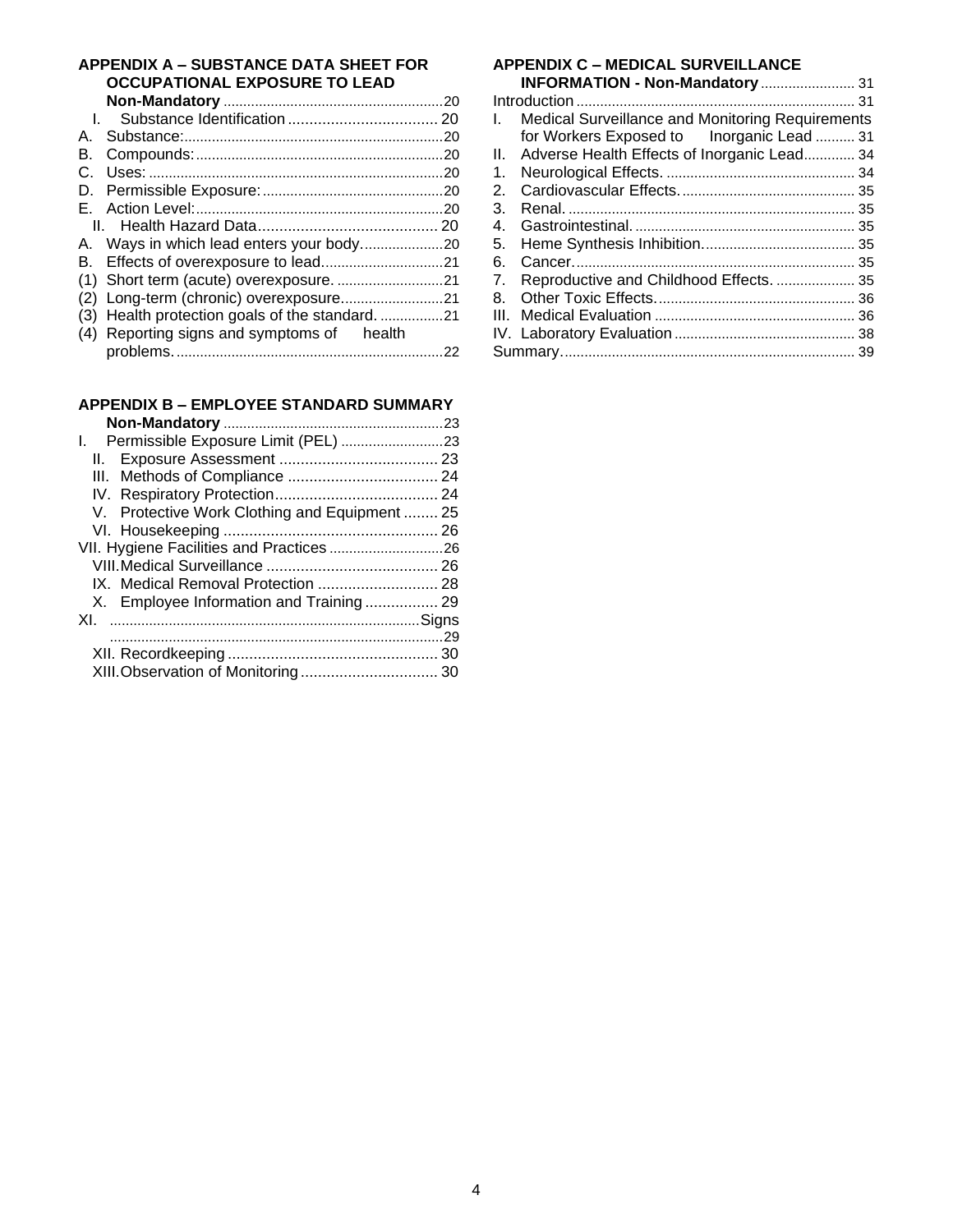**APPENDIX A – SUBSTANCE DATA SHEET FOR OCCUPATIONAL EXPOSURE TO LEAD Non-Mandatory** ........ 20

I. Substance Identification ........ 20

A. Substance: ........ 20

B. Compounds: ........ 20

C. Uses: ........ 20

D. Permissible Exposure: ........ 20

E. Action Level: ........ 20

II. Health Hazard Data ........ 20

A. Ways in which lead enters your body ........ 20

B. Effects of overexposure to lead ........ 21

(1) Short term (acute) overexposure. ........ 21

(2) Long-term (chronic) overexposure ........ 21

(3) Health protection goals of the standard. ........ 21

(4) Reporting signs and symptoms of health problems. ........ 22

**APPENDIX B – EMPLOYEE STANDARD SUMMARY Non-Mandatory** ........ 23

I. Permissible Exposure Limit (PEL) ........ 23

II. Exposure Assessment ........ 23

III. Methods of Compliance ........ 24

IV. Respiratory Protection ........ 24

V. Protective Work Clothing and Equipment ........ 25

VI. Housekeeping ........ 26

VII. Hygiene Facilities and Practices ........ 26

VIII. Medical Surveillance ........ 26

IX. Medical Removal Protection ........ 28

X. Employee Information and Training ........ 29

XI. Signs ........ 29

XII. Recordkeeping ........ 30

XIII. Observation of Monitoring ........ 30

**APPENDIX C – MEDICAL SURVEILLANCE INFORMATION - Non-Mandatory** ........ 31

Introduction ........ 31

I. Medical Surveillance and Monitoring Requirements for Workers Exposed to Inorganic Lead ........ 31

II. Adverse Health Effects of Inorganic Lead ........ 34

1. Neurological Effects. ........ 34
2. Cardiovascular Effects. ........ 35
3. Renal. ........ 35
4. Gastrointestinal. ........ 35
5. Heme Synthesis Inhibition. ........ 35
6. Cancer. ........ 35
7. Reproductive and Childhood Effects. ........ 35
8. Other Toxic Effects. ........ 36

III. Medical Evaluation ........ 36

IV. Laboratory Evaluation ........ 38

Summary ........ 39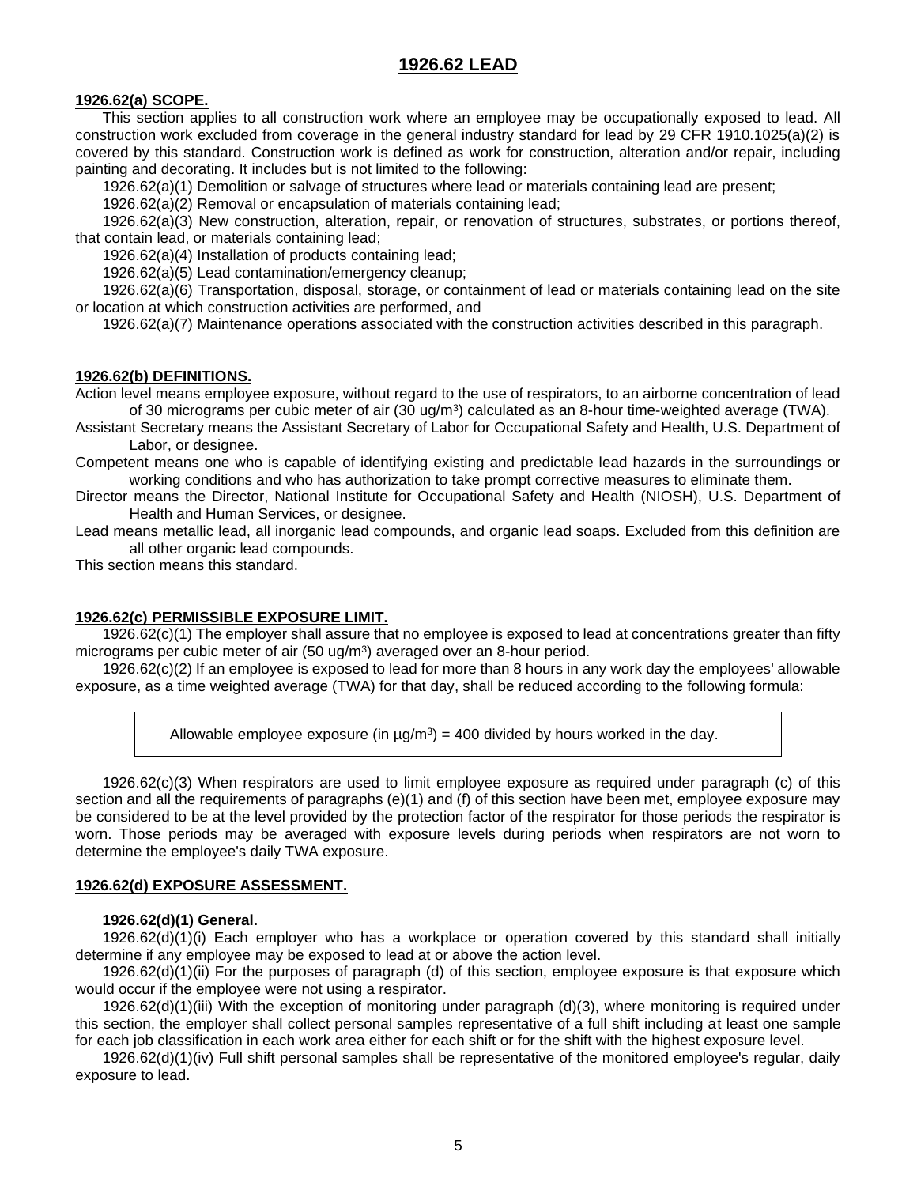# 1926.62 LEAD

## 1926.62(a) SCOPE.

This section applies to all construction work where an employee may be occupationally exposed to lead. All construction work excluded from coverage in the general industry standard for lead by 29 CFR 1910.1025(a)(2) is covered by this standard. Construction work is defined as work for construction, alteration and/or repair, including painting and decorating. It includes but is not limited to the following:

1926.62(a)(1) Demolition or salvage of structures where lead or materials containing lead are present;

1926.62(a)(2) Removal or encapsulation of materials containing lead;

1926.62(a)(3) New construction, alteration, repair, or renovation of structures, substrates, or portions thereof, that contain lead, or materials containing lead;

1926.62(a)(4) Installation of products containing lead;

1926.62(a)(5) Lead contamination/emergency cleanup;

1926.62(a)(6) Transportation, disposal, storage, or containment of lead or materials containing lead on the site or location at which construction activities are performed, and

1926.62(a)(7) Maintenance operations associated with the construction activities described in this paragraph.

## 1926.62(b) DEFINITIONS.

Action level means employee exposure, without regard to the use of respirators, to an airborne concentration of lead of 30 micrograms per cubic meter of air (30 ug/m$^3$) calculated as an 8-hour time-weighted average (TWA).

Assistant Secretary means the Assistant Secretary of Labor for Occupational Safety and Health, U.S. Department of Labor, or designee.

Competent means one who is capable of identifying existing and predictable lead hazards in the surroundings or working conditions and who has authorization to take prompt corrective measures to eliminate them.

Director means the Director, National Institute for Occupational Safety and Health (NIOSH), U.S. Department of Health and Human Services, or designee.

Lead means metallic lead, all inorganic lead compounds, and organic lead soaps. Excluded from this definition are all other organic lead compounds.

This section means this standard.

## 1926.62(c) PERMISSIBLE EXPOSURE LIMIT.

1926.62(c)(1) The employer shall assure that no employee is exposed to lead at concentrations greater than fifty micrograms per cubic meter of air (50 ug/m$^3$) averaged over an 8-hour period.

1926.62(c)(2) If an employee is exposed to lead for more than 8 hours in any work day the employees' allowable exposure, as a time weighted average (TWA) for that day, shall be reduced according to the following formula:

> Allowable employee exposure (in µg/m$^3$) = 400 divided by hours worked in the day.

1926.62(c)(3) When respirators are used to limit employee exposure as required under paragraph (c) of this section and all the requirements of paragraphs (e)(1) and (f) of this section have been met, employee exposure may be considered to be at the level provided by the protection factor of the respirator for those periods the respirator is worn. Those periods may be averaged with exposure levels during periods when respirators are not worn to determine the employee's daily TWA exposure.

## 1926.62(d) EXPOSURE ASSESSMENT.

### 1926.62(d)(1) General.

1926.62(d)(1)(i) Each employer who has a workplace or operation covered by this standard shall initially determine if any employee may be exposed to lead at or above the action level.

1926.62(d)(1)(ii) For the purposes of paragraph (d) of this section, employee exposure is that exposure which would occur if the employee were not using a respirator.

1926.62(d)(1)(iii) With the exception of monitoring under paragraph (d)(3), where monitoring is required under this section, the employer shall collect personal samples representative of a full shift including at least one sample for each job classification in each work area either for each shift or for the shift with the highest exposure level.

1926.62(d)(1)(iv) Full shift personal samples shall be representative of the monitored employee's regular, daily exposure to lead.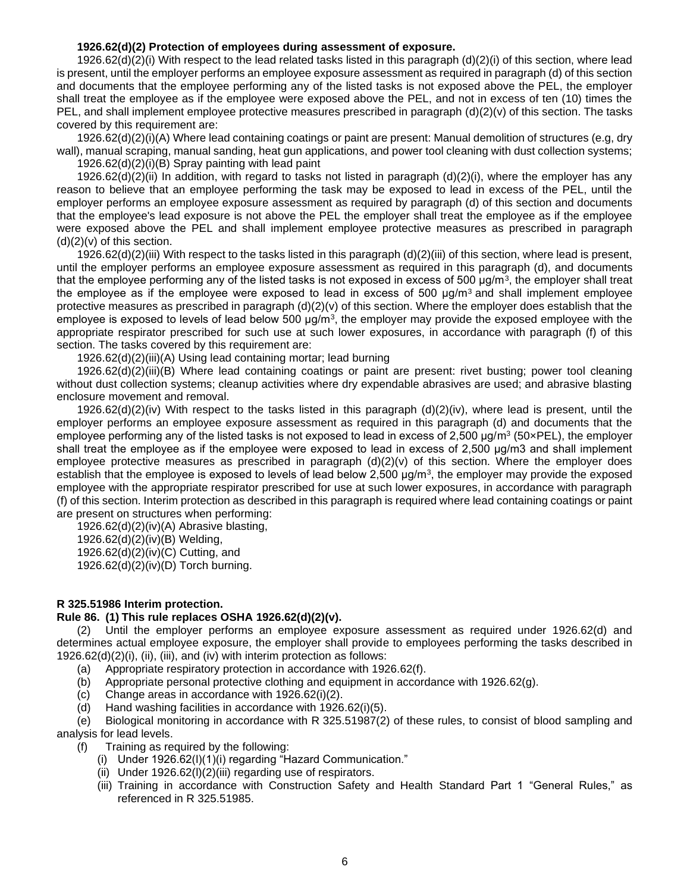**1926.62(d)(2) Protection of employees during assessment of exposure.**

1926.62(d)(2)(i) With respect to the lead related tasks listed in this paragraph (d)(2)(i) of this section, where lead is present, until the employer performs an employee exposure assessment as required in paragraph (d) of this section and documents that the employee performing any of the listed tasks is not exposed above the PEL, the employer shall treat the employee as if the employee were exposed above the PEL, and not in excess of ten (10) times the PEL, and shall implement employee protective measures prescribed in paragraph (d)(2)(v) of this section. The tasks covered by this requirement are:

1926.62(d)(2)(i)(A) Where lead containing coatings or paint are present: Manual demolition of structures (e.g, dry wall), manual scraping, manual sanding, heat gun applications, and power tool cleaning with dust collection systems;

1926.62(d)(2)(i)(B) Spray painting with lead paint

1926.62(d)(2)(ii) In addition, with regard to tasks not listed in paragraph (d)(2)(i), where the employer has any reason to believe that an employee performing the task may be exposed to lead in excess of the PEL, until the employer performs an employee exposure assessment as required by paragraph (d) of this section and documents that the employee's lead exposure is not above the PEL the employer shall treat the employee as if the employee were exposed above the PEL and shall implement employee protective measures as prescribed in paragraph (d)(2)(v) of this section.

1926.62(d)(2)(iii) With respect to the tasks listed in this paragraph (d)(2)(iii) of this section, where lead is present, until the employer performs an employee exposure assessment as required in this paragraph (d), and documents that the employee performing any of the listed tasks is not exposed in excess of 500 µg/m$^3$, the employer shall treat the employee as if the employee were exposed to lead in excess of 500 µg/m$^3$ and shall implement employee protective measures as prescribed in paragraph (d)(2)(v) of this section. Where the employer does establish that the employee is exposed to levels of lead below 500 µg/m$^3$, the employer may provide the exposed employee with the appropriate respirator prescribed for such use at such lower exposures, in accordance with paragraph (f) of this section. The tasks covered by this requirement are:

1926.62(d)(2)(iii)(A) Using lead containing mortar; lead burning

1926.62(d)(2)(iii)(B) Where lead containing coatings or paint are present: rivet busting; power tool cleaning without dust collection systems; cleanup activities where dry expendable abrasives are used; and abrasive blasting enclosure movement and removal.

1926.62(d)(2)(iv) With respect to the tasks listed in this paragraph (d)(2)(iv), where lead is present, until the employer performs an employee exposure assessment as required in this paragraph (d) and documents that the employee performing any of the listed tasks is not exposed to lead in excess of 2,500 µg/m$^3$ (50×PEL), the employer shall treat the employee as if the employee were exposed to lead in excess of 2,500 µg/m3 and shall implement employee protective measures as prescribed in paragraph (d)(2)(v) of this section. Where the employer does establish that the employee is exposed to levels of lead below 2,500 µg/m$^3$, the employer may provide the exposed employee with the appropriate respirator prescribed for use at such lower exposures, in accordance with paragraph (f) of this section. Interim protection as described in this paragraph is required where lead containing coatings or paint are present on structures when performing:

1926.62(d)(2)(iv)(A) Abrasive blasting,

1926.62(d)(2)(iv)(B) Welding,

1926.62(d)(2)(iv)(C) Cutting, and

1926.62(d)(2)(iv)(D) Torch burning.

**R 325.51986 Interim protection.**

**Rule 86. (1) This rule replaces OSHA 1926.62(d)(2)(v).**

(2) Until the employer performs an employee exposure assessment as required under 1926.62(d) and determines actual employee exposure, the employer shall provide to employees performing the tasks described in 1926.62(d)(2)(i), (ii), (iii), and (iv) with interim protection as follows:

(a) Appropriate respiratory protection in accordance with 1926.62(f).

(b) Appropriate personal protective clothing and equipment in accordance with 1926.62(g).

(c) Change areas in accordance with 1926.62(i)(2).

(d) Hand washing facilities in accordance with 1926.62(i)(5).

(e) Biological monitoring in accordance with R 325.51987(2) of these rules, to consist of blood sampling and analysis for lead levels.

(f) Training as required by the following:

- (i) Under 1926.62(l)(1)(i) regarding "Hazard Communication."
- (ii) Under 1926.62(l)(2)(iii) regarding use of respirators.
- (iii) Training in accordance with Construction Safety and Health Standard Part 1 "General Rules," as referenced in R 325.51985.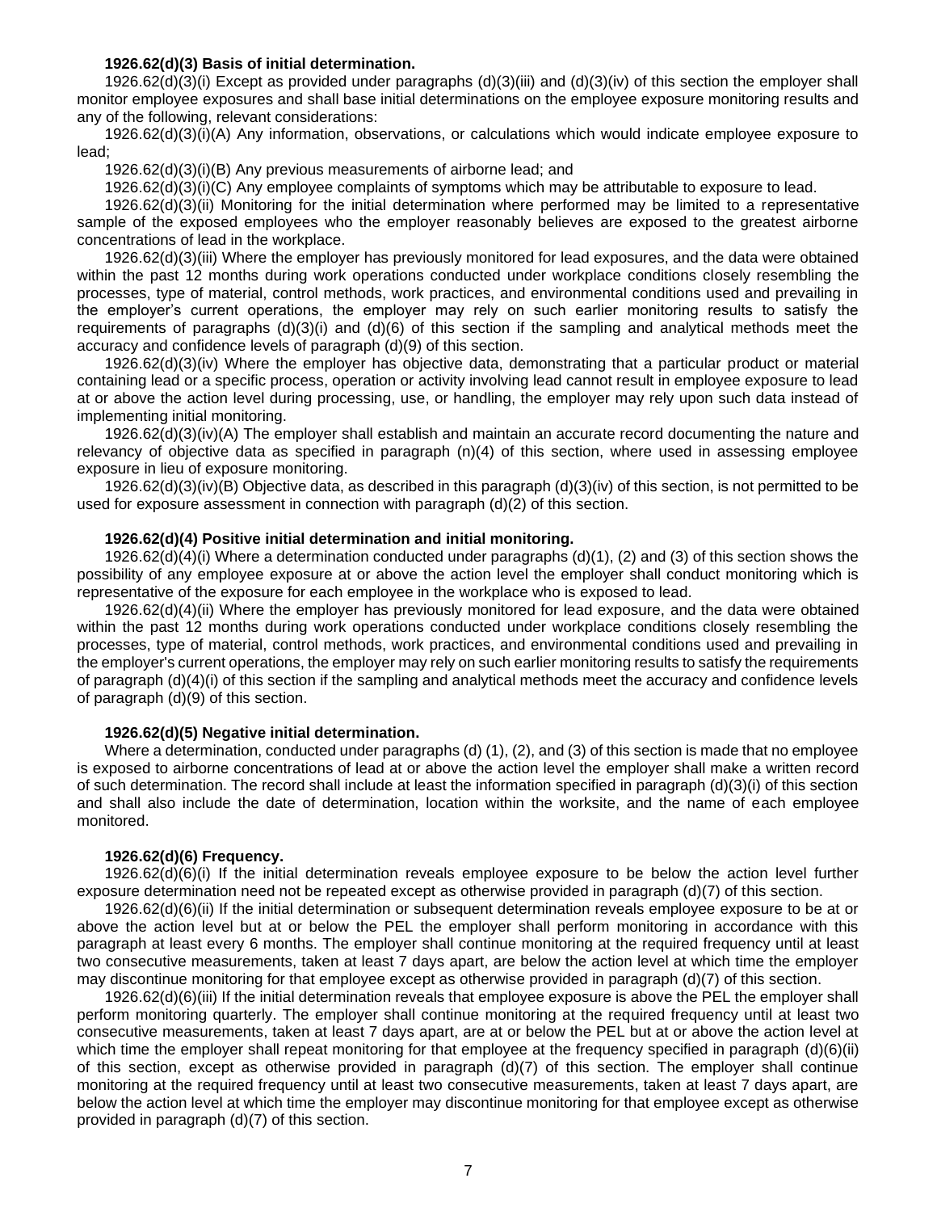**1926.62(d)(3) Basis of initial determination.**

1926.62(d)(3)(i) Except as provided under paragraphs (d)(3)(iii) and (d)(3)(iv) of this section the employer shall monitor employee exposures and shall base initial determinations on the employee exposure monitoring results and any of the following, relevant considerations:

1926.62(d)(3)(i)(A) Any information, observations, or calculations which would indicate employee exposure to lead;

1926.62(d)(3)(i)(B) Any previous measurements of airborne lead; and

1926.62(d)(3)(i)(C) Any employee complaints of symptoms which may be attributable to exposure to lead.

1926.62(d)(3)(ii) Monitoring for the initial determination where performed may be limited to a representative sample of the exposed employees who the employer reasonably believes are exposed to the greatest airborne concentrations of lead in the workplace.

1926.62(d)(3)(iii) Where the employer has previously monitored for lead exposures, and the data were obtained within the past 12 months during work operations conducted under workplace conditions closely resembling the processes, type of material, control methods, work practices, and environmental conditions used and prevailing in the employer's current operations, the employer may rely on such earlier monitoring results to satisfy the requirements of paragraphs (d)(3)(i) and (d)(6) of this section if the sampling and analytical methods meet the accuracy and confidence levels of paragraph (d)(9) of this section.

1926.62(d)(3)(iv) Where the employer has objective data, demonstrating that a particular product or material containing lead or a specific process, operation or activity involving lead cannot result in employee exposure to lead at or above the action level during processing, use, or handling, the employer may rely upon such data instead of implementing initial monitoring.

1926.62(d)(3)(iv)(A) The employer shall establish and maintain an accurate record documenting the nature and relevancy of objective data as specified in paragraph (n)(4) of this section, where used in assessing employee exposure in lieu of exposure monitoring.

1926.62(d)(3)(iv)(B) Objective data, as described in this paragraph (d)(3)(iv) of this section, is not permitted to be used for exposure assessment in connection with paragraph (d)(2) of this section.

**1926.62(d)(4) Positive initial determination and initial monitoring.**

1926.62(d)(4)(i) Where a determination conducted under paragraphs (d)(1), (2) and (3) of this section shows the possibility of any employee exposure at or above the action level the employer shall conduct monitoring which is representative of the exposure for each employee in the workplace who is exposed to lead.

1926.62(d)(4)(ii) Where the employer has previously monitored for lead exposure, and the data were obtained within the past 12 months during work operations conducted under workplace conditions closely resembling the processes, type of material, control methods, work practices, and environmental conditions used and prevailing in the employer's current operations, the employer may rely on such earlier monitoring results to satisfy the requirements of paragraph (d)(4)(i) of this section if the sampling and analytical methods meet the accuracy and confidence levels of paragraph (d)(9) of this section.

**1926.62(d)(5) Negative initial determination.**

Where a determination, conducted under paragraphs (d) (1), (2), and (3) of this section is made that no employee is exposed to airborne concentrations of lead at or above the action level the employer shall make a written record of such determination. The record shall include at least the information specified in paragraph (d)(3)(i) of this section and shall also include the date of determination, location within the worksite, and the name of each employee monitored.

**1926.62(d)(6) Frequency.**

1926.62(d)(6)(i) If the initial determination reveals employee exposure to be below the action level further exposure determination need not be repeated except as otherwise provided in paragraph (d)(7) of this section.

1926.62(d)(6)(ii) If the initial determination or subsequent determination reveals employee exposure to be at or above the action level but at or below the PEL the employer shall perform monitoring in accordance with this paragraph at least every 6 months. The employer shall continue monitoring at the required frequency until at least two consecutive measurements, taken at least 7 days apart, are below the action level at which time the employer may discontinue monitoring for that employee except as otherwise provided in paragraph (d)(7) of this section.

1926.62(d)(6)(iii) If the initial determination reveals that employee exposure is above the PEL the employer shall perform monitoring quarterly. The employer shall continue monitoring at the required frequency until at least two consecutive measurements, taken at least 7 days apart, are at or below the PEL but at or above the action level at which time the employer shall repeat monitoring for that employee at the frequency specified in paragraph (d)(6)(ii) of this section, except as otherwise provided in paragraph (d)(7) of this section. The employer shall continue monitoring at the required frequency until at least two consecutive measurements, taken at least 7 days apart, are below the action level at which time the employer may discontinue monitoring for that employee except as otherwise provided in paragraph (d)(7) of this section.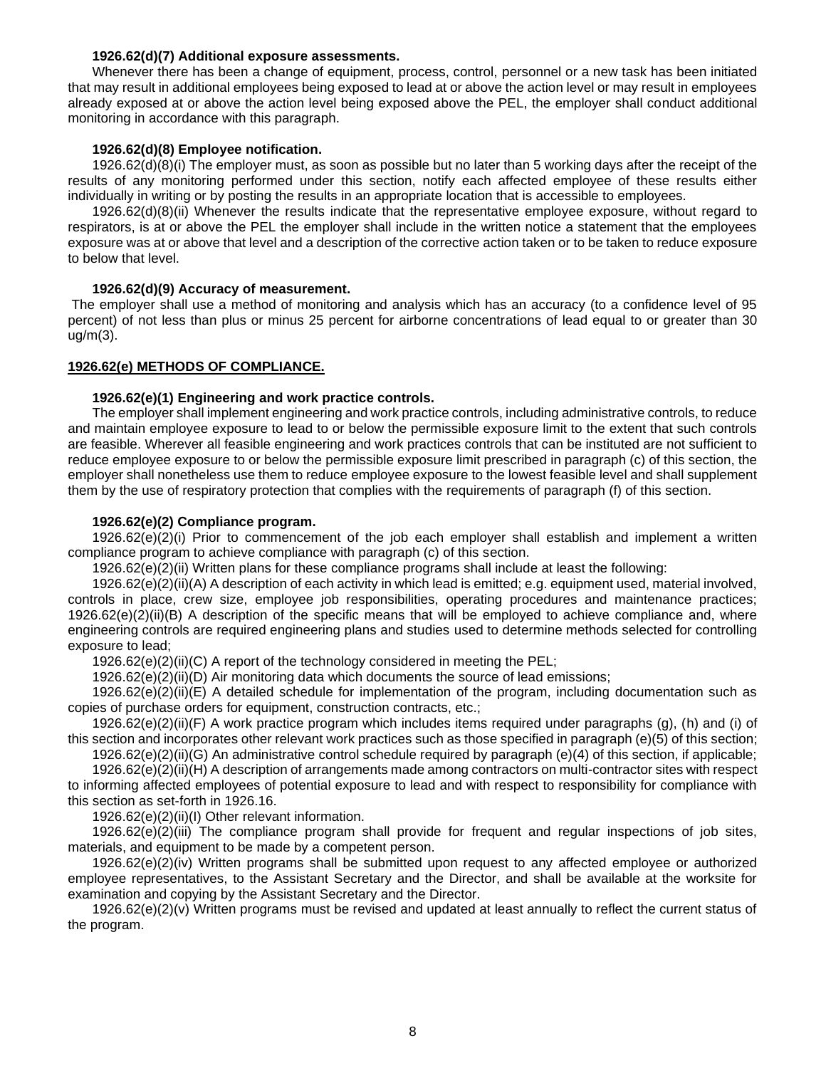**1926.62(d)(7) Additional exposure assessments.**

Whenever there has been a change of equipment, process, control, personnel or a new task has been initiated that may result in additional employees being exposed to lead at or above the action level or may result in employees already exposed at or above the action level being exposed above the PEL, the employer shall conduct additional monitoring in accordance with this paragraph.

**1926.62(d)(8) Employee notification.**

1926.62(d)(8)(i) The employer must, as soon as possible but no later than 5 working days after the receipt of the results of any monitoring performed under this section, notify each affected employee of these results either individually in writing or by posting the results in an appropriate location that is accessible to employees.

1926.62(d)(8)(ii) Whenever the results indicate that the representative employee exposure, without regard to respirators, is at or above the PEL the employer shall include in the written notice a statement that the employees exposure was at or above that level and a description of the corrective action taken or to be taken to reduce exposure to below that level.

**1926.62(d)(9) Accuracy of measurement.**

The employer shall use a method of monitoring and analysis which has an accuracy (to a confidence level of 95 percent) of not less than plus or minus 25 percent for airborne concentrations of lead equal to or greater than 30 ug/m(3).

**1926.62(e) METHODS OF COMPLIANCE.**

**1926.62(e)(1) Engineering and work practice controls.**

The employer shall implement engineering and work practice controls, including administrative controls, to reduce and maintain employee exposure to lead to or below the permissible exposure limit to the extent that such controls are feasible. Wherever all feasible engineering and work practices controls that can be instituted are not sufficient to reduce employee exposure to or below the permissible exposure limit prescribed in paragraph (c) of this section, the employer shall nonetheless use them to reduce employee exposure to the lowest feasible level and shall supplement them by the use of respiratory protection that complies with the requirements of paragraph (f) of this section.

**1926.62(e)(2) Compliance program.**

1926.62(e)(2)(i) Prior to commencement of the job each employer shall establish and implement a written compliance program to achieve compliance with paragraph (c) of this section.

1926.62(e)(2)(ii) Written plans for these compliance programs shall include at least the following:

1926.62(e)(2)(ii)(A) A description of each activity in which lead is emitted; e.g. equipment used, material involved, controls in place, crew size, employee job responsibilities, operating procedures and maintenance practices; 1926.62(e)(2)(ii)(B) A description of the specific means that will be employed to achieve compliance and, where engineering controls are required engineering plans and studies used to determine methods selected for controlling exposure to lead;

1926.62(e)(2)(ii)(C) A report of the technology considered in meeting the PEL;

1926.62(e)(2)(ii)(D) Air monitoring data which documents the source of lead emissions;

1926.62(e)(2)(ii)(E) A detailed schedule for implementation of the program, including documentation such as copies of purchase orders for equipment, construction contracts, etc.;

1926.62(e)(2)(ii)(F) A work practice program which includes items required under paragraphs (g), (h) and (i) of this section and incorporates other relevant work practices such as those specified in paragraph (e)(5) of this section;

1926.62(e)(2)(ii)(G) An administrative control schedule required by paragraph (e)(4) of this section, if applicable;

1926.62(e)(2)(ii)(H) A description of arrangements made among contractors on multi-contractor sites with respect to informing affected employees of potential exposure to lead and with respect to responsibility for compliance with this section as set-forth in 1926.16.

1926.62(e)(2)(ii)(I) Other relevant information.

1926.62(e)(2)(iii) The compliance program shall provide for frequent and regular inspections of job sites, materials, and equipment to be made by a competent person.

1926.62(e)(2)(iv) Written programs shall be submitted upon request to any affected employee or authorized employee representatives, to the Assistant Secretary and the Director, and shall be available at the worksite for examination and copying by the Assistant Secretary and the Director.

1926.62(e)(2)(v) Written programs must be revised and updated at least annually to reflect the current status of the program.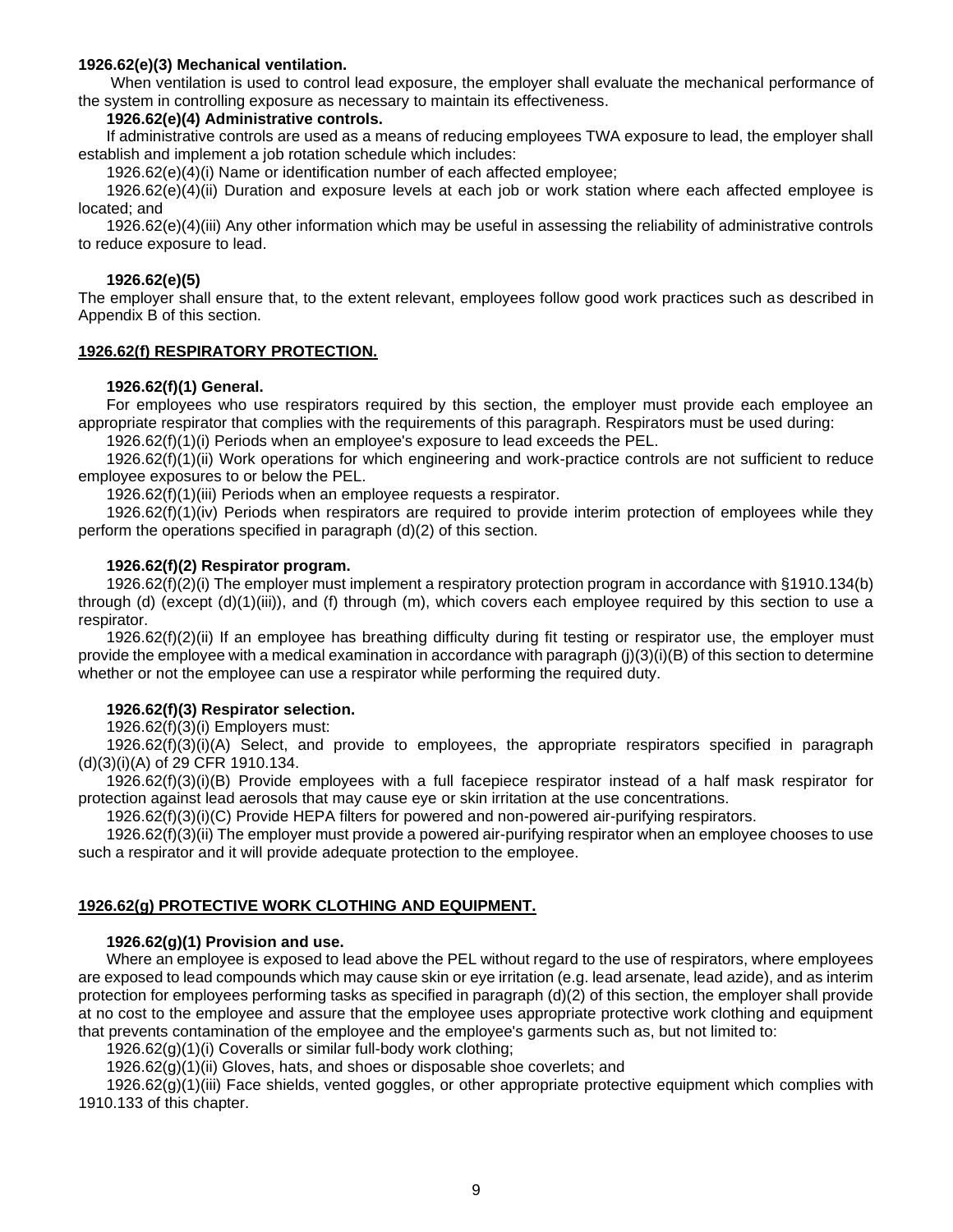**1926.62(e)(3) Mechanical ventilation.**

When ventilation is used to control lead exposure, the employer shall evaluate the mechanical performance of the system in controlling exposure as necessary to maintain its effectiveness.

**1926.62(e)(4) Administrative controls.**

If administrative controls are used as a means of reducing employees TWA exposure to lead, the employer shall establish and implement a job rotation schedule which includes:

1926.62(e)(4)(i) Name or identification number of each affected employee;

1926.62(e)(4)(ii) Duration and exposure levels at each job or work station where each affected employee is located; and

1926.62(e)(4)(iii) Any other information which may be useful in assessing the reliability of administrative controls to reduce exposure to lead.

**1926.62(e)(5)**

The employer shall ensure that, to the extent relevant, employees follow good work practices such as described in Appendix B of this section.

## 1926.62(f) RESPIRATORY PROTECTION.

**1926.62(f)(1) General.**

For employees who use respirators required by this section, the employer must provide each employee an appropriate respirator that complies with the requirements of this paragraph. Respirators must be used during:

1926.62(f)(1)(i) Periods when an employee's exposure to lead exceeds the PEL.

1926.62(f)(1)(ii) Work operations for which engineering and work-practice controls are not sufficient to reduce employee exposures to or below the PEL.

1926.62(f)(1)(iii) Periods when an employee requests a respirator.

1926.62(f)(1)(iv) Periods when respirators are required to provide interim protection of employees while they perform the operations specified in paragraph (d)(2) of this section.

**1926.62(f)(2) Respirator program.**

1926.62(f)(2)(i) The employer must implement a respiratory protection program in accordance with §1910.134(b) through (d) (except (d)(1)(iii)), and (f) through (m), which covers each employee required by this section to use a respirator.

1926.62(f)(2)(ii) If an employee has breathing difficulty during fit testing or respirator use, the employer must provide the employee with a medical examination in accordance with paragraph (j)(3)(i)(B) of this section to determine whether or not the employee can use a respirator while performing the required duty.

**1926.62(f)(3) Respirator selection.**

1926.62(f)(3)(i) Employers must:

1926.62(f)(3)(i)(A) Select, and provide to employees, the appropriate respirators specified in paragraph (d)(3)(i)(A) of 29 CFR 1910.134.

1926.62(f)(3)(i)(B) Provide employees with a full facepiece respirator instead of a half mask respirator for protection against lead aerosols that may cause eye or skin irritation at the use concentrations.

1926.62(f)(3)(i)(C) Provide HEPA filters for powered and non-powered air-purifying respirators.

1926.62(f)(3)(ii) The employer must provide a powered air-purifying respirator when an employee chooses to use such a respirator and it will provide adequate protection to the employee.

## 1926.62(g) PROTECTIVE WORK CLOTHING AND EQUIPMENT.

**1926.62(g)(1) Provision and use.**

Where an employee is exposed to lead above the PEL without regard to the use of respirators, where employees are exposed to lead compounds which may cause skin or eye irritation (e.g. lead arsenate, lead azide), and as interim protection for employees performing tasks as specified in paragraph (d)(2) of this section, the employer shall provide at no cost to the employee and assure that the employee uses appropriate protective work clothing and equipment that prevents contamination of the employee and the employee's garments such as, but not limited to:

1926.62(g)(1)(i) Coveralls or similar full-body work clothing;

1926.62(g)(1)(ii) Gloves, hats, and shoes or disposable shoe coverlets; and

1926.62(g)(1)(iii) Face shields, vented goggles, or other appropriate protective equipment which complies with 1910.133 of this chapter.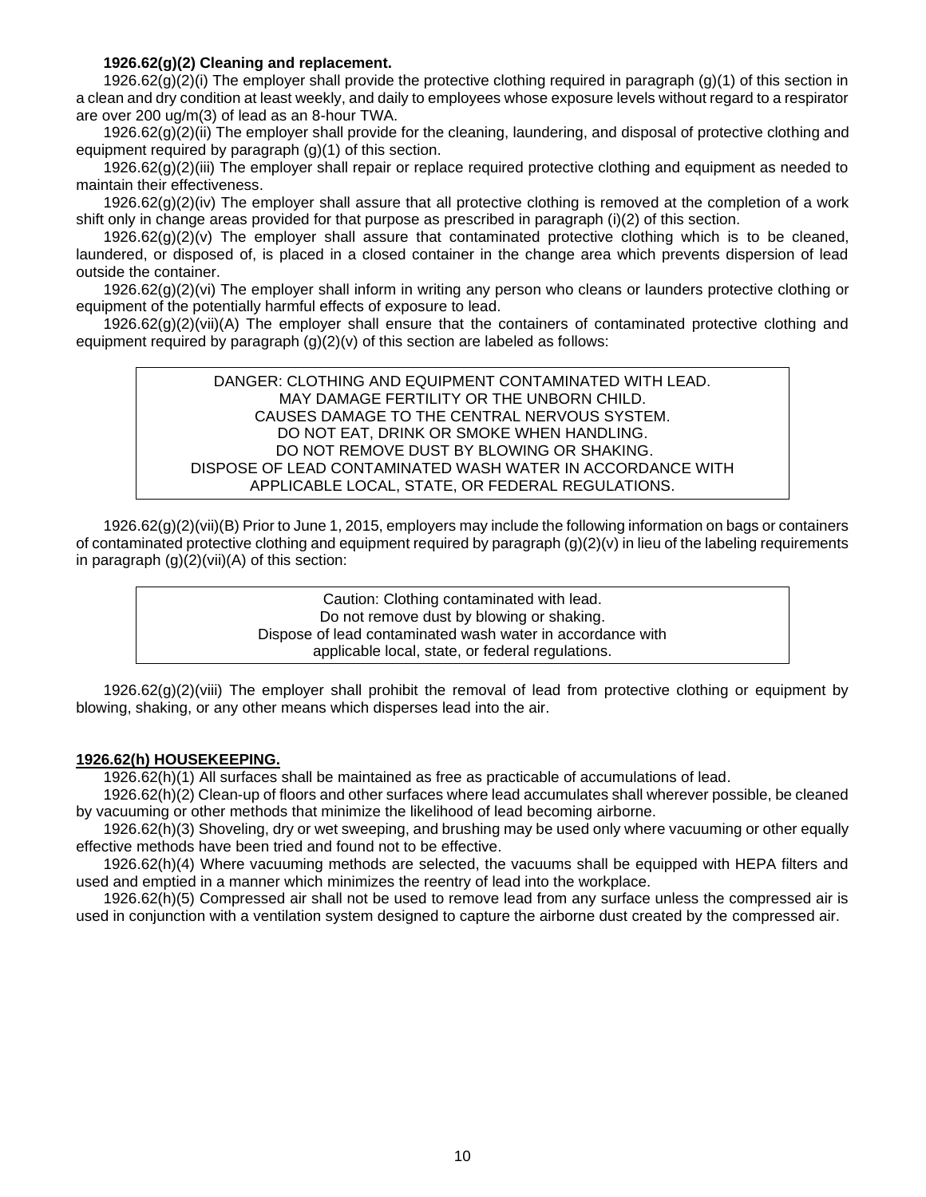**1926.62(g)(2) Cleaning and replacement.**

1926.62(g)(2)(i) The employer shall provide the protective clothing required in paragraph (g)(1) of this section in a clean and dry condition at least weekly, and daily to employees whose exposure levels without regard to a respirator are over 200 ug/m(3) of lead as an 8-hour TWA.

1926.62(g)(2)(ii) The employer shall provide for the cleaning, laundering, and disposal of protective clothing and equipment required by paragraph (g)(1) of this section.

1926.62(g)(2)(iii) The employer shall repair or replace required protective clothing and equipment as needed to maintain their effectiveness.

1926.62(g)(2)(iv) The employer shall assure that all protective clothing is removed at the completion of a work shift only in change areas provided for that purpose as prescribed in paragraph (i)(2) of this section.

1926.62(g)(2)(v) The employer shall assure that contaminated protective clothing which is to be cleaned, laundered, or disposed of, is placed in a closed container in the change area which prevents dispersion of lead outside the container.

1926.62(g)(2)(vi) The employer shall inform in writing any person who cleans or launders protective clothing or equipment of the potentially harmful effects of exposure to lead.

1926.62(g)(2)(vii)(A) The employer shall ensure that the containers of contaminated protective clothing and equipment required by paragraph (g)(2)(v) of this section are labeled as follows:

| DANGER: CLOTHING AND EQUIPMENT CONTAMINATED WITH LEAD.<br>MAY DAMAGE FERTILITY OR THE UNBORN CHILD.<br>CAUSES DAMAGE TO THE CENTRAL NERVOUS SYSTEM.<br>DO NOT EAT, DRINK OR SMOKE WHEN HANDLING.<br>DO NOT REMOVE DUST BY BLOWING OR SHAKING.<br>DISPOSE OF LEAD CONTAMINATED WASH WATER IN ACCORDANCE WITH APPLICABLE LOCAL, STATE, OR FEDERAL REGULATIONS. |
|---|

1926.62(g)(2)(vii)(B) Prior to June 1, 2015, employers may include the following information on bags or containers of contaminated protective clothing and equipment required by paragraph (g)(2)(v) in lieu of the labeling requirements in paragraph (g)(2)(vii)(A) of this section:

| Caution: Clothing contaminated with lead.<br>Do not remove dust by blowing or shaking.<br>Dispose of lead contaminated wash water in accordance with applicable local, state, or federal regulations. |
|---|

1926.62(g)(2)(viii) The employer shall prohibit the removal of lead from protective clothing or equipment by blowing, shaking, or any other means which disperses lead into the air.

## 1926.62(h) HOUSEKEEPING.

1926.62(h)(1) All surfaces shall be maintained as free as practicable of accumulations of lead.

1926.62(h)(2) Clean-up of floors and other surfaces where lead accumulates shall wherever possible, be cleaned by vacuuming or other methods that minimize the likelihood of lead becoming airborne.

1926.62(h)(3) Shoveling, dry or wet sweeping, and brushing may be used only where vacuuming or other equally effective methods have been tried and found not to be effective.

1926.62(h)(4) Where vacuuming methods are selected, the vacuums shall be equipped with HEPA filters and used and emptied in a manner which minimizes the reentry of lead into the workplace.

1926.62(h)(5) Compressed air shall not be used to remove lead from any surface unless the compressed air is used in conjunction with a ventilation system designed to capture the airborne dust created by the compressed air.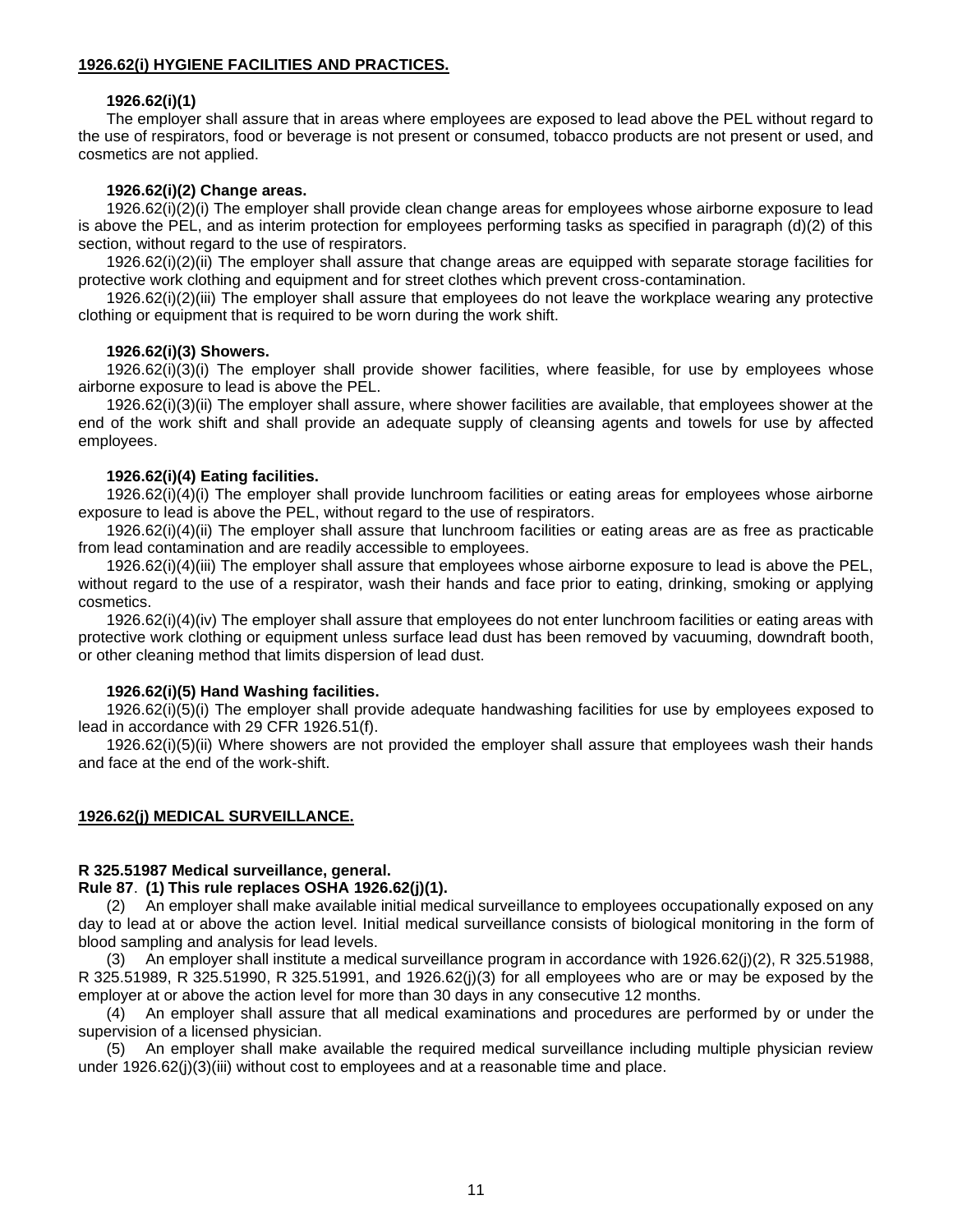## 1926.62(i) HYGIENE FACILITIES AND PRACTICES.

**1926.62(i)(1)**

The employer shall assure that in areas where employees are exposed to lead above the PEL without regard to the use of respirators, food or beverage is not present or consumed, tobacco products are not present or used, and cosmetics are not applied.

**1926.62(i)(2) Change areas.**

1926.62(i)(2)(i) The employer shall provide clean change areas for employees whose airborne exposure to lead is above the PEL, and as interim protection for employees performing tasks as specified in paragraph (d)(2) of this section, without regard to the use of respirators.

1926.62(i)(2)(ii) The employer shall assure that change areas are equipped with separate storage facilities for protective work clothing and equipment and for street clothes which prevent cross-contamination.

1926.62(i)(2)(iii) The employer shall assure that employees do not leave the workplace wearing any protective clothing or equipment that is required to be worn during the work shift.

**1926.62(i)(3) Showers.**

1926.62(i)(3)(i) The employer shall provide shower facilities, where feasible, for use by employees whose airborne exposure to lead is above the PEL.

1926.62(i)(3)(ii) The employer shall assure, where shower facilities are available, that employees shower at the end of the work shift and shall provide an adequate supply of cleansing agents and towels for use by affected employees.

**1926.62(i)(4) Eating facilities.**

1926.62(i)(4)(i) The employer shall provide lunchroom facilities or eating areas for employees whose airborne exposure to lead is above the PEL, without regard to the use of respirators.

1926.62(i)(4)(ii) The employer shall assure that lunchroom facilities or eating areas are as free as practicable from lead contamination and are readily accessible to employees.

1926.62(i)(4)(iii) The employer shall assure that employees whose airborne exposure to lead is above the PEL, without regard to the use of a respirator, wash their hands and face prior to eating, drinking, smoking or applying cosmetics.

1926.62(i)(4)(iv) The employer shall assure that employees do not enter lunchroom facilities or eating areas with protective work clothing or equipment unless surface lead dust has been removed by vacuuming, downdraft booth, or other cleaning method that limits dispersion of lead dust.

**1926.62(i)(5) Hand Washing facilities.**

1926.62(i)(5)(i) The employer shall provide adequate handwashing facilities for use by employees exposed to lead in accordance with 29 CFR 1926.51(f).

1926.62(i)(5)(ii) Where showers are not provided the employer shall assure that employees wash their hands and face at the end of the work-shift.

## 1926.62(j) MEDICAL SURVEILLANCE.

**R 325.51987 Medical surveillance, general.**

**Rule 87**. **(1) This rule replaces OSHA 1926.62(j)(1).**

(2) An employer shall make available initial medical surveillance to employees occupationally exposed on any day to lead at or above the action level. Initial medical surveillance consists of biological monitoring in the form of blood sampling and analysis for lead levels.

(3) An employer shall institute a medical surveillance program in accordance with 1926.62(j)(2), R 325.51988, R 325.51989, R 325.51990, R 325.51991, and 1926.62(j)(3) for all employees who are or may be exposed by the employer at or above the action level for more than 30 days in any consecutive 12 months.

(4) An employer shall assure that all medical examinations and procedures are performed by or under the supervision of a licensed physician.

(5) An employer shall make available the required medical surveillance including multiple physician review under 1926.62(j)(3)(iii) without cost to employees and at a reasonable time and place.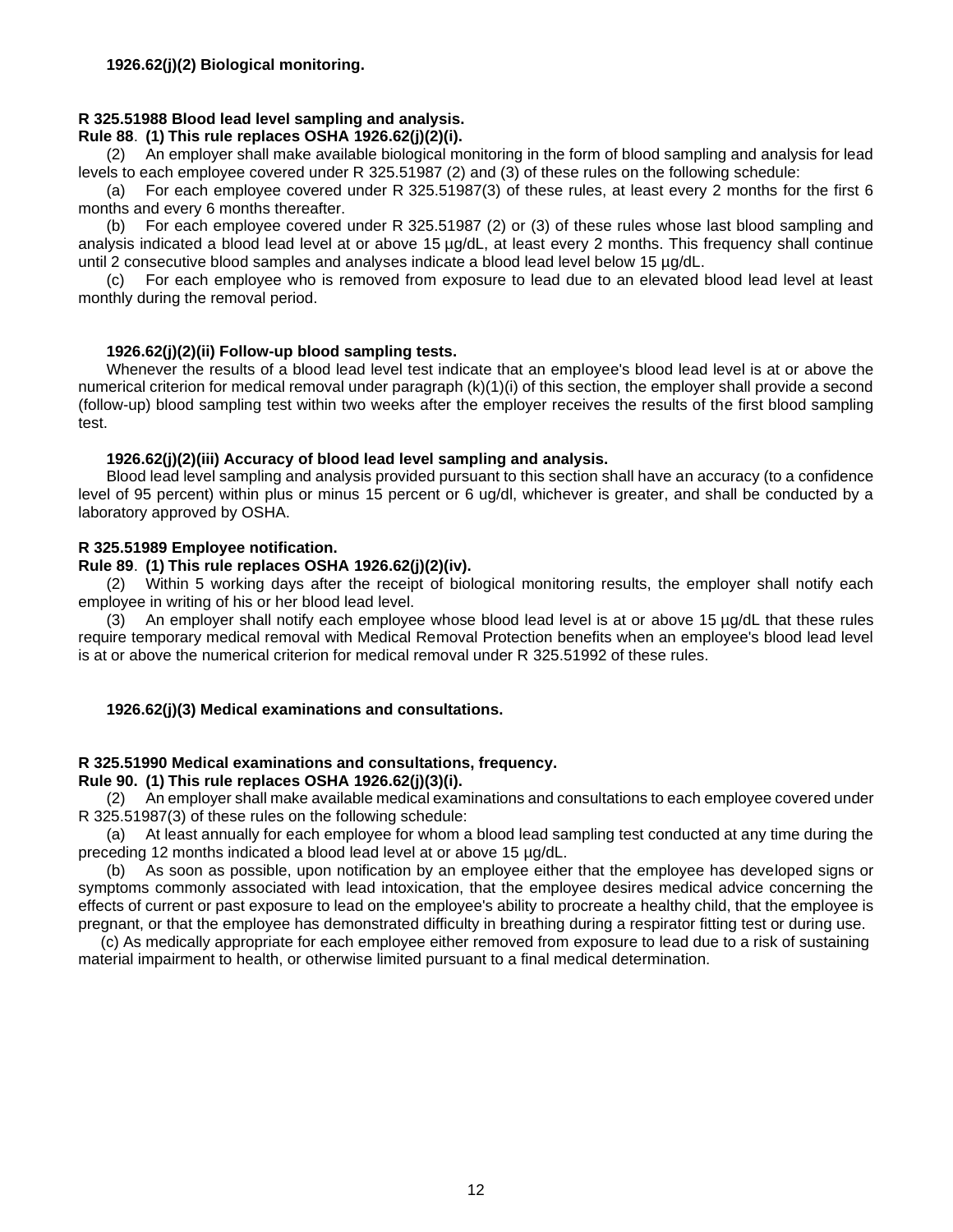**1926.62(j)(2) Biological monitoring.**

**R 325.51988 Blood lead level sampling and analysis.**
**Rule 88**. **(1) This rule replaces OSHA 1926.62(j)(2)(i).**

(2) An employer shall make available biological monitoring in the form of blood sampling and analysis for lead levels to each employee covered under R 325.51987 (2) and (3) of these rules on the following schedule:

(a) For each employee covered under R 325.51987(3) of these rules, at least every 2 months for the first 6 months and every 6 months thereafter.

(b) For each employee covered under R 325.51987 (2) or (3) of these rules whose last blood sampling and analysis indicated a blood lead level at or above 15 µg/dL, at least every 2 months. This frequency shall continue until 2 consecutive blood samples and analyses indicate a blood lead level below 15 µg/dL.

(c) For each employee who is removed from exposure to lead due to an elevated blood lead level at least monthly during the removal period.

**1926.62(j)(2)(ii) Follow-up blood sampling tests.**

Whenever the results of a blood lead level test indicate that an employee's blood lead level is at or above the numerical criterion for medical removal under paragraph (k)(1)(i) of this section, the employer shall provide a second (follow-up) blood sampling test within two weeks after the employer receives the results of the first blood sampling test.

**1926.62(j)(2)(iii) Accuracy of blood lead level sampling and analysis.**

Blood lead level sampling and analysis provided pursuant to this section shall have an accuracy (to a confidence level of 95 percent) within plus or minus 15 percent or 6 ug/dl, whichever is greater, and shall be conducted by a laboratory approved by OSHA.

**R 325.51989 Employee notification.**
**Rule 89**. **(1) This rule replaces OSHA 1926.62(j)(2)(iv).**

(2) Within 5 working days after the receipt of biological monitoring results, the employer shall notify each employee in writing of his or her blood lead level.

(3) An employer shall notify each employee whose blood lead level is at or above 15 µg/dL that these rules require temporary medical removal with Medical Removal Protection benefits when an employee's blood lead level is at or above the numerical criterion for medical removal under R 325.51992 of these rules.

**1926.62(j)(3) Medical examinations and consultations.**

**R 325.51990 Medical examinations and consultations, frequency.**
**Rule 90. (1) This rule replaces OSHA 1926.62(j)(3)(i).**

(2) An employer shall make available medical examinations and consultations to each employee covered under R 325.51987(3) of these rules on the following schedule:

(a) At least annually for each employee for whom a blood lead sampling test conducted at any time during the preceding 12 months indicated a blood lead level at or above 15 µg/dL.

(b) As soon as possible, upon notification by an employee either that the employee has developed signs or symptoms commonly associated with lead intoxication, that the employee desires medical advice concerning the effects of current or past exposure to lead on the employee's ability to procreate a healthy child, that the employee is pregnant, or that the employee has demonstrated difficulty in breathing during a respirator fitting test or during use.

(c) As medically appropriate for each employee either removed from exposure to lead due to a risk of sustaining material impairment to health, or otherwise limited pursuant to a final medical determination.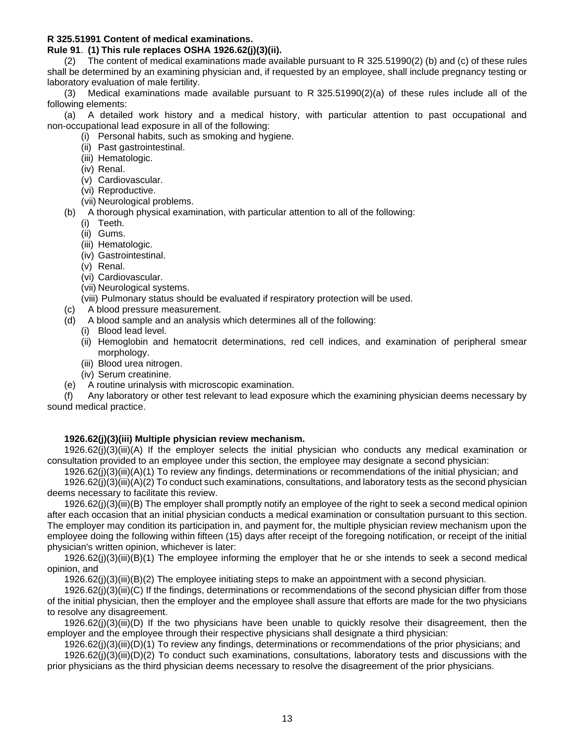**R 325.51991 Content of medical examinations.**

**Rule 91**. **(1) This rule replaces OSHA 1926.62(j)(3)(ii).**

(2) The content of medical examinations made available pursuant to R 325.51990(2) (b) and (c) of these rules shall be determined by an examining physician and, if requested by an employee, shall include pregnancy testing or laboratory evaluation of male fertility.

(3) Medical examinations made available pursuant to R 325.51990(2)(a) of these rules include all of the following elements:

(a) A detailed work history and a medical history, with particular attention to past occupational and non-occupational lead exposure in all of the following:

- (i) Personal habits, such as smoking and hygiene.
- (ii) Past gastrointestinal.
- (iii) Hematologic.
- (iv) Renal.
- (v) Cardiovascular.
- (vi) Reproductive.
- (vii) Neurological problems.

(b) A thorough physical examination, with particular attention to all of the following:

- (i) Teeth.
- (ii) Gums.
- (iii) Hematologic.
- (iv) Gastrointestinal.
- (v) Renal.
- (vi) Cardiovascular.
- (vii) Neurological systems.
- (viii) Pulmonary status should be evaluated if respiratory protection will be used.

(c) A blood pressure measurement.

(d) A blood sample and an analysis which determines all of the following:

- (i) Blood lead level.
- (ii) Hemoglobin and hematocrit determinations, red cell indices, and examination of peripheral smear morphology.
- (iii) Blood urea nitrogen.
- (iv) Serum creatinine.

(e) A routine urinalysis with microscopic examination.

(f) Any laboratory or other test relevant to lead exposure which the examining physician deems necessary by sound medical practice.

**1926.62(j)(3)(iii) Multiple physician review mechanism.**

1926.62(j)(3)(iii)(A) If the employer selects the initial physician who conducts any medical examination or consultation provided to an employee under this section, the employee may designate a second physician:

1926.62(j)(3)(iii)(A)(1) To review any findings, determinations or recommendations of the initial physician; and

1926.62(j)(3)(iii)(A)(2) To conduct such examinations, consultations, and laboratory tests as the second physician deems necessary to facilitate this review.

1926.62(j)(3)(iii)(B) The employer shall promptly notify an employee of the right to seek a second medical opinion after each occasion that an initial physician conducts a medical examination or consultation pursuant to this section. The employer may condition its participation in, and payment for, the multiple physician review mechanism upon the employee doing the following within fifteen (15) days after receipt of the foregoing notification, or receipt of the initial physician's written opinion, whichever is later:

1926.62(j)(3)(iii)(B)(1) The employee informing the employer that he or she intends to seek a second medical opinion, and

1926.62(j)(3)(iii)(B)(2) The employee initiating steps to make an appointment with a second physician.

1926.62(j)(3)(iii)(C) If the findings, determinations or recommendations of the second physician differ from those of the initial physician, then the employer and the employee shall assure that efforts are made for the two physicians to resolve any disagreement.

1926.62(j)(3)(iii)(D) If the two physicians have been unable to quickly resolve their disagreement, then the employer and the employee through their respective physicians shall designate a third physician:

1926.62(j)(3)(iii)(D)(1) To review any findings, determinations or recommendations of the prior physicians; and

1926.62(j)(3)(iii)(D)(2) To conduct such examinations, consultations, laboratory tests and discussions with the prior physicians as the third physician deems necessary to resolve the disagreement of the prior physicians.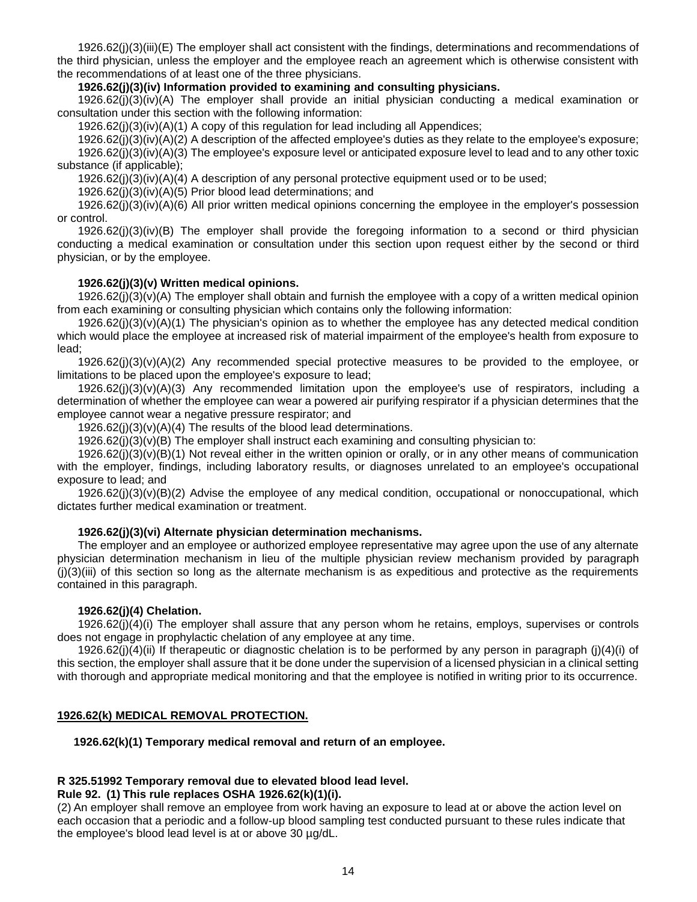1926.62(j)(3)(iii)(E) The employer shall act consistent with the findings, determinations and recommendations of the third physician, unless the employer and the employee reach an agreement which is otherwise consistent with the recommendations of at least one of the three physicians.

**1926.62(j)(3)(iv) Information provided to examining and consulting physicians.**

1926.62(j)(3)(iv)(A) The employer shall provide an initial physician conducting a medical examination or consultation under this section with the following information:

1926.62(j)(3)(iv)(A)(1) A copy of this regulation for lead including all Appendices;

1926.62(j)(3)(iv)(A)(2) A description of the affected employee's duties as they relate to the employee's exposure;

1926.62(j)(3)(iv)(A)(3) The employee's exposure level or anticipated exposure level to lead and to any other toxic substance (if applicable);

1926.62(j)(3)(iv)(A)(4) A description of any personal protective equipment used or to be used;

1926.62(j)(3)(iv)(A)(5) Prior blood lead determinations; and

1926.62(j)(3)(iv)(A)(6) All prior written medical opinions concerning the employee in the employer's possession or control.

1926.62(j)(3)(iv)(B) The employer shall provide the foregoing information to a second or third physician conducting a medical examination or consultation under this section upon request either by the second or third physician, or by the employee.

**1926.62(j)(3)(v) Written medical opinions.**

1926.62(j)(3)(v)(A) The employer shall obtain and furnish the employee with a copy of a written medical opinion from each examining or consulting physician which contains only the following information:

1926.62(j)(3)(v)(A)(1) The physician's opinion as to whether the employee has any detected medical condition which would place the employee at increased risk of material impairment of the employee's health from exposure to lead;

1926.62(j)(3)(v)(A)(2) Any recommended special protective measures to be provided to the employee, or limitations to be placed upon the employee's exposure to lead;

1926.62(j)(3)(v)(A)(3) Any recommended limitation upon the employee's use of respirators, including a determination of whether the employee can wear a powered air purifying respirator if a physician determines that the employee cannot wear a negative pressure respirator; and

1926.62(j)(3)(v)(A)(4) The results of the blood lead determinations.

1926.62(j)(3)(v)(B) The employer shall instruct each examining and consulting physician to:

1926.62(j)(3)(v)(B)(1) Not reveal either in the written opinion or orally, or in any other means of communication with the employer, findings, including laboratory results, or diagnoses unrelated to an employee's occupational exposure to lead; and

1926.62(j)(3)(v)(B)(2) Advise the employee of any medical condition, occupational or nonoccupational, which dictates further medical examination or treatment.

**1926.62(j)(3)(vi) Alternate physician determination mechanisms.**

The employer and an employee or authorized employee representative may agree upon the use of any alternate physician determination mechanism in lieu of the multiple physician review mechanism provided by paragraph (j)(3)(iii) of this section so long as the alternate mechanism is as expeditious and protective as the requirements contained in this paragraph.

**1926.62(j)(4) Chelation.**

1926.62(j)(4)(i) The employer shall assure that any person whom he retains, employs, supervises or controls does not engage in prophylactic chelation of any employee at any time.

1926.62(j)(4)(ii) If therapeutic or diagnostic chelation is to be performed by any person in paragraph (j)(4)(i) of this section, the employer shall assure that it be done under the supervision of a licensed physician in a clinical setting with thorough and appropriate medical monitoring and that the employee is notified in writing prior to its occurrence.

## 1926.62(k) MEDICAL REMOVAL PROTECTION.

### 1926.62(k)(1) Temporary medical removal and return of an employee.

### R 325.51992 Temporary removal due to elevated blood lead level.

**Rule 92. (1) This rule replaces OSHA 1926.62(k)(1)(i).**

(2) An employer shall remove an employee from work having an exposure to lead at or above the action level on each occasion that a periodic and a follow-up blood sampling test conducted pursuant to these rules indicate that the employee's blood lead level is at or above 30 µg/dL.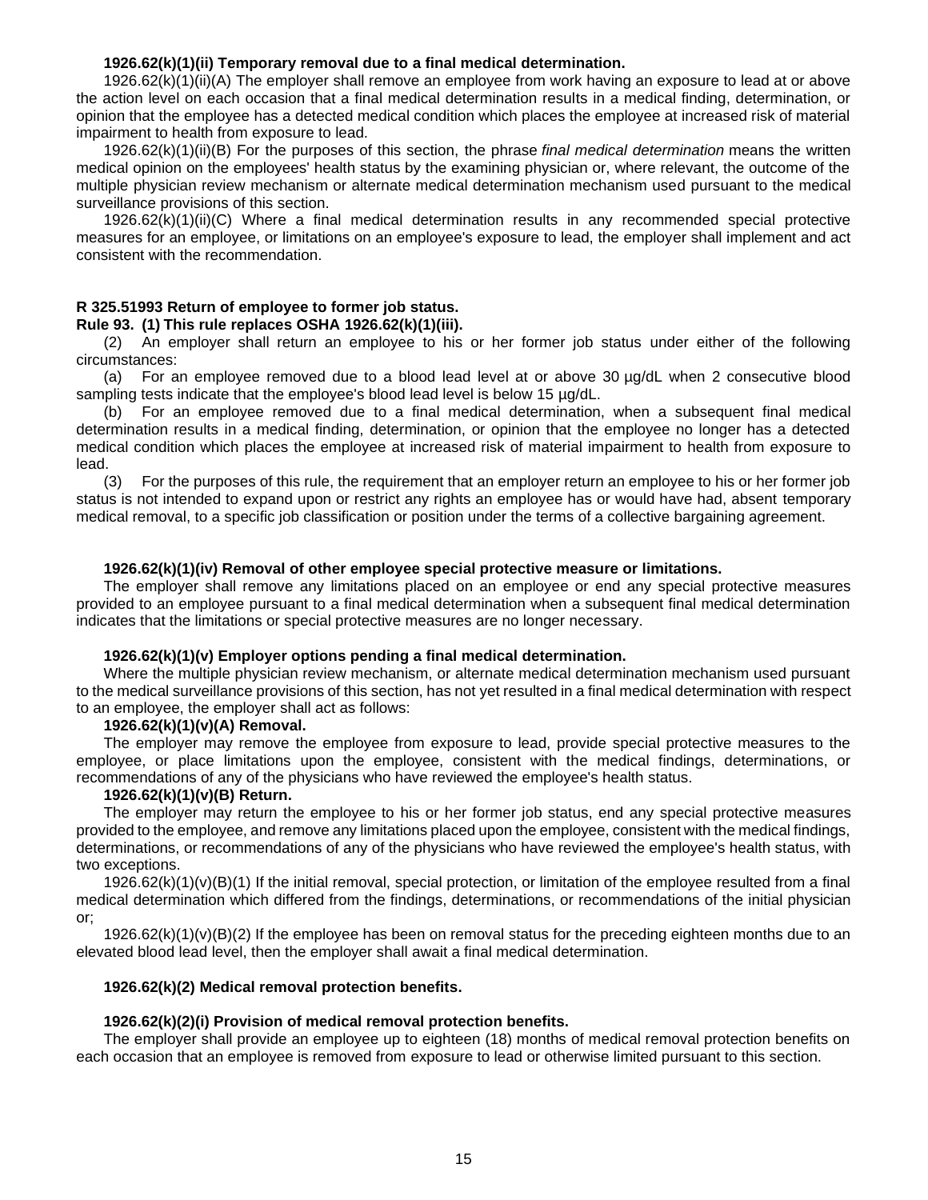**1926.62(k)(1)(ii) Temporary removal due to a final medical determination.**

1926.62(k)(1)(ii)(A) The employer shall remove an employee from work having an exposure to lead at or above the action level on each occasion that a final medical determination results in a medical finding, determination, or opinion that the employee has a detected medical condition which places the employee at increased risk of material impairment to health from exposure to lead.

1926.62(k)(1)(ii)(B) For the purposes of this section, the phrase *final medical determination* means the written medical opinion on the employees' health status by the examining physician or, where relevant, the outcome of the multiple physician review mechanism or alternate medical determination mechanism used pursuant to the medical surveillance provisions of this section.

1926.62(k)(1)(ii)(C) Where a final medical determination results in any recommended special protective measures for an employee, or limitations on an employee's exposure to lead, the employer shall implement and act consistent with the recommendation.

**R 325.51993 Return of employee to former job status.**

**Rule 93. (1) This rule replaces OSHA 1926.62(k)(1)(iii).**

(2) An employer shall return an employee to his or her former job status under either of the following circumstances:

(a) For an employee removed due to a blood lead level at or above 30 µg/dL when 2 consecutive blood sampling tests indicate that the employee's blood lead level is below 15 µg/dL.

(b) For an employee removed due to a final medical determination, when a subsequent final medical determination results in a medical finding, determination, or opinion that the employee no longer has a detected medical condition which places the employee at increased risk of material impairment to health from exposure to lead.

(3) For the purposes of this rule, the requirement that an employer return an employee to his or her former job status is not intended to expand upon or restrict any rights an employee has or would have had, absent temporary medical removal, to a specific job classification or position under the terms of a collective bargaining agreement.

**1926.62(k)(1)(iv) Removal of other employee special protective measure or limitations.**

The employer shall remove any limitations placed on an employee or end any special protective measures provided to an employee pursuant to a final medical determination when a subsequent final medical determination indicates that the limitations or special protective measures are no longer necessary.

**1926.62(k)(1)(v) Employer options pending a final medical determination.**

Where the multiple physician review mechanism, or alternate medical determination mechanism used pursuant to the medical surveillance provisions of this section, has not yet resulted in a final medical determination with respect to an employee, the employer shall act as follows:

**1926.62(k)(1)(v)(A) Removal.**

The employer may remove the employee from exposure to lead, provide special protective measures to the employee, or place limitations upon the employee, consistent with the medical findings, determinations, or recommendations of any of the physicians who have reviewed the employee's health status.

**1926.62(k)(1)(v)(B) Return.**

The employer may return the employee to his or her former job status, end any special protective measures provided to the employee, and remove any limitations placed upon the employee, consistent with the medical findings, determinations, or recommendations of any of the physicians who have reviewed the employee's health status, with two exceptions.

1926.62(k)(1)(v)(B)(1) If the initial removal, special protection, or limitation of the employee resulted from a final medical determination which differed from the findings, determinations, or recommendations of the initial physician or;

1926.62(k)(1)(v)(B)(2) If the employee has been on removal status for the preceding eighteen months due to an elevated blood lead level, then the employer shall await a final medical determination.

**1926.62(k)(2) Medical removal protection benefits.**

**1926.62(k)(2)(i) Provision of medical removal protection benefits.**

The employer shall provide an employee up to eighteen (18) months of medical removal protection benefits on each occasion that an employee is removed from exposure to lead or otherwise limited pursuant to this section.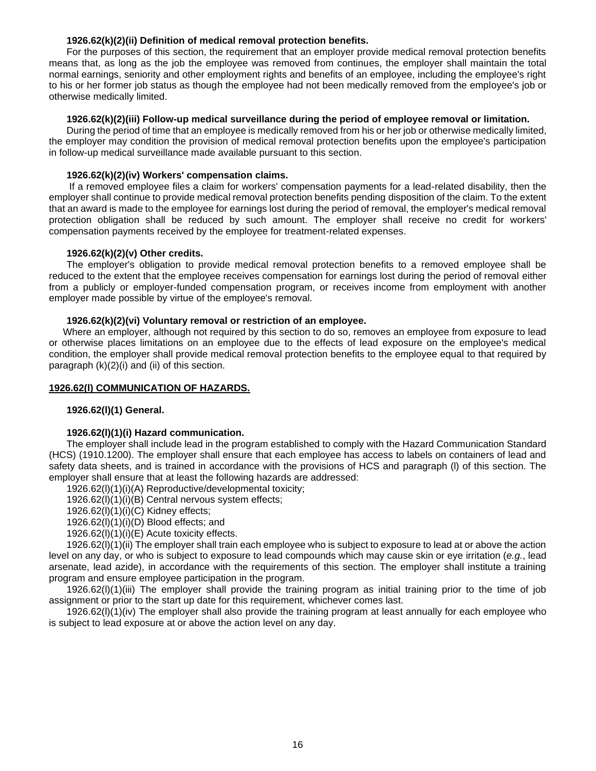**1926.62(k)(2)(ii) Definition of medical removal protection benefits.**

For the purposes of this section, the requirement that an employer provide medical removal protection benefits means that, as long as the job the employee was removed from continues, the employer shall maintain the total normal earnings, seniority and other employment rights and benefits of an employee, including the employee's right to his or her former job status as though the employee had not been medically removed from the employee's job or otherwise medically limited.

**1926.62(k)(2)(iii) Follow-up medical surveillance during the period of employee removal or limitation.**

During the period of time that an employee is medically removed from his or her job or otherwise medically limited, the employer may condition the provision of medical removal protection benefits upon the employee's participation in follow-up medical surveillance made available pursuant to this section.

**1926.62(k)(2)(iv) Workers' compensation claims.**

If a removed employee files a claim for workers' compensation payments for a lead-related disability, then the employer shall continue to provide medical removal protection benefits pending disposition of the claim. To the extent that an award is made to the employee for earnings lost during the period of removal, the employer's medical removal protection obligation shall be reduced by such amount. The employer shall receive no credit for workers' compensation payments received by the employee for treatment-related expenses.

**1926.62(k)(2)(v) Other credits.**

The employer's obligation to provide medical removal protection benefits to a removed employee shall be reduced to the extent that the employee receives compensation for earnings lost during the period of removal either from a publicly or employer-funded compensation program, or receives income from employment with another employer made possible by virtue of the employee's removal.

**1926.62(k)(2)(vi) Voluntary removal or restriction of an employee.**

Where an employer, although not required by this section to do so, removes an employee from exposure to lead or otherwise places limitations on an employee due to the effects of lead exposure on the employee's medical condition, the employer shall provide medical removal protection benefits to the employee equal to that required by paragraph (k)(2)(i) and (ii) of this section.

**<u>1926.62(l) COMMUNICATION OF HAZARDS.</u>**

**1926.62(l)(1) General.**

**1926.62(l)(1)(i) Hazard communication.**

The employer shall include lead in the program established to comply with the Hazard Communication Standard (HCS) (1910.1200). The employer shall ensure that each employee has access to labels on containers of lead and safety data sheets, and is trained in accordance with the provisions of HCS and paragraph (l) of this section. The employer shall ensure that at least the following hazards are addressed:

1926.62(l)(1)(i)(A) Reproductive/developmental toxicity;

1926.62(l)(1)(i)(B) Central nervous system effects;

1926.62(l)(1)(i)(C) Kidney effects;

1926.62(l)(1)(i)(D) Blood effects; and

1926.62(l)(1)(i)(E) Acute toxicity effects.

1926.62(l)(1)(ii) The employer shall train each employee who is subject to exposure to lead at or above the action level on any day, or who is subject to exposure to lead compounds which may cause skin or eye irritation (*e.g.*, lead arsenate, lead azide), in accordance with the requirements of this section. The employer shall institute a training program and ensure employee participation in the program.

1926.62(l)(1)(iii) The employer shall provide the training program as initial training prior to the time of job assignment or prior to the start up date for this requirement, whichever comes last.

1926.62(l)(1)(iv) The employer shall also provide the training program at least annually for each employee who is subject to lead exposure at or above the action level on any day.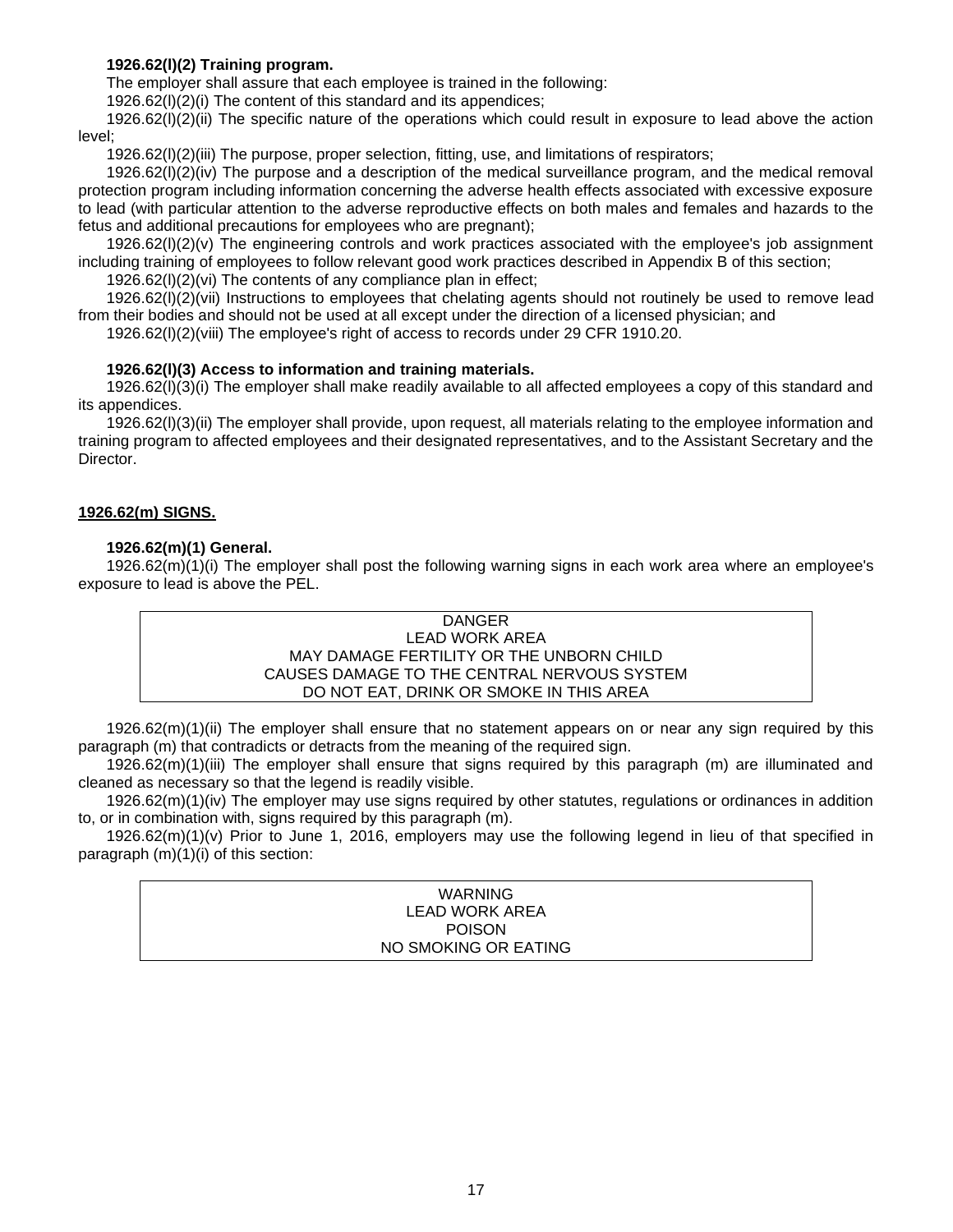**1926.62(l)(2) Training program.**

The employer shall assure that each employee is trained in the following:

1926.62(l)(2)(i) The content of this standard and its appendices;

1926.62(l)(2)(ii) The specific nature of the operations which could result in exposure to lead above the action level;

1926.62(l)(2)(iii) The purpose, proper selection, fitting, use, and limitations of respirators;

1926.62(l)(2)(iv) The purpose and a description of the medical surveillance program, and the medical removal protection program including information concerning the adverse health effects associated with excessive exposure to lead (with particular attention to the adverse reproductive effects on both males and females and hazards to the fetus and additional precautions for employees who are pregnant);

1926.62(l)(2)(v) The engineering controls and work practices associated with the employee's job assignment including training of employees to follow relevant good work practices described in Appendix B of this section;

1926.62(l)(2)(vi) The contents of any compliance plan in effect;

1926.62(l)(2)(vii) Instructions to employees that chelating agents should not routinely be used to remove lead from their bodies and should not be used at all except under the direction of a licensed physician; and

1926.62(l)(2)(viii) The employee's right of access to records under 29 CFR 1910.20.

**1926.62(l)(3) Access to information and training materials.**

1926.62(l)(3)(i) The employer shall make readily available to all affected employees a copy of this standard and its appendices.

1926.62(l)(3)(ii) The employer shall provide, upon request, all materials relating to the employee information and training program to affected employees and their designated representatives, and to the Assistant Secretary and the Director.

**1926.62(m) SIGNS.**

**1926.62(m)(1) General.**

1926.62(m)(1)(i) The employer shall post the following warning signs in each work area where an employee's exposure to lead is above the PEL.

| DANGER<br>LEAD WORK AREA<br>MAY DAMAGE FERTILITY OR THE UNBORN CHILD<br>CAUSES DAMAGE TO THE CENTRAL NERVOUS SYSTEM<br>DO NOT EAT, DRINK OR SMOKE IN THIS AREA |
|---|

1926.62(m)(1)(ii) The employer shall ensure that no statement appears on or near any sign required by this paragraph (m) that contradicts or detracts from the meaning of the required sign.

1926.62(m)(1)(iii) The employer shall ensure that signs required by this paragraph (m) are illuminated and cleaned as necessary so that the legend is readily visible.

1926.62(m)(1)(iv) The employer may use signs required by other statutes, regulations or ordinances in addition to, or in combination with, signs required by this paragraph (m).

1926.62(m)(1)(v) Prior to June 1, 2016, employers may use the following legend in lieu of that specified in paragraph (m)(1)(i) of this section:

| WARNING<br>LEAD WORK AREA<br>POISON<br>NO SMOKING OR EATING |
|---|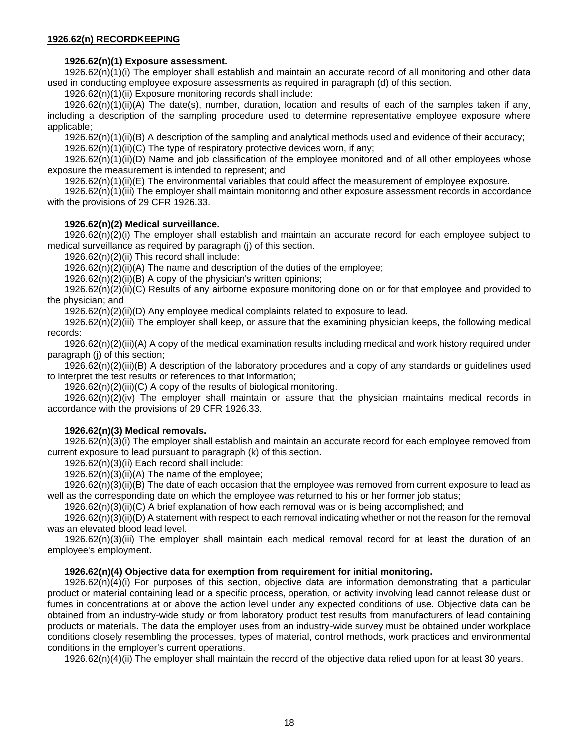## 1926.62(n) RECORDKEEPING

### 1926.62(n)(1) Exposure assessment.

1926.62(n)(1)(i) The employer shall establish and maintain an accurate record of all monitoring and other data used in conducting employee exposure assessments as required in paragraph (d) of this section.

1926.62(n)(1)(ii) Exposure monitoring records shall include:

1926.62(n)(1)(ii)(A) The date(s), number, duration, location and results of each of the samples taken if any, including a description of the sampling procedure used to determine representative employee exposure where applicable;

1926.62(n)(1)(ii)(B) A description of the sampling and analytical methods used and evidence of their accuracy;

1926.62(n)(1)(ii)(C) The type of respiratory protective devices worn, if any;

1926.62(n)(1)(ii)(D) Name and job classification of the employee monitored and of all other employees whose exposure the measurement is intended to represent; and

1926.62(n)(1)(ii)(E) The environmental variables that could affect the measurement of employee exposure.

1926.62(n)(1)(iii) The employer shall maintain monitoring and other exposure assessment records in accordance with the provisions of 29 CFR 1926.33.

### 1926.62(n)(2) Medical surveillance.

1926.62(n)(2)(i) The employer shall establish and maintain an accurate record for each employee subject to medical surveillance as required by paragraph (j) of this section.

1926.62(n)(2)(ii) This record shall include:

1926.62(n)(2)(ii)(A) The name and description of the duties of the employee;

1926.62(n)(2)(ii)(B) A copy of the physician's written opinions;

1926.62(n)(2)(ii)(C) Results of any airborne exposure monitoring done on or for that employee and provided to the physician; and

1926.62(n)(2)(ii)(D) Any employee medical complaints related to exposure to lead.

1926.62(n)(2)(iii) The employer shall keep, or assure that the examining physician keeps, the following medical records:

1926.62(n)(2)(iii)(A) A copy of the medical examination results including medical and work history required under paragraph (j) of this section;

1926.62(n)(2)(iii)(B) A description of the laboratory procedures and a copy of any standards or guidelines used to interpret the test results or references to that information;

1926.62(n)(2)(iii)(C) A copy of the results of biological monitoring.

1926.62(n)(2)(iv) The employer shall maintain or assure that the physician maintains medical records in accordance with the provisions of 29 CFR 1926.33.

### 1926.62(n)(3) Medical removals.

1926.62(n)(3)(i) The employer shall establish and maintain an accurate record for each employee removed from current exposure to lead pursuant to paragraph (k) of this section.

1926.62(n)(3)(ii) Each record shall include:

1926.62(n)(3)(ii)(A) The name of the employee;

1926.62(n)(3)(ii)(B) The date of each occasion that the employee was removed from current exposure to lead as well as the corresponding date on which the employee was returned to his or her former job status;

1926.62(n)(3)(ii)(C) A brief explanation of how each removal was or is being accomplished; and

1926.62(n)(3)(ii)(D) A statement with respect to each removal indicating whether or not the reason for the removal was an elevated blood lead level.

1926.62(n)(3)(iii) The employer shall maintain each medical removal record for at least the duration of an employee's employment.

### 1926.62(n)(4) Objective data for exemption from requirement for initial monitoring.

1926.62(n)(4)(i) For purposes of this section, objective data are information demonstrating that a particular product or material containing lead or a specific process, operation, or activity involving lead cannot release dust or fumes in concentrations at or above the action level under any expected conditions of use. Objective data can be obtained from an industry-wide study or from laboratory product test results from manufacturers of lead containing products or materials. The data the employer uses from an industry-wide survey must be obtained under workplace conditions closely resembling the processes, types of material, control methods, work practices and environmental conditions in the employer's current operations.

1926.62(n)(4)(ii) The employer shall maintain the record of the objective data relied upon for at least 30 years.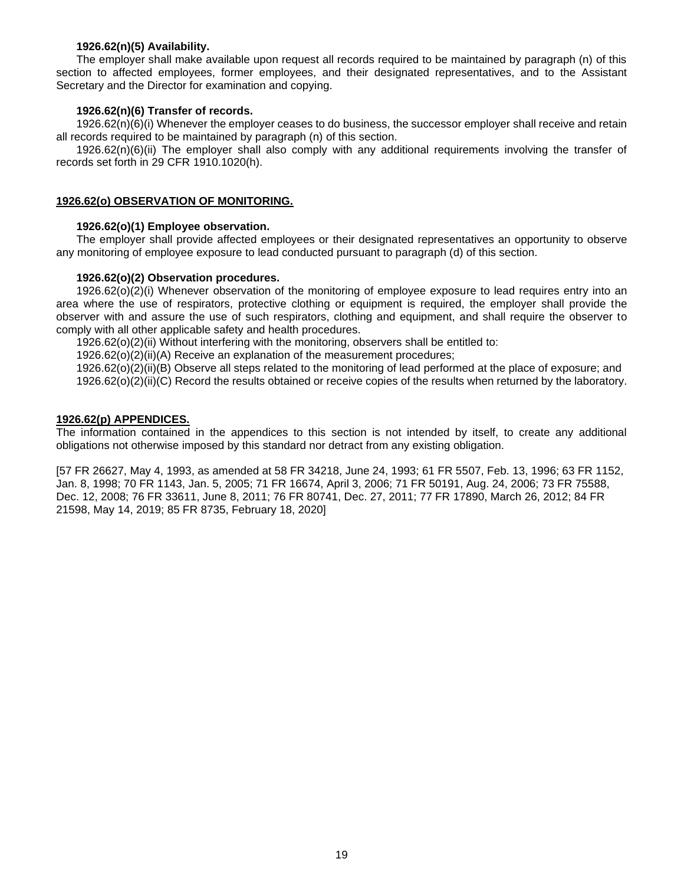#### 1926.62(n)(5) Availability.

The employer shall make available upon request all records required to be maintained by paragraph (n) of this section to affected employees, former employees, and their designated representatives, and to the Assistant Secretary and the Director for examination and copying.

#### 1926.62(n)(6) Transfer of records.

1926.62(n)(6)(i) Whenever the employer ceases to do business, the successor employer shall receive and retain all records required to be maintained by paragraph (n) of this section.

1926.62(n)(6)(ii) The employer shall also comply with any additional requirements involving the transfer of records set forth in 29 CFR 1910.1020(h).

### 1926.62(o) OBSERVATION OF MONITORING.

#### 1926.62(o)(1) Employee observation.

The employer shall provide affected employees or their designated representatives an opportunity to observe any monitoring of employee exposure to lead conducted pursuant to paragraph (d) of this section.

#### 1926.62(o)(2) Observation procedures.

1926.62(o)(2)(i) Whenever observation of the monitoring of employee exposure to lead requires entry into an area where the use of respirators, protective clothing or equipment is required, the employer shall provide the observer with and assure the use of such respirators, clothing and equipment, and shall require the observer to comply with all other applicable safety and health procedures.

1926.62(o)(2)(ii) Without interfering with the monitoring, observers shall be entitled to:

1926.62(o)(2)(ii)(A) Receive an explanation of the measurement procedures;

1926.62(o)(2)(ii)(B) Observe all steps related to the monitoring of lead performed at the place of exposure; and

1926.62(o)(2)(ii)(C) Record the results obtained or receive copies of the results when returned by the laboratory.

### 1926.62(p) APPENDICES.

The information contained in the appendices to this section is not intended by itself, to create any additional obligations not otherwise imposed by this standard nor detract from any existing obligation.

[57 FR 26627, May 4, 1993, as amended at 58 FR 34218, June 24, 1993; 61 FR 5507, Feb. 13, 1996; 63 FR 1152, Jan. 8, 1998; 70 FR 1143, Jan. 5, 2005; 71 FR 16674, April 3, 2006; 71 FR 50191, Aug. 24, 2006; 73 FR 75588, Dec. 12, 2008; 76 FR 33611, June 8, 2011; 76 FR 80741, Dec. 27, 2011; 77 FR 17890, March 26, 2012; 84 FR 21598, May 14, 2019; 85 FR 8735, February 18, 2020]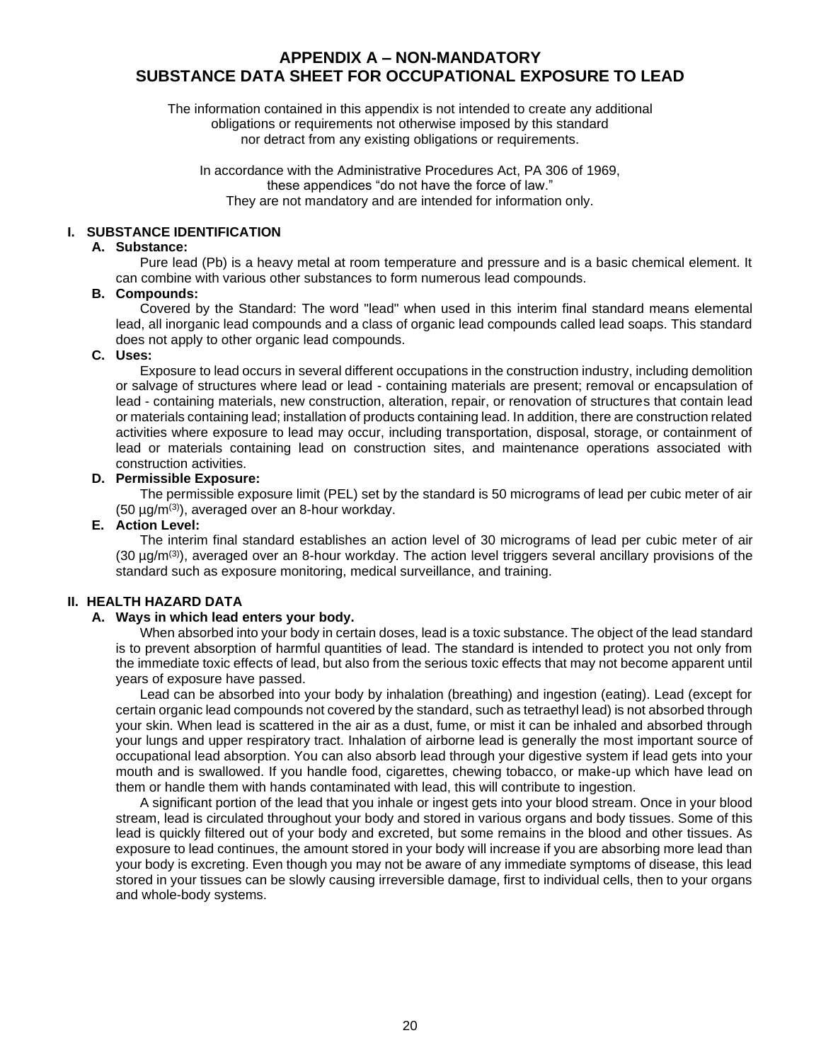# APPENDIX A – NON-MANDATORY
# SUBSTANCE DATA SHEET FOR OCCUPATIONAL EXPOSURE TO LEAD

The information contained in this appendix is not intended to create any additional obligations or requirements not otherwise imposed by this standard nor detract from any existing obligations or requirements.

In accordance with the Administrative Procedures Act, PA 306 of 1969, these appendices "do not have the force of law." They are not mandatory and are intended for information only.

## I. SUBSTANCE IDENTIFICATION

### A. Substance:

Pure lead (Pb) is a heavy metal at room temperature and pressure and is a basic chemical element. It can combine with various other substances to form numerous lead compounds.

### B. Compounds:

Covered by the Standard: The word "lead" when used in this interim final standard means elemental lead, all inorganic lead compounds and a class of organic lead compounds called lead soaps. This standard does not apply to other organic lead compounds.

### C. Uses:

Exposure to lead occurs in several different occupations in the construction industry, including demolition or salvage of structures where lead or lead - containing materials are present; removal or encapsulation of lead - containing materials, new construction, alteration, repair, or renovation of structures that contain lead or materials containing lead; installation of products containing lead. In addition, there are construction related activities where exposure to lead may occur, including transportation, disposal, storage, or containment of lead or materials containing lead on construction sites, and maintenance operations associated with construction activities.

### D. Permissible Exposure:

The permissible exposure limit (PEL) set by the standard is 50 micrograms of lead per cubic meter of air (50 µg/m(3)), averaged over an 8-hour workday.

### E. Action Level:

The interim final standard establishes an action level of 30 micrograms of lead per cubic meter of air (30 µg/m(3)), averaged over an 8-hour workday. The action level triggers several ancillary provisions of the standard such as exposure monitoring, medical surveillance, and training.

## II. HEALTH HAZARD DATA

### A. Ways in which lead enters your body.

When absorbed into your body in certain doses, lead is a toxic substance. The object of the lead standard is to prevent absorption of harmful quantities of lead. The standard is intended to protect you not only from the immediate toxic effects of lead, but also from the serious toxic effects that may not become apparent until years of exposure have passed.

Lead can be absorbed into your body by inhalation (breathing) and ingestion (eating). Lead (except for certain organic lead compounds not covered by the standard, such as tetraethyl lead) is not absorbed through your skin. When lead is scattered in the air as a dust, fume, or mist it can be inhaled and absorbed through your lungs and upper respiratory tract. Inhalation of airborne lead is generally the most important source of occupational lead absorption. You can also absorb lead through your digestive system if lead gets into your mouth and is swallowed. If you handle food, cigarettes, chewing tobacco, or make-up which have lead on them or handle them with hands contaminated with lead, this will contribute to ingestion.

A significant portion of the lead that you inhale or ingest gets into your blood stream. Once in your blood stream, lead is circulated throughout your body and stored in various organs and body tissues. Some of this lead is quickly filtered out of your body and excreted, but some remains in the blood and other tissues. As exposure to lead continues, the amount stored in your body will increase if you are absorbing more lead than your body is excreting. Even though you may not be aware of any immediate symptoms of disease, this lead stored in your tissues can be slowly causing irreversible damage, first to individual cells, then to your organs and whole-body systems.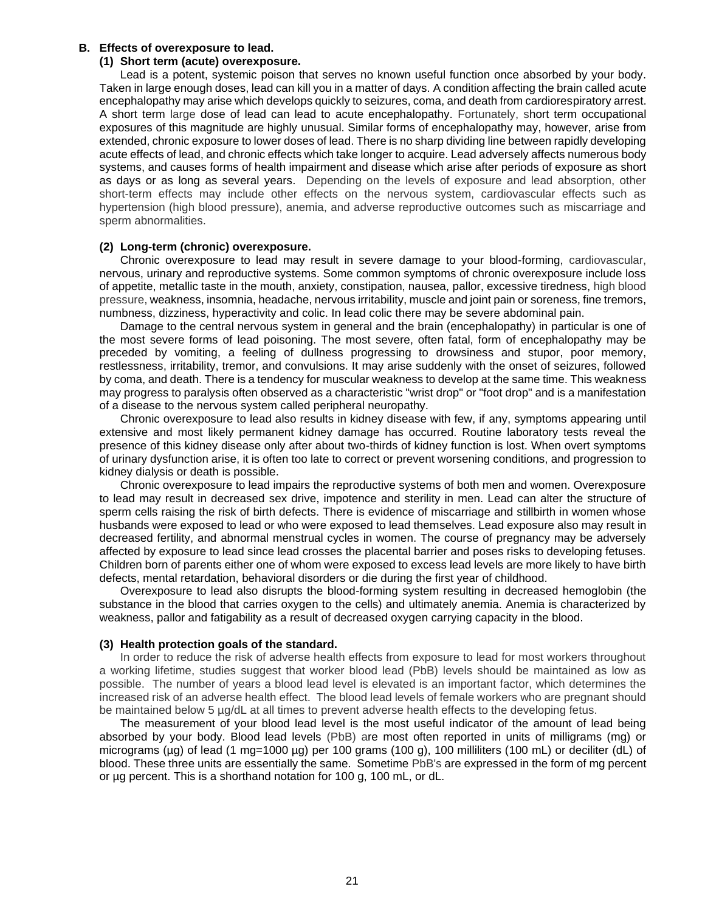## B. Effects of overexposure to lead.

### (1) Short term (acute) overexposure.

Lead is a potent, systemic poison that serves no known useful function once absorbed by your body. Taken in large enough doses, lead can kill you in a matter of days. A condition affecting the brain called acute encephalopathy may arise which develops quickly to seizures, coma, and death from cardiorespiratory arrest. A short term large dose of lead can lead to acute encephalopathy. Fortunately, short term occupational exposures of this magnitude are highly unusual. Similar forms of encephalopathy may, however, arise from extended, chronic exposure to lower doses of lead. There is no sharp dividing line between rapidly developing acute effects of lead, and chronic effects which take longer to acquire. Lead adversely affects numerous body systems, and causes forms of health impairment and disease which arise after periods of exposure as short as days or as long as several years. Depending on the levels of exposure and lead absorption, other short-term effects may include other effects on the nervous system, cardiovascular effects such as hypertension (high blood pressure), anemia, and adverse reproductive outcomes such as miscarriage and sperm abnormalities.

### (2) Long-term (chronic) overexposure.

Chronic overexposure to lead may result in severe damage to your blood-forming, cardiovascular, nervous, urinary and reproductive systems. Some common symptoms of chronic overexposure include loss of appetite, metallic taste in the mouth, anxiety, constipation, nausea, pallor, excessive tiredness, high blood pressure, weakness, insomnia, headache, nervous irritability, muscle and joint pain or soreness, fine tremors, numbness, dizziness, hyperactivity and colic. In lead colic there may be severe abdominal pain.

Damage to the central nervous system in general and the brain (encephalopathy) in particular is one of the most severe forms of lead poisoning. The most severe, often fatal, form of encephalopathy may be preceded by vomiting, a feeling of dullness progressing to drowsiness and stupor, poor memory, restlessness, irritability, tremor, and convulsions. It may arise suddenly with the onset of seizures, followed by coma, and death. There is a tendency for muscular weakness to develop at the same time. This weakness may progress to paralysis often observed as a characteristic "wrist drop" or "foot drop" and is a manifestation of a disease to the nervous system called peripheral neuropathy.

Chronic overexposure to lead also results in kidney disease with few, if any, symptoms appearing until extensive and most likely permanent kidney damage has occurred. Routine laboratory tests reveal the presence of this kidney disease only after about two-thirds of kidney function is lost. When overt symptoms of urinary dysfunction arise, it is often too late to correct or prevent worsening conditions, and progression to kidney dialysis or death is possible.

Chronic overexposure to lead impairs the reproductive systems of both men and women. Overexposure to lead may result in decreased sex drive, impotence and sterility in men. Lead can alter the structure of sperm cells raising the risk of birth defects. There is evidence of miscarriage and stillbirth in women whose husbands were exposed to lead or who were exposed to lead themselves. Lead exposure also may result in decreased fertility, and abnormal menstrual cycles in women. The course of pregnancy may be adversely affected by exposure to lead since lead crosses the placental barrier and poses risks to developing fetuses. Children born of parents either one of whom were exposed to excess lead levels are more likely to have birth defects, mental retardation, behavioral disorders or die during the first year of childhood.

Overexposure to lead also disrupts the blood-forming system resulting in decreased hemoglobin (the substance in the blood that carries oxygen to the cells) and ultimately anemia. Anemia is characterized by weakness, pallor and fatigability as a result of decreased oxygen carrying capacity in the blood.

### (3) Health protection goals of the standard.

In order to reduce the risk of adverse health effects from exposure to lead for most workers throughout a working lifetime, studies suggest that worker blood lead (PbB) levels should be maintained as low as possible. The number of years a blood lead level is elevated is an important factor, which determines the increased risk of an adverse health effect. The blood lead levels of female workers who are pregnant should be maintained below 5 µg/dL at all times to prevent adverse health effects to the developing fetus.

The measurement of your blood lead level is the most useful indicator of the amount of lead being absorbed by your body. Blood lead levels (PbB) are most often reported in units of milligrams (mg) or micrograms (µg) of lead (1 mg=1000 µg) per 100 grams (100 g), 100 milliliters (100 mL) or deciliter (dL) of blood. These three units are essentially the same. Sometime PbB's are expressed in the form of mg percent or µg percent. This is a shorthand notation for 100 g, 100 mL, or dL.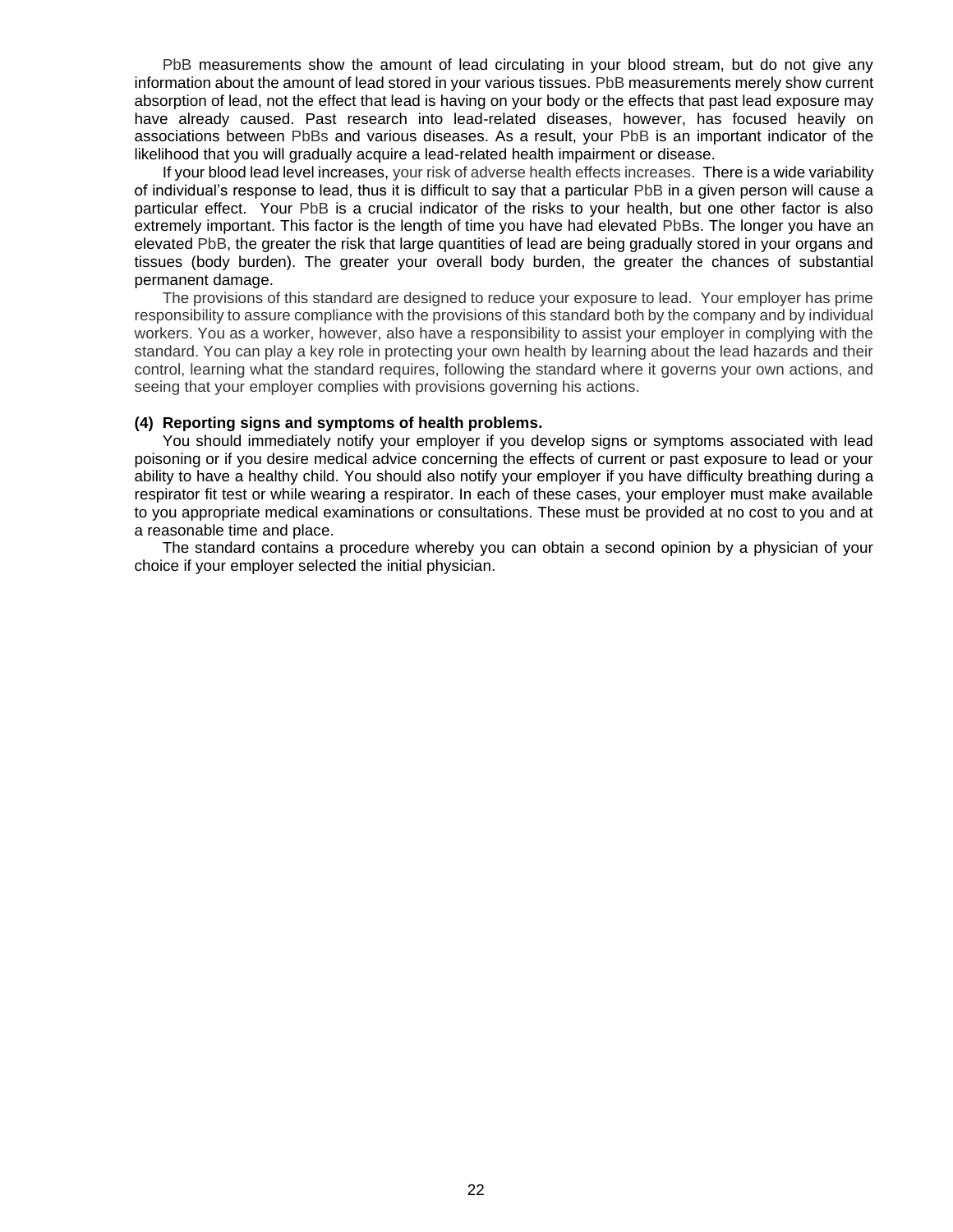PbB measurements show the amount of lead circulating in your blood stream, but do not give any information about the amount of lead stored in your various tissues. PbB measurements merely show current absorption of lead, not the effect that lead is having on your body or the effects that past lead exposure may have already caused. Past research into lead-related diseases, however, has focused heavily on associations between PbBs and various diseases. As a result, your PbB is an important indicator of the likelihood that you will gradually acquire a lead-related health impairment or disease.

If your blood lead level increases, your risk of adverse health effects increases. There is a wide variability of individual's response to lead, thus it is difficult to say that a particular PbB in a given person will cause a particular effect. Your PbB is a crucial indicator of the risks to your health, but one other factor is also extremely important. This factor is the length of time you have had elevated PbBs. The longer you have an elevated PbB, the greater the risk that large quantities of lead are being gradually stored in your organs and tissues (body burden). The greater your overall body burden, the greater the chances of substantial permanent damage.

The provisions of this standard are designed to reduce your exposure to lead. Your employer has prime responsibility to assure compliance with the provisions of this standard both by the company and by individual workers. You as a worker, however, also have a responsibility to assist your employer in complying with the standard. You can play a key role in protecting your own health by learning about the lead hazards and their control, learning what the standard requires, following the standard where it governs your own actions, and seeing that your employer complies with provisions governing his actions.

**(4) Reporting signs and symptoms of health problems.**

You should immediately notify your employer if you develop signs or symptoms associated with lead poisoning or if you desire medical advice concerning the effects of current or past exposure to lead or your ability to have a healthy child. You should also notify your employer if you have difficulty breathing during a respirator fit test or while wearing a respirator. In each of these cases, your employer must make available to you appropriate medical examinations or consultations. These must be provided at no cost to you and at a reasonable time and place.

The standard contains a procedure whereby you can obtain a second opinion by a physician of your choice if your employer selected the initial physician.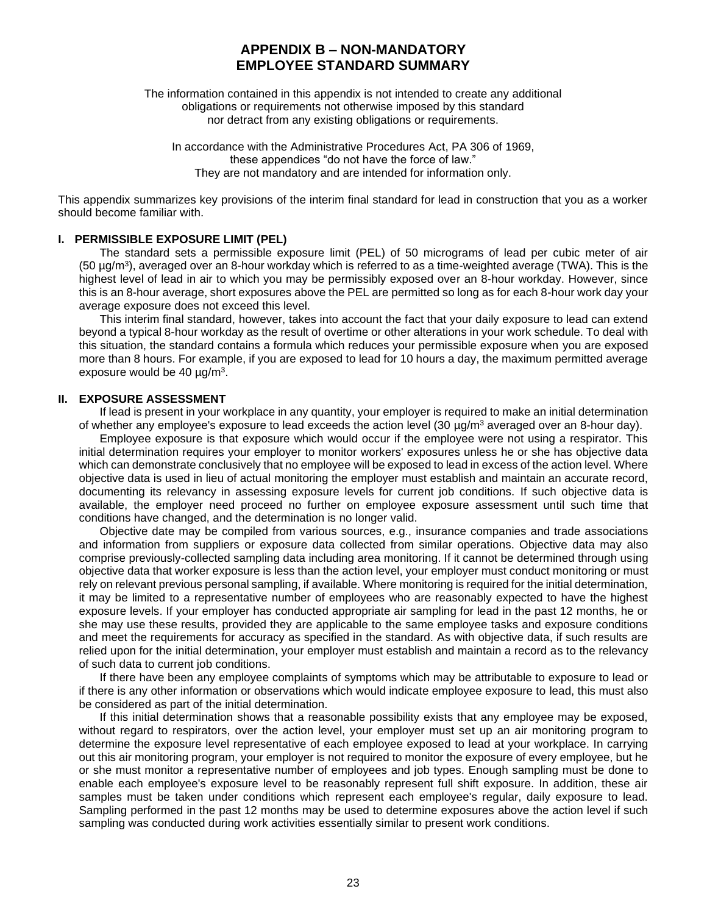# APPENDIX B – NON-MANDATORY
# EMPLOYEE STANDARD SUMMARY

The information contained in this appendix is not intended to create any additional obligations or requirements not otherwise imposed by this standard nor detract from any existing obligations or requirements.

In accordance with the Administrative Procedures Act, PA 306 of 1969, these appendices "do not have the force of law." They are not mandatory and are intended for information only.

This appendix summarizes key provisions of the interim final standard for lead in construction that you as a worker should become familiar with.

## I. PERMISSIBLE EXPOSURE LIMIT (PEL)

The standard sets a permissible exposure limit (PEL) of 50 micrograms of lead per cubic meter of air (50 µg/m$^3$), averaged over an 8-hour workday which is referred to as a time-weighted average (TWA). This is the highest level of lead in air to which you may be permissibly exposed over an 8-hour workday. However, since this is an 8-hour average, short exposures above the PEL are permitted so long as for each 8-hour work day your average exposure does not exceed this level.

This interim final standard, however, takes into account the fact that your daily exposure to lead can extend beyond a typical 8-hour workday as the result of overtime or other alterations in your work schedule. To deal with this situation, the standard contains a formula which reduces your permissible exposure when you are exposed more than 8 hours. For example, if you are exposed to lead for 10 hours a day, the maximum permitted average exposure would be 40 µg/m$^3$.

## II. EXPOSURE ASSESSMENT

If lead is present in your workplace in any quantity, your employer is required to make an initial determination of whether any employee's exposure to lead exceeds the action level (30 µg/m$^3$ averaged over an 8-hour day).

Employee exposure is that exposure which would occur if the employee were not using a respirator. This initial determination requires your employer to monitor workers' exposures unless he or she has objective data which can demonstrate conclusively that no employee will be exposed to lead in excess of the action level. Where objective data is used in lieu of actual monitoring the employer must establish and maintain an accurate record, documenting its relevancy in assessing exposure levels for current job conditions. If such objective data is available, the employer need proceed no further on employee exposure assessment until such time that conditions have changed, and the determination is no longer valid.

Objective date may be compiled from various sources, e.g., insurance companies and trade associations and information from suppliers or exposure data collected from similar operations. Objective data may also comprise previously-collected sampling data including area monitoring. If it cannot be determined through using objective data that worker exposure is less than the action level, your employer must conduct monitoring or must rely on relevant previous personal sampling, if available. Where monitoring is required for the initial determination, it may be limited to a representative number of employees who are reasonably expected to have the highest exposure levels. If your employer has conducted appropriate air sampling for lead in the past 12 months, he or she may use these results, provided they are applicable to the same employee tasks and exposure conditions and meet the requirements for accuracy as specified in the standard. As with objective data, if such results are relied upon for the initial determination, your employer must establish and maintain a record as to the relevancy of such data to current job conditions.

If there have been any employee complaints of symptoms which may be attributable to exposure to lead or if there is any other information or observations which would indicate employee exposure to lead, this must also be considered as part of the initial determination.

If this initial determination shows that a reasonable possibility exists that any employee may be exposed, without regard to respirators, over the action level, your employer must set up an air monitoring program to determine the exposure level representative of each employee exposed to lead at your workplace. In carrying out this air monitoring program, your employer is not required to monitor the exposure of every employee, but he or she must monitor a representative number of employees and job types. Enough sampling must be done to enable each employee's exposure level to be reasonably represent full shift exposure. In addition, these air samples must be taken under conditions which represent each employee's regular, daily exposure to lead. Sampling performed in the past 12 months may be used to determine exposures above the action level if such sampling was conducted during work activities essentially similar to present work conditions.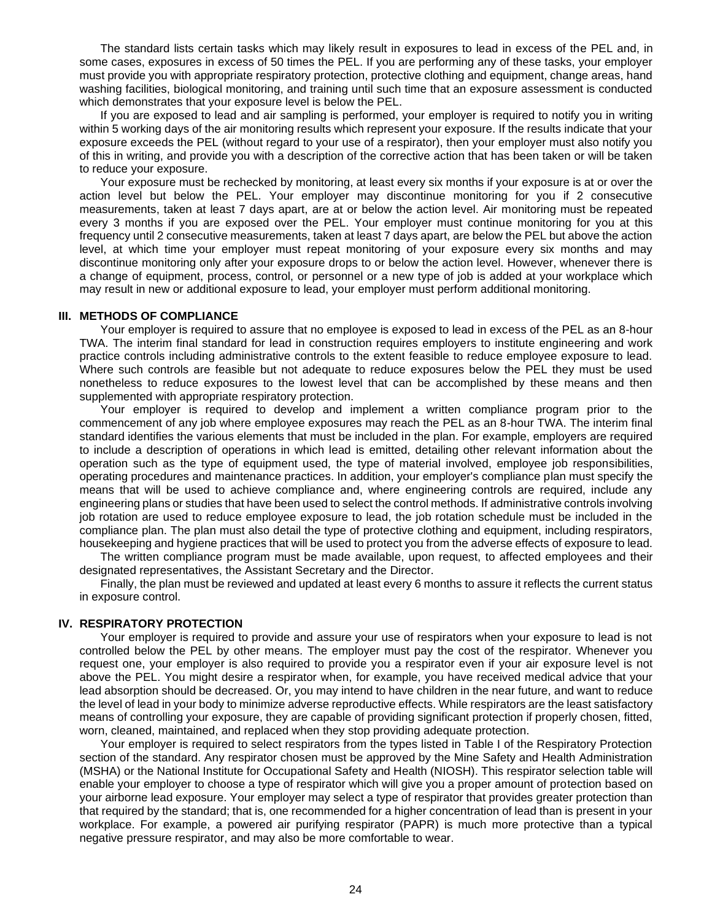The standard lists certain tasks which may likely result in exposures to lead in excess of the PEL and, in some cases, exposures in excess of 50 times the PEL. If you are performing any of these tasks, your employer must provide you with appropriate respiratory protection, protective clothing and equipment, change areas, hand washing facilities, biological monitoring, and training until such time that an exposure assessment is conducted which demonstrates that your exposure level is below the PEL.

If you are exposed to lead and air sampling is performed, your employer is required to notify you in writing within 5 working days of the air monitoring results which represent your exposure. If the results indicate that your exposure exceeds the PEL (without regard to your use of a respirator), then your employer must also notify you of this in writing, and provide you with a description of the corrective action that has been taken or will be taken to reduce your exposure.

Your exposure must be rechecked by monitoring, at least every six months if your exposure is at or over the action level but below the PEL. Your employer may discontinue monitoring for you if 2 consecutive measurements, taken at least 7 days apart, are at or below the action level. Air monitoring must be repeated every 3 months if you are exposed over the PEL. Your employer must continue monitoring for you at this frequency until 2 consecutive measurements, taken at least 7 days apart, are below the PEL but above the action level, at which time your employer must repeat monitoring of your exposure every six months and may discontinue monitoring only after your exposure drops to or below the action level. However, whenever there is a change of equipment, process, control, or personnel or a new type of job is added at your workplace which may result in new or additional exposure to lead, your employer must perform additional monitoring.

## III. METHODS OF COMPLIANCE

Your employer is required to assure that no employee is exposed to lead in excess of the PEL as an 8-hour TWA. The interim final standard for lead in construction requires employers to institute engineering and work practice controls including administrative controls to the extent feasible to reduce employee exposure to lead. Where such controls are feasible but not adequate to reduce exposures below the PEL they must be used nonetheless to reduce exposures to the lowest level that can be accomplished by these means and then supplemented with appropriate respiratory protection.

Your employer is required to develop and implement a written compliance program prior to the commencement of any job where employee exposures may reach the PEL as an 8-hour TWA. The interim final standard identifies the various elements that must be included in the plan. For example, employers are required to include a description of operations in which lead is emitted, detailing other relevant information about the operation such as the type of equipment used, the type of material involved, employee job responsibilities, operating procedures and maintenance practices. In addition, your employer's compliance plan must specify the means that will be used to achieve compliance and, where engineering controls are required, include any engineering plans or studies that have been used to select the control methods. If administrative controls involving job rotation are used to reduce employee exposure to lead, the job rotation schedule must be included in the compliance plan. The plan must also detail the type of protective clothing and equipment, including respirators, housekeeping and hygiene practices that will be used to protect you from the adverse effects of exposure to lead.

The written compliance program must be made available, upon request, to affected employees and their designated representatives, the Assistant Secretary and the Director.

Finally, the plan must be reviewed and updated at least every 6 months to assure it reflects the current status in exposure control.

## IV. RESPIRATORY PROTECTION

Your employer is required to provide and assure your use of respirators when your exposure to lead is not controlled below the PEL by other means. The employer must pay the cost of the respirator. Whenever you request one, your employer is also required to provide you a respirator even if your air exposure level is not above the PEL. You might desire a respirator when, for example, you have received medical advice that your lead absorption should be decreased. Or, you may intend to have children in the near future, and want to reduce the level of lead in your body to minimize adverse reproductive effects. While respirators are the least satisfactory means of controlling your exposure, they are capable of providing significant protection if properly chosen, fitted, worn, cleaned, maintained, and replaced when they stop providing adequate protection.

Your employer is required to select respirators from the types listed in Table I of the Respiratory Protection section of the standard. Any respirator chosen must be approved by the Mine Safety and Health Administration (MSHA) or the National Institute for Occupational Safety and Health (NIOSH). This respirator selection table will enable your employer to choose a type of respirator which will give you a proper amount of protection based on your airborne lead exposure. Your employer may select a type of respirator that provides greater protection than that required by the standard; that is, one recommended for a higher concentration of lead than is present in your workplace. For example, a powered air purifying respirator (PAPR) is much more protective than a typical negative pressure respirator, and may also be more comfortable to wear.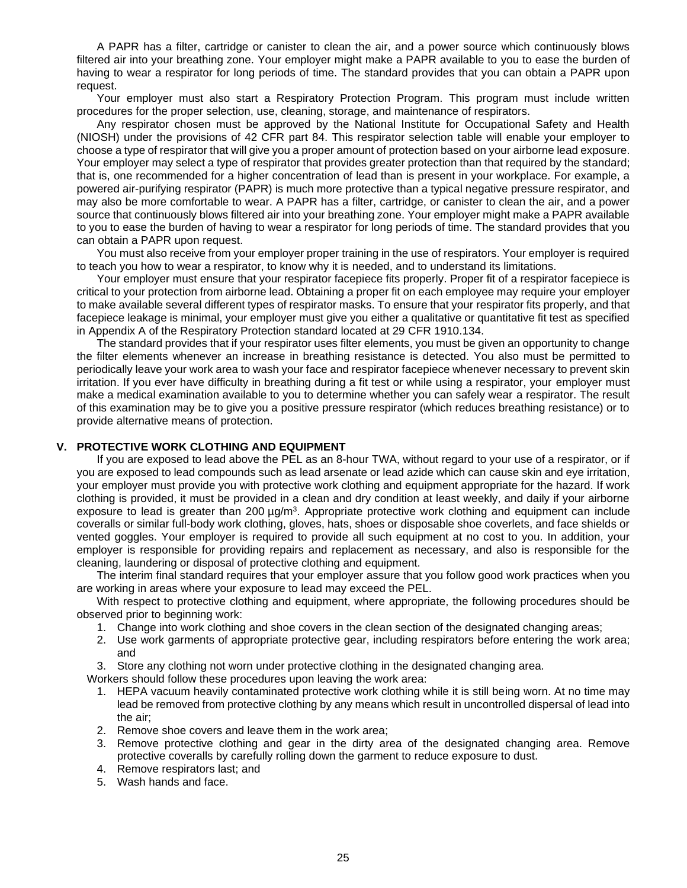A PAPR has a filter, cartridge or canister to clean the air, and a power source which continuously blows filtered air into your breathing zone. Your employer might make a PAPR available to you to ease the burden of having to wear a respirator for long periods of time. The standard provides that you can obtain a PAPR upon request.

Your employer must also start a Respiratory Protection Program. This program must include written procedures for the proper selection, use, cleaning, storage, and maintenance of respirators.

Any respirator chosen must be approved by the National Institute for Occupational Safety and Health (NIOSH) under the provisions of 42 CFR part 84. This respirator selection table will enable your employer to choose a type of respirator that will give you a proper amount of protection based on your airborne lead exposure. Your employer may select a type of respirator that provides greater protection than that required by the standard; that is, one recommended for a higher concentration of lead than is present in your workplace. For example, a powered air-purifying respirator (PAPR) is much more protective than a typical negative pressure respirator, and may also be more comfortable to wear. A PAPR has a filter, cartridge, or canister to clean the air, and a power source that continuously blows filtered air into your breathing zone. Your employer might make a PAPR available to you to ease the burden of having to wear a respirator for long periods of time. The standard provides that you can obtain a PAPR upon request.

You must also receive from your employer proper training in the use of respirators. Your employer is required to teach you how to wear a respirator, to know why it is needed, and to understand its limitations.

Your employer must ensure that your respirator facepiece fits properly. Proper fit of a respirator facepiece is critical to your protection from airborne lead. Obtaining a proper fit on each employee may require your employer to make available several different types of respirator masks. To ensure that your respirator fits properly, and that facepiece leakage is minimal, your employer must give you either a qualitative or quantitative fit test as specified in Appendix A of the Respiratory Protection standard located at 29 CFR 1910.134.

The standard provides that if your respirator uses filter elements, you must be given an opportunity to change the filter elements whenever an increase in breathing resistance is detected. You also must be permitted to periodically leave your work area to wash your face and respirator facepiece whenever necessary to prevent skin irritation. If you ever have difficulty in breathing during a fit test or while using a respirator, your employer must make a medical examination available to you to determine whether you can safely wear a respirator. The result of this examination may be to give you a positive pressure respirator (which reduces breathing resistance) or to provide alternative means of protection.

## V. PROTECTIVE WORK CLOTHING AND EQUIPMENT

If you are exposed to lead above the PEL as an 8-hour TWA, without regard to your use of a respirator, or if you are exposed to lead compounds such as lead arsenate or lead azide which can cause skin and eye irritation, your employer must provide you with protective work clothing and equipment appropriate for the hazard. If work clothing is provided, it must be provided in a clean and dry condition at least weekly, and daily if your airborne exposure to lead is greater than 200 µg/m$^3$. Appropriate protective work clothing and equipment can include coveralls or similar full-body work clothing, gloves, hats, shoes or disposable shoe coverlets, and face shields or vented goggles. Your employer is required to provide all such equipment at no cost to you. In addition, your employer is responsible for providing repairs and replacement as necessary, and also is responsible for the cleaning, laundering or disposal of protective clothing and equipment.

The interim final standard requires that your employer assure that you follow good work practices when you are working in areas where your exposure to lead may exceed the PEL.

With respect to protective clothing and equipment, where appropriate, the following procedures should be observed prior to beginning work:

1. Change into work clothing and shoe covers in the clean section of the designated changing areas;
2. Use work garments of appropriate protective gear, including respirators before entering the work area; and
3. Store any clothing not worn under protective clothing in the designated changing area.

Workers should follow these procedures upon leaving the work area:

1. HEPA vacuum heavily contaminated protective work clothing while it is still being worn. At no time may lead be removed from protective clothing by any means which result in uncontrolled dispersal of lead into the air;
2. Remove shoe covers and leave them in the work area;
3. Remove protective clothing and gear in the dirty area of the designated changing area. Remove protective coveralls by carefully rolling down the garment to reduce exposure to dust.
4. Remove respirators last; and
5. Wash hands and face.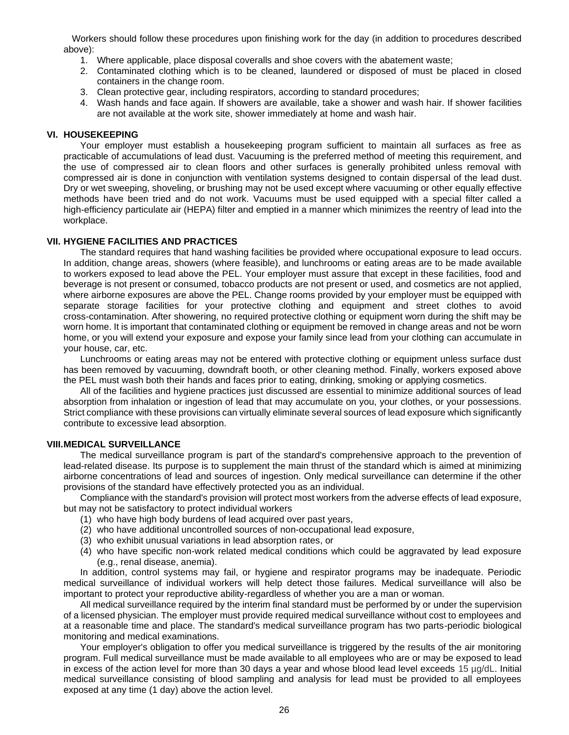Workers should follow these procedures upon finishing work for the day (in addition to procedures described above):

1. Where applicable, place disposal coveralls and shoe covers with the abatement waste;
2. Contaminated clothing which is to be cleaned, laundered or disposed of must be placed in closed containers in the change room.
3. Clean protective gear, including respirators, according to standard procedures;
4. Wash hands and face again. If showers are available, take a shower and wash hair. If shower facilities are not available at the work site, shower immediately at home and wash hair.

## VI. HOUSEKEEPING

Your employer must establish a housekeeping program sufficient to maintain all surfaces as free as practicable of accumulations of lead dust. Vacuuming is the preferred method of meeting this requirement, and the use of compressed air to clean floors and other surfaces is generally prohibited unless removal with compressed air is done in conjunction with ventilation systems designed to contain dispersal of the lead dust. Dry or wet sweeping, shoveling, or brushing may not be used except where vacuuming or other equally effective methods have been tried and do not work. Vacuums must be used equipped with a special filter called a high-efficiency particulate air (HEPA) filter and emptied in a manner which minimizes the reentry of lead into the workplace.

## VII. HYGIENE FACILITIES AND PRACTICES

The standard requires that hand washing facilities be provided where occupational exposure to lead occurs. In addition, change areas, showers (where feasible), and lunchrooms or eating areas are to be made available to workers exposed to lead above the PEL. Your employer must assure that except in these facilities, food and beverage is not present or consumed, tobacco products are not present or used, and cosmetics are not applied, where airborne exposures are above the PEL. Change rooms provided by your employer must be equipped with separate storage facilities for your protective clothing and equipment and street clothes to avoid cross-contamination. After showering, no required protective clothing or equipment worn during the shift may be worn home. It is important that contaminated clothing or equipment be removed in change areas and not be worn home, or you will extend your exposure and expose your family since lead from your clothing can accumulate in your house, car, etc.

Lunchrooms or eating areas may not be entered with protective clothing or equipment unless surface dust has been removed by vacuuming, downdraft booth, or other cleaning method. Finally, workers exposed above the PEL must wash both their hands and faces prior to eating, drinking, smoking or applying cosmetics.

All of the facilities and hygiene practices just discussed are essential to minimize additional sources of lead absorption from inhalation or ingestion of lead that may accumulate on you, your clothes, or your possessions. Strict compliance with these provisions can virtually eliminate several sources of lead exposure which significantly contribute to excessive lead absorption.

## VIII. MEDICAL SURVEILLANCE

The medical surveillance program is part of the standard's comprehensive approach to the prevention of lead-related disease. Its purpose is to supplement the main thrust of the standard which is aimed at minimizing airborne concentrations of lead and sources of ingestion. Only medical surveillance can determine if the other provisions of the standard have effectively protected you as an individual.

Compliance with the standard's provision will protect most workers from the adverse effects of lead exposure, but may not be satisfactory to protect individual workers

(1) who have high body burdens of lead acquired over past years,
(2) who have additional uncontrolled sources of non-occupational lead exposure,
(3) who exhibit unusual variations in lead absorption rates, or
(4) who have specific non-work related medical conditions which could be aggravated by lead exposure (e.g., renal disease, anemia).

In addition, control systems may fail, or hygiene and respirator programs may be inadequate. Periodic medical surveillance of individual workers will help detect those failures. Medical surveillance will also be important to protect your reproductive ability-regardless of whether you are a man or woman.

All medical surveillance required by the interim final standard must be performed by or under the supervision of a licensed physician. The employer must provide required medical surveillance without cost to employees and at a reasonable time and place. The standard's medical surveillance program has two parts-periodic biological monitoring and medical examinations.

Your employer's obligation to offer you medical surveillance is triggered by the results of the air monitoring program. Full medical surveillance must be made available to all employees who are or may be exposed to lead in excess of the action level for more than 30 days a year and whose blood lead level exceeds 15 µg/dL. Initial medical surveillance consisting of blood sampling and analysis for lead must be provided to all employees exposed at any time (1 day) above the action level.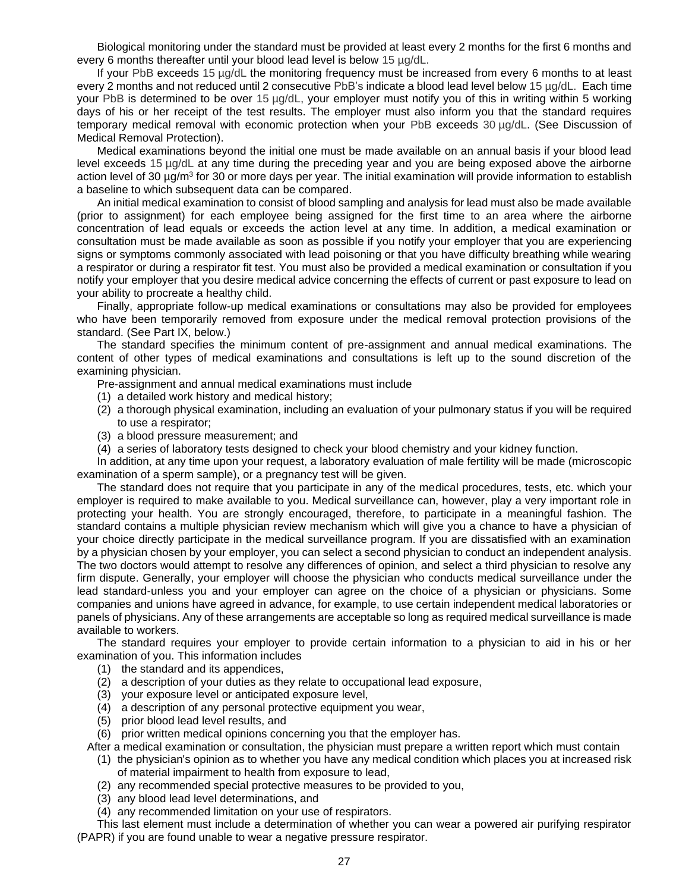Biological monitoring under the standard must be provided at least every 2 months for the first 6 months and every 6 months thereafter until your blood lead level is below 15 µg/dL.

If your PbB exceeds 15 µg/dL the monitoring frequency must be increased from every 6 months to at least every 2 months and not reduced until 2 consecutive PbB's indicate a blood lead level below 15 µg/dL. Each time your PbB is determined to be over 15 µg/dL, your employer must notify you of this in writing within 5 working days of his or her receipt of the test results. The employer must also inform you that the standard requires temporary medical removal with economic protection when your PbB exceeds 30 µg/dL. (See Discussion of Medical Removal Protection).

Medical examinations beyond the initial one must be made available on an annual basis if your blood lead level exceeds 15 µg/dL at any time during the preceding year and you are being exposed above the airborne action level of 30 µg/m$^3$ for 30 or more days per year. The initial examination will provide information to establish a baseline to which subsequent data can be compared.

An initial medical examination to consist of blood sampling and analysis for lead must also be made available (prior to assignment) for each employee being assigned for the first time to an area where the airborne concentration of lead equals or exceeds the action level at any time. In addition, a medical examination or consultation must be made available as soon as possible if you notify your employer that you are experiencing signs or symptoms commonly associated with lead poisoning or that you have difficulty breathing while wearing a respirator or during a respirator fit test. You must also be provided a medical examination or consultation if you notify your employer that you desire medical advice concerning the effects of current or past exposure to lead on your ability to procreate a healthy child.

Finally, appropriate follow-up medical examinations or consultations may also be provided for employees who have been temporarily removed from exposure under the medical removal protection provisions of the standard. (See Part IX, below.)

The standard specifies the minimum content of pre-assignment and annual medical examinations. The content of other types of medical examinations and consultations is left up to the sound discretion of the examining physician.

Pre-assignment and annual medical examinations must include

(1) a detailed work history and medical history;
(2) a thorough physical examination, including an evaluation of your pulmonary status if you will be required to use a respirator;
(3) a blood pressure measurement; and
(4) a series of laboratory tests designed to check your blood chemistry and your kidney function.

In addition, at any time upon your request, a laboratory evaluation of male fertility will be made (microscopic examination of a sperm sample), or a pregnancy test will be given.

The standard does not require that you participate in any of the medical procedures, tests, etc. which your employer is required to make available to you. Medical surveillance can, however, play a very important role in protecting your health. You are strongly encouraged, therefore, to participate in a meaningful fashion. The standard contains a multiple physician review mechanism which will give you a chance to have a physician of your choice directly participate in the medical surveillance program. If you are dissatisfied with an examination by a physician chosen by your employer, you can select a second physician to conduct an independent analysis. The two doctors would attempt to resolve any differences of opinion, and select a third physician to resolve any firm dispute. Generally, your employer will choose the physician who conducts medical surveillance under the lead standard-unless you and your employer can agree on the choice of a physician or physicians. Some companies and unions have agreed in advance, for example, to use certain independent medical laboratories or panels of physicians. Any of these arrangements are acceptable so long as required medical surveillance is made available to workers.

The standard requires your employer to provide certain information to a physician to aid in his or her examination of you. This information includes

(1) the standard and its appendices,
(2) a description of your duties as they relate to occupational lead exposure,
(3) your exposure level or anticipated exposure level,
(4) a description of any personal protective equipment you wear,
(5) prior blood lead level results, and
(6) prior written medical opinions concerning you that the employer has.

After a medical examination or consultation, the physician must prepare a written report which must contain

(1) the physician's opinion as to whether you have any medical condition which places you at increased risk of material impairment to health from exposure to lead,
(2) any recommended special protective measures to be provided to you,
(3) any blood lead level determinations, and
(4) any recommended limitation on your use of respirators.

This last element must include a determination of whether you can wear a powered air purifying respirator (PAPR) if you are found unable to wear a negative pressure respirator.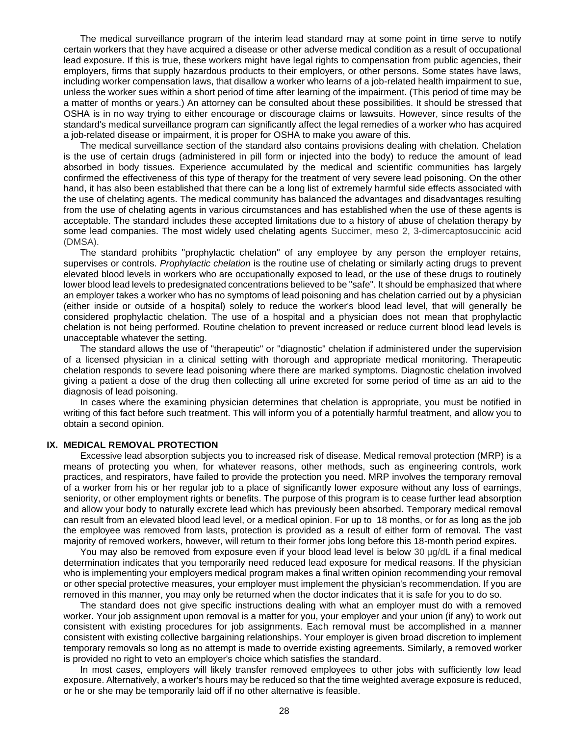The medical surveillance program of the interim lead standard may at some point in time serve to notify certain workers that they have acquired a disease or other adverse medical condition as a result of occupational lead exposure. If this is true, these workers might have legal rights to compensation from public agencies, their employers, firms that supply hazardous products to their employers, or other persons. Some states have laws, including worker compensation laws, that disallow a worker who learns of a job-related health impairment to sue, unless the worker sues within a short period of time after learning of the impairment. (This period of time may be a matter of months or years.) An attorney can be consulted about these possibilities. It should be stressed that OSHA is in no way trying to either encourage or discourage claims or lawsuits. However, since results of the standard's medical surveillance program can significantly affect the legal remedies of a worker who has acquired a job-related disease or impairment, it is proper for OSHA to make you aware of this.

The medical surveillance section of the standard also contains provisions dealing with chelation. Chelation is the use of certain drugs (administered in pill form or injected into the body) to reduce the amount of lead absorbed in body tissues. Experience accumulated by the medical and scientific communities has largely confirmed the effectiveness of this type of therapy for the treatment of very severe lead poisoning. On the other hand, it has also been established that there can be a long list of extremely harmful side effects associated with the use of chelating agents. The medical community has balanced the advantages and disadvantages resulting from the use of chelating agents in various circumstances and has established when the use of these agents is acceptable. The standard includes these accepted limitations due to a history of abuse of chelation therapy by some lead companies. The most widely used chelating agents Succimer, meso 2, 3-dimercaptosuccinic acid (DMSA).

The standard prohibits "prophylactic chelation" of any employee by any person the employer retains, supervises or controls. *Prophylactic chelation* is the routine use of chelating or similarly acting drugs to prevent elevated blood levels in workers who are occupationally exposed to lead, or the use of these drugs to routinely lower blood lead levels to predesignated concentrations believed to be "safe". It should be emphasized that where an employer takes a worker who has no symptoms of lead poisoning and has chelation carried out by a physician (either inside or outside of a hospital) solely to reduce the worker's blood lead level, that will generally be considered prophylactic chelation. The use of a hospital and a physician does not mean that prophylactic chelation is not being performed. Routine chelation to prevent increased or reduce current blood lead levels is unacceptable whatever the setting.

The standard allows the use of "therapeutic" or "diagnostic" chelation if administered under the supervision of a licensed physician in a clinical setting with thorough and appropriate medical monitoring. Therapeutic chelation responds to severe lead poisoning where there are marked symptoms. Diagnostic chelation involved giving a patient a dose of the drug then collecting all urine excreted for some period of time as an aid to the diagnosis of lead poisoning.

In cases where the examining physician determines that chelation is appropriate, you must be notified in writing of this fact before such treatment. This will inform you of a potentially harmful treatment, and allow you to obtain a second opinion.

## IX. MEDICAL REMOVAL PROTECTION

Excessive lead absorption subjects you to increased risk of disease. Medical removal protection (MRP) is a means of protecting you when, for whatever reasons, other methods, such as engineering controls, work practices, and respirators, have failed to provide the protection you need. MRP involves the temporary removal of a worker from his or her regular job to a place of significantly lower exposure without any loss of earnings, seniority, or other employment rights or benefits. The purpose of this program is to cease further lead absorption and allow your body to naturally excrete lead which has previously been absorbed. Temporary medical removal can result from an elevated blood lead level, or a medical opinion. For up to 18 months, or for as long as the job the employee was removed from lasts, protection is provided as a result of either form of removal. The vast majority of removed workers, however, will return to their former jobs long before this 18-month period expires.

You may also be removed from exposure even if your blood lead level is below 30 µg/dL if a final medical determination indicates that you temporarily need reduced lead exposure for medical reasons. If the physician who is implementing your employers medical program makes a final written opinion recommending your removal or other special protective measures, your employer must implement the physician's recommendation. If you are removed in this manner, you may only be returned when the doctor indicates that it is safe for you to do so.

The standard does not give specific instructions dealing with what an employer must do with a removed worker. Your job assignment upon removal is a matter for you, your employer and your union (if any) to work out consistent with existing procedures for job assignments. Each removal must be accomplished in a manner consistent with existing collective bargaining relationships. Your employer is given broad discretion to implement temporary removals so long as no attempt is made to override existing agreements. Similarly, a removed worker is provided no right to veto an employer's choice which satisfies the standard.

In most cases, employers will likely transfer removed employees to other jobs with sufficiently low lead exposure. Alternatively, a worker's hours may be reduced so that the time weighted average exposure is reduced, or he or she may be temporarily laid off if no other alternative is feasible.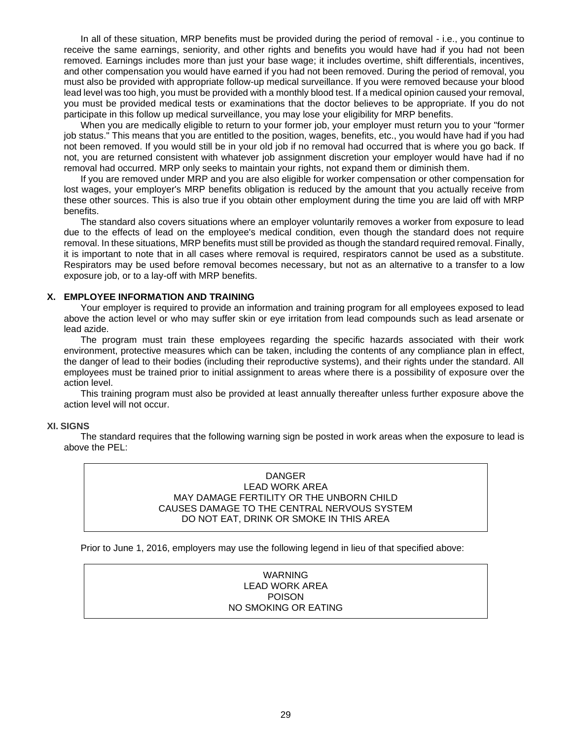In all of these situation, MRP benefits must be provided during the period of removal - i.e., you continue to receive the same earnings, seniority, and other rights and benefits you would have had if you had not been removed. Earnings includes more than just your base wage; it includes overtime, shift differentials, incentives, and other compensation you would have earned if you had not been removed. During the period of removal, you must also be provided with appropriate follow-up medical surveillance. If you were removed because your blood lead level was too high, you must be provided with a monthly blood test. If a medical opinion caused your removal, you must be provided medical tests or examinations that the doctor believes to be appropriate. If you do not participate in this follow up medical surveillance, you may lose your eligibility for MRP benefits.

When you are medically eligible to return to your former job, your employer must return you to your "former job status." This means that you are entitled to the position, wages, benefits, etc., you would have had if you had not been removed. If you would still be in your old job if no removal had occurred that is where you go back. If not, you are returned consistent with whatever job assignment discretion your employer would have had if no removal had occurred. MRP only seeks to maintain your rights, not expand them or diminish them.

If you are removed under MRP and you are also eligible for worker compensation or other compensation for lost wages, your employer's MRP benefits obligation is reduced by the amount that you actually receive from these other sources. This is also true if you obtain other employment during the time you are laid off with MRP benefits.

The standard also covers situations where an employer voluntarily removes a worker from exposure to lead due to the effects of lead on the employee's medical condition, even though the standard does not require removal. In these situations, MRP benefits must still be provided as though the standard required removal. Finally, it is important to note that in all cases where removal is required, respirators cannot be used as a substitute. Respirators may be used before removal becomes necessary, but not as an alternative to a transfer to a low exposure job, or to a lay-off with MRP benefits.

## X. EMPLOYEE INFORMATION AND TRAINING

Your employer is required to provide an information and training program for all employees exposed to lead above the action level or who may suffer skin or eye irritation from lead compounds such as lead arsenate or lead azide.

The program must train these employees regarding the specific hazards associated with their work environment, protective measures which can be taken, including the contents of any compliance plan in effect, the danger of lead to their bodies (including their reproductive systems), and their rights under the standard. All employees must be trained prior to initial assignment to areas where there is a possibility of exposure over the action level.

This training program must also be provided at least annually thereafter unless further exposure above the action level will not occur.

## XI. SIGNS

The standard requires that the following warning sign be posted in work areas when the exposure to lead is above the PEL:

| DANGER<br>LEAD WORK AREA<br>MAY DAMAGE FERTILITY OR THE UNBORN CHILD<br>CAUSES DAMAGE TO THE CENTRAL NERVOUS SYSTEM<br>DO NOT EAT, DRINK OR SMOKE IN THIS AREA |
|---|

Prior to June 1, 2016, employers may use the following legend in lieu of that specified above:

| WARNING<br>LEAD WORK AREA<br>POISON<br>NO SMOKING OR EATING |
|---|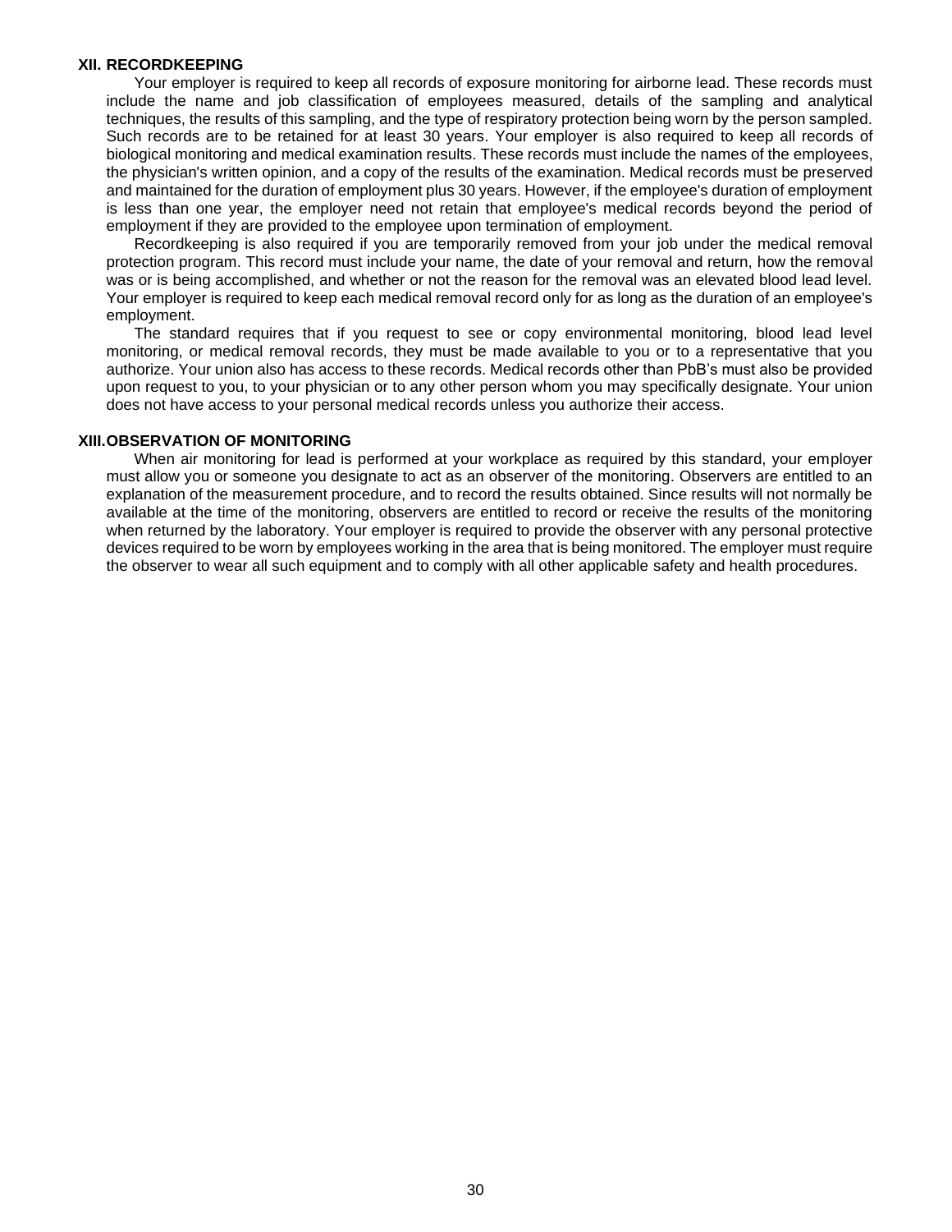### XII. RECORDKEEPING

Your employer is required to keep all records of exposure monitoring for airborne lead. These records must include the name and job classification of employees measured, details of the sampling and analytical techniques, the results of this sampling, and the type of respiratory protection being worn by the person sampled. Such records are to be retained for at least 30 years. Your employer is also required to keep all records of biological monitoring and medical examination results. These records must include the names of the employees, the physician's written opinion, and a copy of the results of the examination. Medical records must be preserved and maintained for the duration of employment plus 30 years. However, if the employee's duration of employment is less than one year, the employer need not retain that employee's medical records beyond the period of employment if they are provided to the employee upon termination of employment.

Recordkeeping is also required if you are temporarily removed from your job under the medical removal protection program. This record must include your name, the date of your removal and return, how the removal was or is being accomplished, and whether or not the reason for the removal was an elevated blood lead level. Your employer is required to keep each medical removal record only for as long as the duration of an employee's employment.

The standard requires that if you request to see or copy environmental monitoring, blood lead level monitoring, or medical removal records, they must be made available to you or to a representative that you authorize. Your union also has access to these records. Medical records other than PbB's must also be provided upon request to you, to your physician or to any other person whom you may specifically designate. Your union does not have access to your personal medical records unless you authorize their access.

### XIII. OBSERVATION OF MONITORING

When air monitoring for lead is performed at your workplace as required by this standard, your employer must allow you or someone you designate to act as an observer of the monitoring. Observers are entitled to an explanation of the measurement procedure, and to record the results obtained. Since results will not normally be available at the time of the monitoring, observers are entitled to record or receive the results of the monitoring when returned by the laboratory. Your employer is required to provide the observer with any personal protective devices required to be worn by employees working in the area that is being monitored. The employer must require the observer to wear all such equipment and to comply with all other applicable safety and health procedures.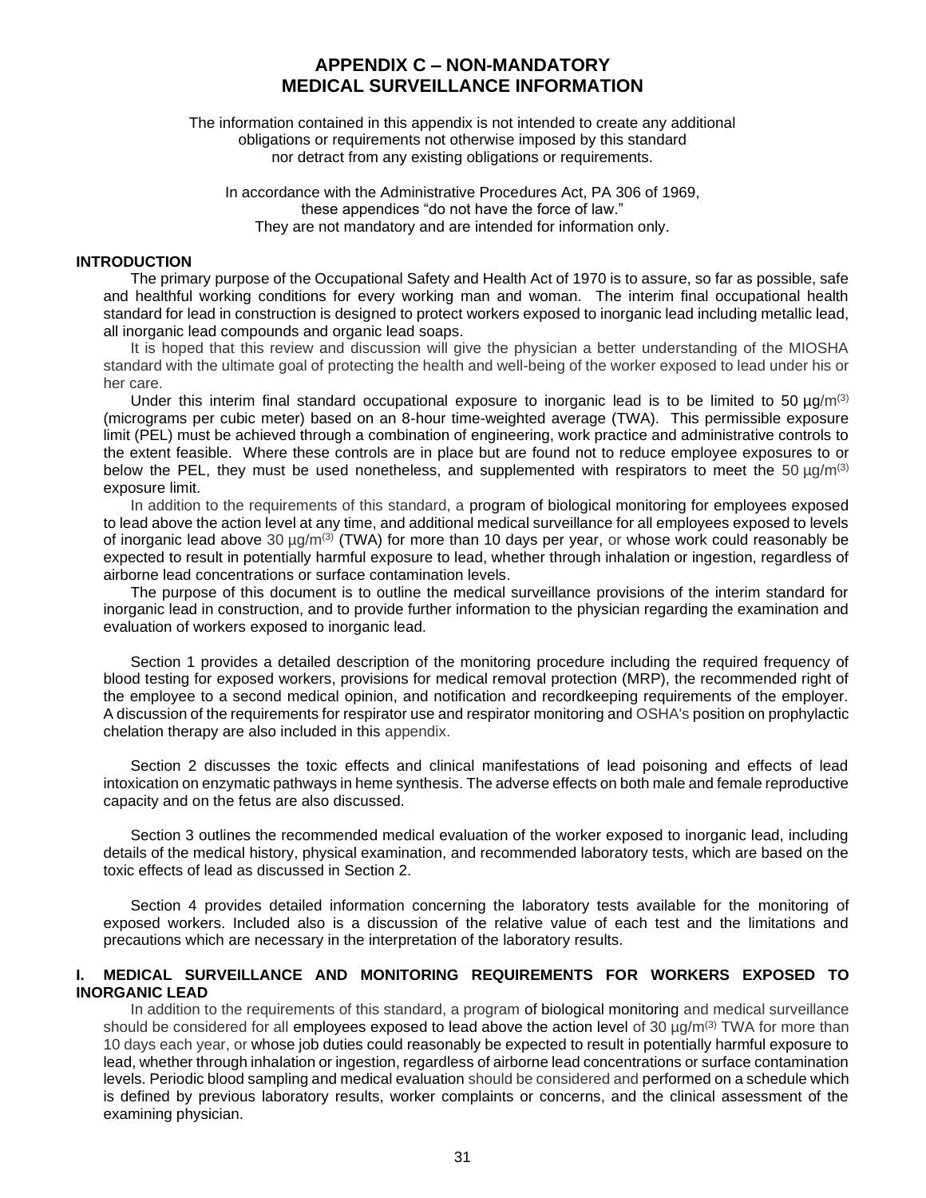# APPENDIX C – NON-MANDATORY MEDICAL SURVEILLANCE INFORMATION

The information contained in this appendix is not intended to create any additional obligations or requirements not otherwise imposed by this standard nor detract from any existing obligations or requirements.

In accordance with the Administrative Procedures Act, PA 306 of 1969, these appendices "do not have the force of law." They are not mandatory and are intended for information only.

## INTRODUCTION

The primary purpose of the Occupational Safety and Health Act of 1970 is to assure, so far as possible, safe and healthful working conditions for every working man and woman. The interim final occupational health standard for lead in construction is designed to protect workers exposed to inorganic lead including metallic lead, all inorganic lead compounds and organic lead soaps.

It is hoped that this review and discussion will give the physician a better understanding of the MIOSHA standard with the ultimate goal of protecting the health and well-being of the worker exposed to lead under his or her care.

Under this interim final standard occupational exposure to inorganic lead is to be limited to 50 µg/m(3) (micrograms per cubic meter) based on an 8-hour time-weighted average (TWA). This permissible exposure limit (PEL) must be achieved through a combination of engineering, work practice and administrative controls to the extent feasible. Where these controls are in place but are found not to reduce employee exposures to or below the PEL, they must be used nonetheless, and supplemented with respirators to meet the 50 µg/m(3) exposure limit.

In addition to the requirements of this standard, a program of biological monitoring for employees exposed to lead above the action level at any time, and additional medical surveillance for all employees exposed to levels of inorganic lead above 30 µg/m(3) (TWA) for more than 10 days per year, or whose work could reasonably be expected to result in potentially harmful exposure to lead, whether through inhalation or ingestion, regardless of airborne lead concentrations or surface contamination levels.

The purpose of this document is to outline the medical surveillance provisions of the interim standard for inorganic lead in construction, and to provide further information to the physician regarding the examination and evaluation of workers exposed to inorganic lead.

Section 1 provides a detailed description of the monitoring procedure including the required frequency of blood testing for exposed workers, provisions for medical removal protection (MRP), the recommended right of the employee to a second medical opinion, and notification and recordkeeping requirements of the employer. A discussion of the requirements for respirator use and respirator monitoring and OSHA's position on prophylactic chelation therapy are also included in this appendix.

Section 2 discusses the toxic effects and clinical manifestations of lead poisoning and effects of lead intoxication on enzymatic pathways in heme synthesis. The adverse effects on both male and female reproductive capacity and on the fetus are also discussed.

Section 3 outlines the recommended medical evaluation of the worker exposed to inorganic lead, including details of the medical history, physical examination, and recommended laboratory tests, which are based on the toxic effects of lead as discussed in Section 2.

Section 4 provides detailed information concerning the laboratory tests available for the monitoring of exposed workers. Included also is a discussion of the relative value of each test and the limitations and precautions which are necessary in the interpretation of the laboratory results.

## I. MEDICAL SURVEILLANCE AND MONITORING REQUIREMENTS FOR WORKERS EXPOSED TO INORGANIC LEAD

In addition to the requirements of this standard, a program of biological monitoring and medical surveillance should be considered for all employees exposed to lead above the action level of 30 µg/m(3) TWA for more than 10 days each year, or whose job duties could reasonably be expected to result in potentially harmful exposure to lead, whether through inhalation or ingestion, regardless of airborne lead concentrations or surface contamination levels. Periodic blood sampling and medical evaluation should be considered and performed on a schedule which is defined by previous laboratory results, worker complaints or concerns, and the clinical assessment of the examining physician.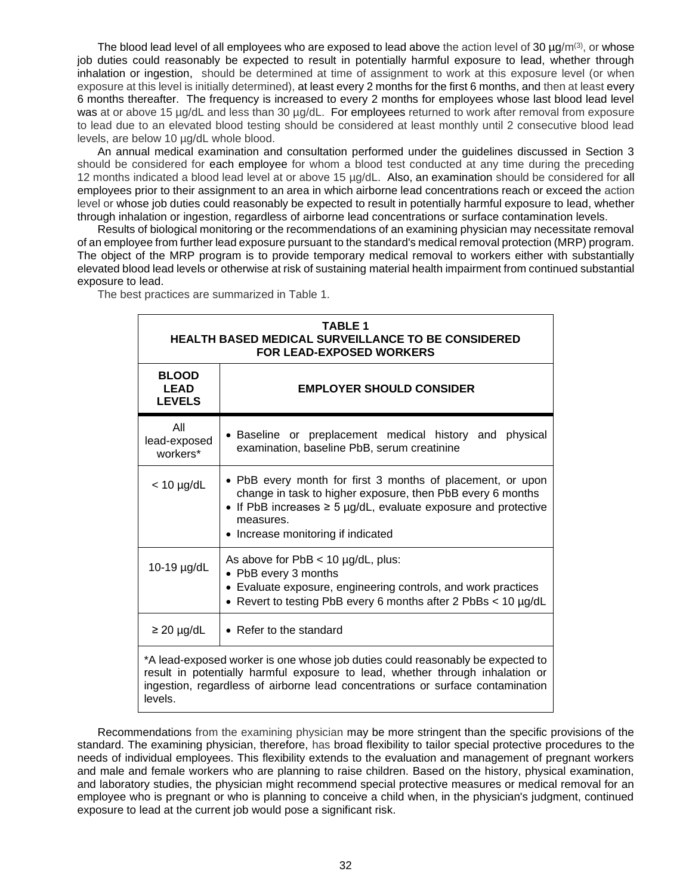The blood lead level of all employees who are exposed to lead above the action level of 30 µg/m(3), or whose job duties could reasonably be expected to result in potentially harmful exposure to lead, whether through inhalation or ingestion, should be determined at time of assignment to work at this exposure level (or when exposure at this level is initially determined), at least every 2 months for the first 6 months, and then at least every 6 months thereafter. The frequency is increased to every 2 months for employees whose last blood lead level was at or above 15 µg/dL and less than 30 µg/dL. For employees returned to work after removal from exposure to lead due to an elevated blood testing should be considered at least monthly until 2 consecutive blood lead levels, are below 10 µg/dL whole blood.

An annual medical examination and consultation performed under the guidelines discussed in Section 3 should be considered for each employee for whom a blood test conducted at any time during the preceding 12 months indicated a blood lead level at or above 15 µg/dL. Also, an examination should be considered for all employees prior to their assignment to an area in which airborne lead concentrations reach or exceed the action level or whose job duties could reasonably be expected to result in potentially harmful exposure to lead, whether through inhalation or ingestion, regardless of airborne lead concentrations or surface contamination levels.

Results of biological monitoring or the recommendations of an examining physician may necessitate removal of an employee from further lead exposure pursuant to the standard's medical removal protection (MRP) program. The object of the MRP program is to provide temporary medical removal to workers either with substantially elevated blood lead levels or otherwise at risk of sustaining material health impairment from continued substantial exposure to lead.

The best practices are summarized in Table 1.

**TABLE 1**
**HEALTH BASED MEDICAL SURVEILLANCE TO BE CONSIDERED FOR LEAD-EXPOSED WORKERS**

| BLOOD LEAD LEVELS | EMPLOYER SHOULD CONSIDER |
|---|---|
| All lead-exposed workers* | • Baseline or preplacement medical history and physical examination, baseline PbB, serum creatinine |
| < 10 µg/dL | • PbB every month for first 3 months of placement, or upon change in task to higher exposure, then PbB every 6 months<br>• If PbB increases ≥ 5 µg/dL, evaluate exposure and protective measures.<br>• Increase monitoring if indicated |
| 10-19 µg/dL | As above for PbB < 10 µg/dL, plus:<br>• PbB every 3 months<br>• Evaluate exposure, engineering controls, and work practices<br>• Revert to testing PbB every 6 months after 2 PbBs < 10 µg/dL |
| ≥ 20 µg/dL | • Refer to the standard |

*A lead-exposed worker is one whose job duties could reasonably be expected to result in potentially harmful exposure to lead, whether through inhalation or ingestion, regardless of airborne lead concentrations or surface contamination levels.

Recommendations from the examining physician may be more stringent than the specific provisions of the standard. The examining physician, therefore, has broad flexibility to tailor special protective procedures to the needs of individual employees. This flexibility extends to the evaluation and management of pregnant workers and male and female workers who are planning to raise children. Based on the history, physical examination, and laboratory studies, the physician might recommend special protective measures or medical removal for an employee who is pregnant or who is planning to conceive a child when, in the physician's judgment, continued exposure to lead at the current job would pose a significant risk.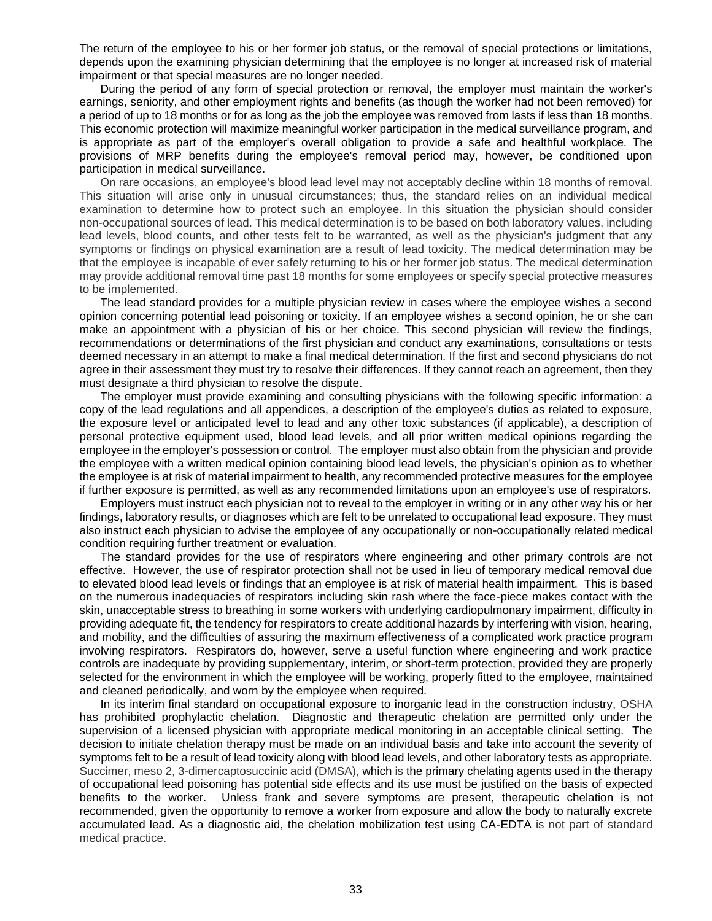The return of the employee to his or her former job status, or the removal of special protections or limitations, depends upon the examining physician determining that the employee is no longer at increased risk of material impairment or that special measures are no longer needed.

During the period of any form of special protection or removal, the employer must maintain the worker's earnings, seniority, and other employment rights and benefits (as though the worker had not been removed) for a period of up to 18 months or for as long as the job the employee was removed from lasts if less than 18 months. This economic protection will maximize meaningful worker participation in the medical surveillance program, and is appropriate as part of the employer's overall obligation to provide a safe and healthful workplace. The provisions of MRP benefits during the employee's removal period may, however, be conditioned upon participation in medical surveillance.

On rare occasions, an employee's blood lead level may not acceptably decline within 18 months of removal. This situation will arise only in unusual circumstances; thus, the standard relies on an individual medical examination to determine how to protect such an employee. In this situation the physician should consider non-occupational sources of lead. This medical determination is to be based on both laboratory values, including lead levels, blood counts, and other tests felt to be warranted, as well as the physician's judgment that any symptoms or findings on physical examination are a result of lead toxicity. The medical determination may be that the employee is incapable of ever safely returning to his or her former job status. The medical determination may provide additional removal time past 18 months for some employees or specify special protective measures to be implemented.

The lead standard provides for a multiple physician review in cases where the employee wishes a second opinion concerning potential lead poisoning or toxicity. If an employee wishes a second opinion, he or she can make an appointment with a physician of his or her choice. This second physician will review the findings, recommendations or determinations of the first physician and conduct any examinations, consultations or tests deemed necessary in an attempt to make a final medical determination. If the first and second physicians do not agree in their assessment they must try to resolve their differences. If they cannot reach an agreement, then they must designate a third physician to resolve the dispute.

The employer must provide examining and consulting physicians with the following specific information: a copy of the lead regulations and all appendices, a description of the employee's duties as related to exposure, the exposure level or anticipated level to lead and any other toxic substances (if applicable), a description of personal protective equipment used, blood lead levels, and all prior written medical opinions regarding the employee in the employer's possession or control. The employer must also obtain from the physician and provide the employee with a written medical opinion containing blood lead levels, the physician's opinion as to whether the employee is at risk of material impairment to health, any recommended protective measures for the employee if further exposure is permitted, as well as any recommended limitations upon an employee's use of respirators.

Employers must instruct each physician not to reveal to the employer in writing or in any other way his or her findings, laboratory results, or diagnoses which are felt to be unrelated to occupational lead exposure. They must also instruct each physician to advise the employee of any occupationally or non-occupationally related medical condition requiring further treatment or evaluation.

The standard provides for the use of respirators where engineering and other primary controls are not effective. However, the use of respirator protection shall not be used in lieu of temporary medical removal due to elevated blood lead levels or findings that an employee is at risk of material health impairment. This is based on the numerous inadequacies of respirators including skin rash where the face-piece makes contact with the skin, unacceptable stress to breathing in some workers with underlying cardiopulmonary impairment, difficulty in providing adequate fit, the tendency for respirators to create additional hazards by interfering with vision, hearing, and mobility, and the difficulties of assuring the maximum effectiveness of a complicated work practice program involving respirators. Respirators do, however, serve a useful function where engineering and work practice controls are inadequate by providing supplementary, interim, or short-term protection, provided they are properly selected for the environment in which the employee will be working, properly fitted to the employee, maintained and cleaned periodically, and worn by the employee when required.

In its interim final standard on occupational exposure to inorganic lead in the construction industry, OSHA has prohibited prophylactic chelation. Diagnostic and therapeutic chelation are permitted only under the supervision of a licensed physician with appropriate medical monitoring in an acceptable clinical setting. The decision to initiate chelation therapy must be made on an individual basis and take into account the severity of symptoms felt to be a result of lead toxicity along with blood lead levels, and other laboratory tests as appropriate. Succimer, meso 2, 3-dimercaptosuccinic acid (DMSA), which is the primary chelating agents used in the therapy of occupational lead poisoning has potential side effects and its use must be justified on the basis of expected benefits to the worker. Unless frank and severe symptoms are present, therapeutic chelation is not recommended, given the opportunity to remove a worker from exposure and allow the body to naturally excrete accumulated lead. As a diagnostic aid, the chelation mobilization test using CA-EDTA is not part of standard medical practice.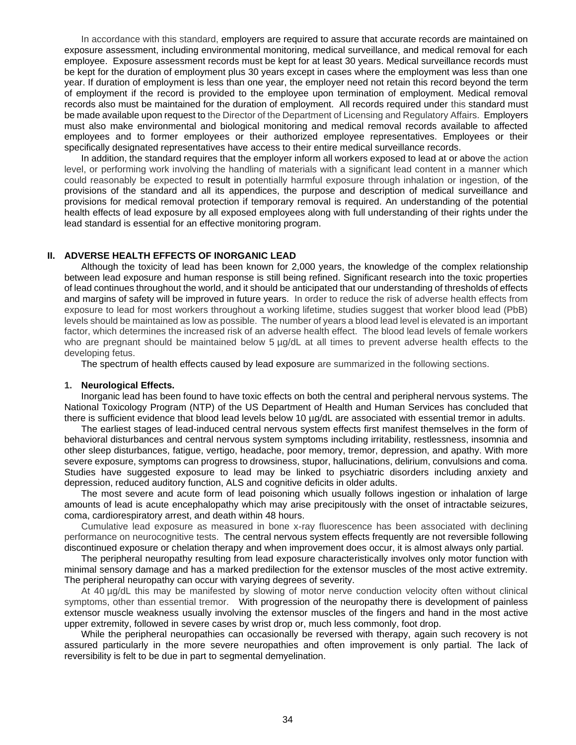In accordance with this standard, employers are required to assure that accurate records are maintained on exposure assessment, including environmental monitoring, medical surveillance, and medical removal for each employee. Exposure assessment records must be kept for at least 30 years. Medical surveillance records must be kept for the duration of employment plus 30 years except in cases where the employment was less than one year. If duration of employment is less than one year, the employer need not retain this record beyond the term of employment if the record is provided to the employee upon termination of employment. Medical removal records also must be maintained for the duration of employment. All records required under this standard must be made available upon request to the Director of the Department of Licensing and Regulatory Affairs. Employers must also make environmental and biological monitoring and medical removal records available to affected employees and to former employees or their authorized employee representatives. Employees or their specifically designated representatives have access to their entire medical surveillance records.

In addition, the standard requires that the employer inform all workers exposed to lead at or above the action level, or performing work involving the handling of materials with a significant lead content in a manner which could reasonably be expected to result in potentially harmful exposure through inhalation or ingestion, of the provisions of the standard and all its appendices, the purpose and description of medical surveillance and provisions for medical removal protection if temporary removal is required. An understanding of the potential health effects of lead exposure by all exposed employees along with full understanding of their rights under the lead standard is essential for an effective monitoring program.

## II. ADVERSE HEALTH EFFECTS OF INORGANIC LEAD

Although the toxicity of lead has been known for 2,000 years, the knowledge of the complex relationship between lead exposure and human response is still being refined. Significant research into the toxic properties of lead continues throughout the world, and it should be anticipated that our understanding of thresholds of effects and margins of safety will be improved in future years. In order to reduce the risk of adverse health effects from exposure to lead for most workers throughout a working lifetime, studies suggest that worker blood lead (PbB) levels should be maintained as low as possible. The number of years a blood lead level is elevated is an important factor, which determines the increased risk of an adverse health effect. The blood lead levels of female workers who are pregnant should be maintained below 5 µg/dL at all times to prevent adverse health effects to the developing fetus.

The spectrum of health effects caused by lead exposure are summarized in the following sections.

### 1. Neurological Effects.

Inorganic lead has been found to have toxic effects on both the central and peripheral nervous systems. The National Toxicology Program (NTP) of the US Department of Health and Human Services has concluded that there is sufficient evidence that blood lead levels below 10 µg/dL are associated with essential tremor in adults.

The earliest stages of lead-induced central nervous system effects first manifest themselves in the form of behavioral disturbances and central nervous system symptoms including irritability, restlessness, insomnia and other sleep disturbances, fatigue, vertigo, headache, poor memory, tremor, depression, and apathy. With more severe exposure, symptoms can progress to drowsiness, stupor, hallucinations, delirium, convulsions and coma. Studies have suggested exposure to lead may be linked to psychiatric disorders including anxiety and depression, reduced auditory function, ALS and cognitive deficits in older adults.

The most severe and acute form of lead poisoning which usually follows ingestion or inhalation of large amounts of lead is acute encephalopathy which may arise precipitously with the onset of intractable seizures, coma, cardiorespiratory arrest, and death within 48 hours.

Cumulative lead exposure as measured in bone x-ray fluorescence has been associated with declining performance on neurocognitive tests. The central nervous system effects frequently are not reversible following discontinued exposure or chelation therapy and when improvement does occur, it is almost always only partial.

The peripheral neuropathy resulting from lead exposure characteristically involves only motor function with minimal sensory damage and has a marked predilection for the extensor muscles of the most active extremity. The peripheral neuropathy can occur with varying degrees of severity.

At 40 µg/dL this may be manifested by slowing of motor nerve conduction velocity often without clinical symptoms, other than essential tremor. With progression of the neuropathy there is development of painless extensor muscle weakness usually involving the extensor muscles of the fingers and hand in the most active upper extremity, followed in severe cases by wrist drop or, much less commonly, foot drop.

While the peripheral neuropathies can occasionally be reversed with therapy, again such recovery is not assured particularly in the more severe neuropathies and often improvement is only partial. The lack of reversibility is felt to be due in part to segmental demyelination.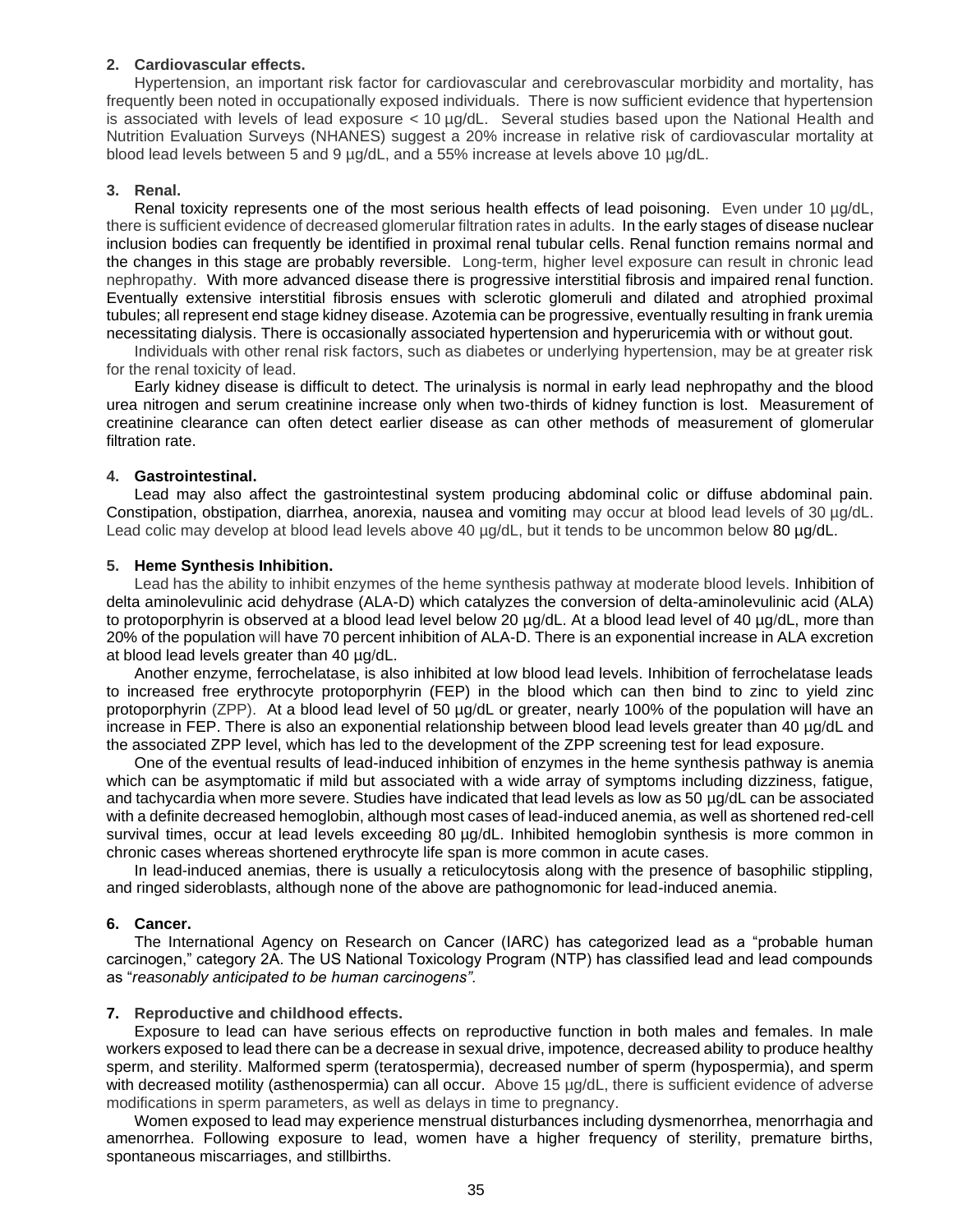**2. Cardiovascular effects.**

Hypertension, an important risk factor for cardiovascular and cerebrovascular morbidity and mortality, has frequently been noted in occupationally exposed individuals. There is now sufficient evidence that hypertension is associated with levels of lead exposure < 10 µg/dL. Several studies based upon the National Health and Nutrition Evaluation Surveys (NHANES) suggest a 20% increase in relative risk of cardiovascular mortality at blood lead levels between 5 and 9 µg/dL, and a 55% increase at levels above 10 µg/dL.

**3. Renal.**

Renal toxicity represents one of the most serious health effects of lead poisoning. Even under 10 µg/dL, there is sufficient evidence of decreased glomerular filtration rates in adults. In the early stages of disease nuclear inclusion bodies can frequently be identified in proximal renal tubular cells. Renal function remains normal and the changes in this stage are probably reversible. Long-term, higher level exposure can result in chronic lead nephropathy. With more advanced disease there is progressive interstitial fibrosis and impaired renal function. Eventually extensive interstitial fibrosis ensues with sclerotic glomeruli and dilated and atrophied proximal tubules; all represent end stage kidney disease. Azotemia can be progressive, eventually resulting in frank uremia necessitating dialysis. There is occasionally associated hypertension and hyperuricemia with or without gout.

Individuals with other renal risk factors, such as diabetes or underlying hypertension, may be at greater risk for the renal toxicity of lead.

Early kidney disease is difficult to detect. The urinalysis is normal in early lead nephropathy and the blood urea nitrogen and serum creatinine increase only when two-thirds of kidney function is lost. Measurement of creatinine clearance can often detect earlier disease as can other methods of measurement of glomerular filtration rate.

**4. Gastrointestinal.**

Lead may also affect the gastrointestinal system producing abdominal colic or diffuse abdominal pain. Constipation, obstipation, diarrhea, anorexia, nausea and vomiting may occur at blood lead levels of 30 µg/dL. Lead colic may develop at blood lead levels above 40 µg/dL, but it tends to be uncommon below 80 µg/dL.

**5. Heme Synthesis Inhibition.**

Lead has the ability to inhibit enzymes of the heme synthesis pathway at moderate blood levels. Inhibition of delta aminolevulinic acid dehydrase (ALA-D) which catalyzes the conversion of delta-aminolevulinic acid (ALA) to protoporphyrin is observed at a blood lead level below 20 µg/dL. At a blood lead level of 40 µg/dL, more than 20% of the population will have 70 percent inhibition of ALA-D. There is an exponential increase in ALA excretion at blood lead levels greater than 40 µg/dL.

Another enzyme, ferrochelatase, is also inhibited at low blood lead levels. Inhibition of ferrochelatase leads to increased free erythrocyte protoporphyrin (FEP) in the blood which can then bind to zinc to yield zinc protoporphyrin (ZPP). At a blood lead level of 50 µg/dL or greater, nearly 100% of the population will have an increase in FEP. There is also an exponential relationship between blood lead levels greater than 40 µg/dL and the associated ZPP level, which has led to the development of the ZPP screening test for lead exposure.

One of the eventual results of lead-induced inhibition of enzymes in the heme synthesis pathway is anemia which can be asymptomatic if mild but associated with a wide array of symptoms including dizziness, fatigue, and tachycardia when more severe. Studies have indicated that lead levels as low as 50 µg/dL can be associated with a definite decreased hemoglobin, although most cases of lead-induced anemia, as well as shortened red-cell survival times, occur at lead levels exceeding 80 µg/dL. Inhibited hemoglobin synthesis is more common in chronic cases whereas shortened erythrocyte life span is more common in acute cases.

In lead-induced anemias, there is usually a reticulocytosis along with the presence of basophilic stippling, and ringed sideroblasts, although none of the above are pathognomonic for lead-induced anemia.

**6. Cancer.**

The International Agency on Research on Cancer (IARC) has categorized lead as a "probable human carcinogen," category 2A. The US National Toxicology Program (NTP) has classified lead and lead compounds as "*reasonably anticipated to be human carcinogens".*

**7. Reproductive and childhood effects.**

Exposure to lead can have serious effects on reproductive function in both males and females. In male workers exposed to lead there can be a decrease in sexual drive, impotence, decreased ability to produce healthy sperm, and sterility. Malformed sperm (teratospermia), decreased number of sperm (hypospermia), and sperm with decreased motility (asthenospermia) can all occur. Above 15 µg/dL, there is sufficient evidence of adverse modifications in sperm parameters, as well as delays in time to pregnancy.

Women exposed to lead may experience menstrual disturbances including dysmenorrhea, menorrhagia and amenorrhea. Following exposure to lead, women have a higher frequency of sterility, premature births, spontaneous miscarriages, and stillbirths.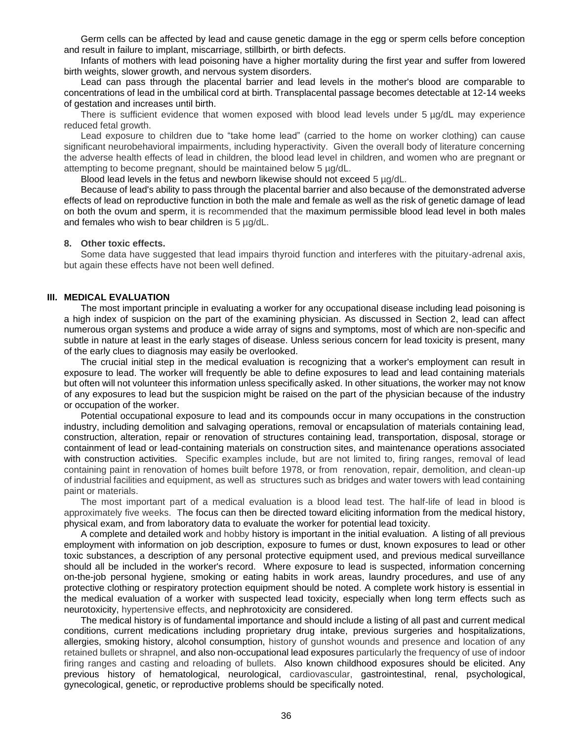Germ cells can be affected by lead and cause genetic damage in the egg or sperm cells before conception and result in failure to implant, miscarriage, stillbirth, or birth defects.

Infants of mothers with lead poisoning have a higher mortality during the first year and suffer from lowered birth weights, slower growth, and nervous system disorders.

Lead can pass through the placental barrier and lead levels in the mother's blood are comparable to concentrations of lead in the umbilical cord at birth. Transplacental passage becomes detectable at 12-14 weeks of gestation and increases until birth.

There is sufficient evidence that women exposed with blood lead levels under 5 µg/dL may experience reduced fetal growth.

Lead exposure to children due to "take home lead" (carried to the home on worker clothing) can cause significant neurobehavioral impairments, including hyperactivity. Given the overall body of literature concerning the adverse health effects of lead in children, the blood lead level in children, and women who are pregnant or attempting to become pregnant, should be maintained below 5 µg/dL.

Blood lead levels in the fetus and newborn likewise should not exceed 5 µg/dL.

Because of lead's ability to pass through the placental barrier and also because of the demonstrated adverse effects of lead on reproductive function in both the male and female as well as the risk of genetic damage of lead on both the ovum and sperm, it is recommended that the maximum permissible blood lead level in both males and females who wish to bear children is 5 µg/dL.

**8. Other toxic effects.**

Some data have suggested that lead impairs thyroid function and interferes with the pituitary-adrenal axis, but again these effects have not been well defined.

## III. MEDICAL EVALUATION

The most important principle in evaluating a worker for any occupational disease including lead poisoning is a high index of suspicion on the part of the examining physician. As discussed in Section 2, lead can affect numerous organ systems and produce a wide array of signs and symptoms, most of which are non-specific and subtle in nature at least in the early stages of disease. Unless serious concern for lead toxicity is present, many of the early clues to diagnosis may easily be overlooked.

The crucial initial step in the medical evaluation is recognizing that a worker's employment can result in exposure to lead. The worker will frequently be able to define exposures to lead and lead containing materials but often will not volunteer this information unless specifically asked. In other situations, the worker may not know of any exposures to lead but the suspicion might be raised on the part of the physician because of the industry or occupation of the worker.

Potential occupational exposure to lead and its compounds occur in many occupations in the construction industry, including demolition and salvaging operations, removal or encapsulation of materials containing lead, construction, alteration, repair or renovation of structures containing lead, transportation, disposal, storage or containment of lead or lead-containing materials on construction sites, and maintenance operations associated with construction activities. Specific examples include, but are not limited to, firing ranges, removal of lead containing paint in renovation of homes built before 1978, or from renovation, repair, demolition, and clean-up of industrial facilities and equipment, as well as structures such as bridges and water towers with lead containing paint or materials.

The most important part of a medical evaluation is a blood lead test. The half-life of lead in blood is approximately five weeks. The focus can then be directed toward eliciting information from the medical history, physical exam, and from laboratory data to evaluate the worker for potential lead toxicity.

A complete and detailed work and hobby history is important in the initial evaluation. A listing of all previous employment with information on job description, exposure to fumes or dust, known exposures to lead or other toxic substances, a description of any personal protective equipment used, and previous medical surveillance should all be included in the worker's record. Where exposure to lead is suspected, information concerning on-the-job personal hygiene, smoking or eating habits in work areas, laundry procedures, and use of any protective clothing or respiratory protection equipment should be noted. A complete work history is essential in the medical evaluation of a worker with suspected lead toxicity, especially when long term effects such as neurotoxicity, hypertensive effects, and nephrotoxicity are considered.

The medical history is of fundamental importance and should include a listing of all past and current medical conditions, current medications including proprietary drug intake, previous surgeries and hospitalizations, allergies, smoking history, alcohol consumption, history of gunshot wounds and presence and location of any retained bullets or shrapnel, and also non-occupational lead exposures particularly the frequency of use of indoor firing ranges and casting and reloading of bullets. Also known childhood exposures should be elicited. Any previous history of hematological, neurological, cardiovascular, gastrointestinal, renal, psychological, gynecological, genetic, or reproductive problems should be specifically noted.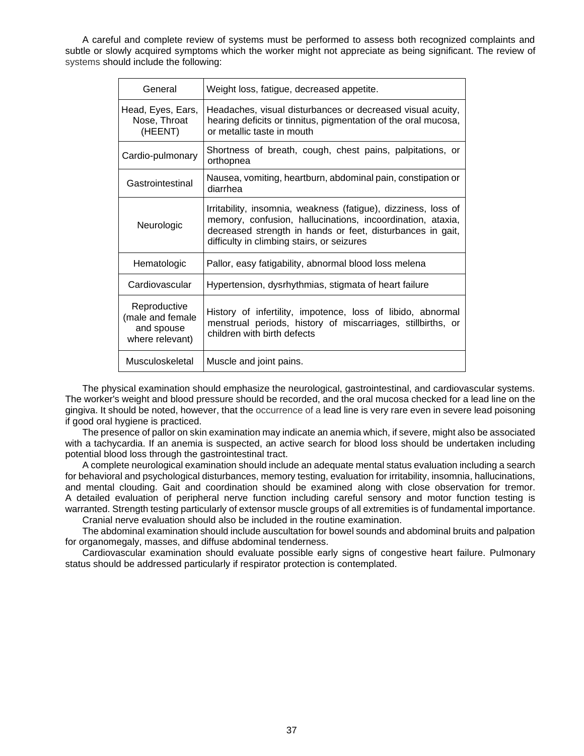A careful and complete review of systems must be performed to assess both recognized complaints and subtle or slowly acquired symptoms which the worker might not appreciate as being significant. The review of systems should include the following:

| | |
|---|---|
| General | Weight loss, fatigue, decreased appetite. |
| Head, Eyes, Ears, Nose, Throat (HEENT) | Headaches, visual disturbances or decreased visual acuity, hearing deficits or tinnitus, pigmentation of the oral mucosa, or metallic taste in mouth |
| Cardio-pulmonary | Shortness of breath, cough, chest pains, palpitations, or orthopnea |
| Gastrointestinal | Nausea, vomiting, heartburn, abdominal pain, constipation or diarrhea |
| Neurologic | Irritability, insomnia, weakness (fatigue), dizziness, loss of memory, confusion, hallucinations, incoordination, ataxia, decreased strength in hands or feet, disturbances in gait, difficulty in climbing stairs, or seizures |
| Hematologic | Pallor, easy fatigability, abnormal blood loss melena |
| Cardiovascular | Hypertension, dysrhythmias, stigmata of heart failure |
| Reproductive (male and female and spouse where relevant) | History of infertility, impotence, loss of libido, abnormal menstrual periods, history of miscarriages, stillbirths, or children with birth defects |
| Musculoskeletal | Muscle and joint pains. |

The physical examination should emphasize the neurological, gastrointestinal, and cardiovascular systems. The worker's weight and blood pressure should be recorded, and the oral mucosa checked for a lead line on the gingiva. It should be noted, however, that the occurrence of a lead line is very rare even in severe lead poisoning if good oral hygiene is practiced.

The presence of pallor on skin examination may indicate an anemia which, if severe, might also be associated with a tachycardia. If an anemia is suspected, an active search for blood loss should be undertaken including potential blood loss through the gastrointestinal tract.

A complete neurological examination should include an adequate mental status evaluation including a search for behavioral and psychological disturbances, memory testing, evaluation for irritability, insomnia, hallucinations, and mental clouding. Gait and coordination should be examined along with close observation for tremor. A detailed evaluation of peripheral nerve function including careful sensory and motor function testing is warranted. Strength testing particularly of extensor muscle groups of all extremities is of fundamental importance.

Cranial nerve evaluation should also be included in the routine examination.

The abdominal examination should include auscultation for bowel sounds and abdominal bruits and palpation for organomegaly, masses, and diffuse abdominal tenderness.

Cardiovascular examination should evaluate possible early signs of congestive heart failure. Pulmonary status should be addressed particularly if respirator protection is contemplated.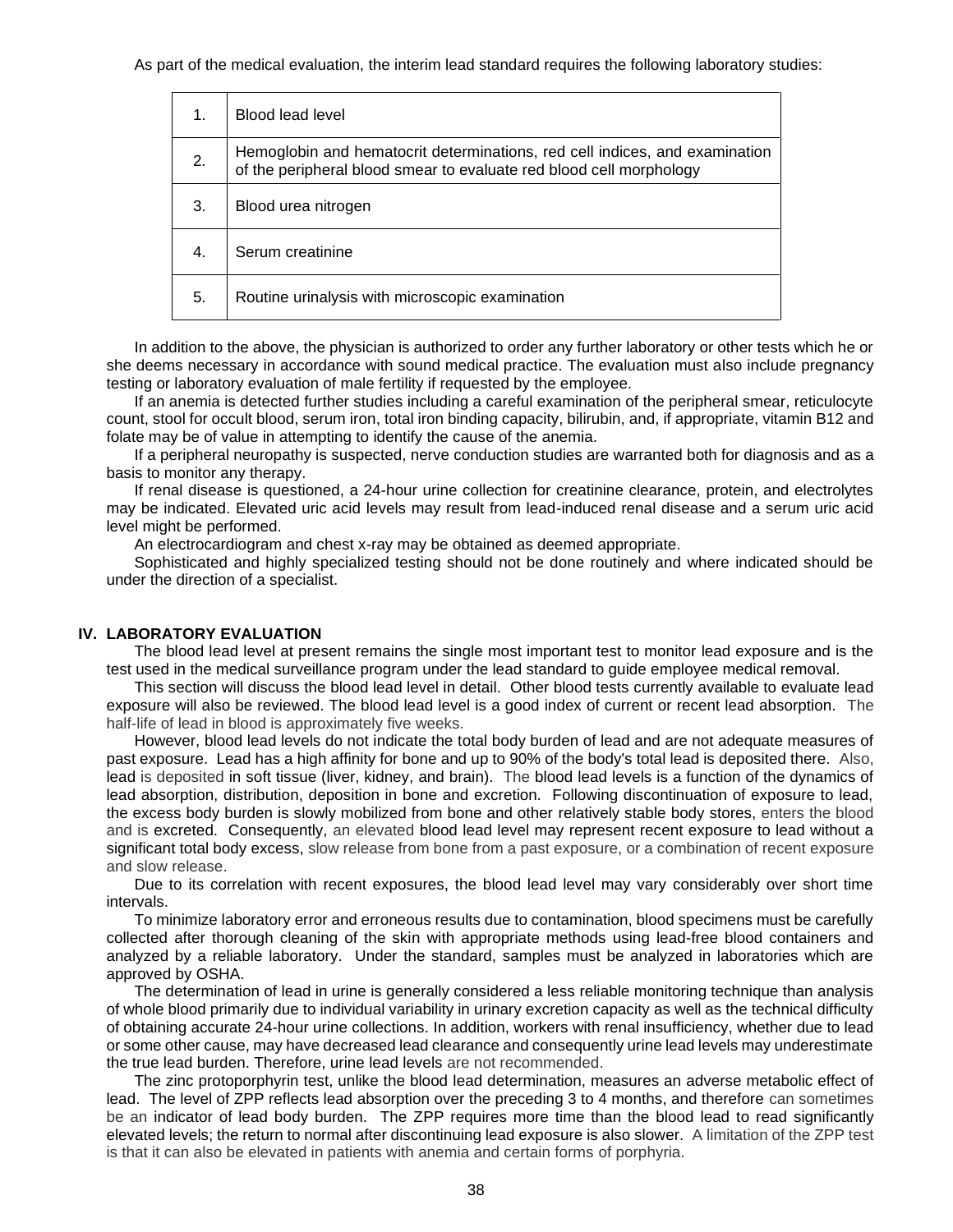As part of the medical evaluation, the interim lead standard requires the following laboratory studies:

| | |
|---|---|
| 1. | Blood lead level |
| 2. | Hemoglobin and hematocrit determinations, red cell indices, and examination of the peripheral blood smear to evaluate red blood cell morphology |
| 3. | Blood urea nitrogen |
| 4. | Serum creatinine |
| 5. | Routine urinalysis with microscopic examination |

In addition to the above, the physician is authorized to order any further laboratory or other tests which he or she deems necessary in accordance with sound medical practice. The evaluation must also include pregnancy testing or laboratory evaluation of male fertility if requested by the employee.

If an anemia is detected further studies including a careful examination of the peripheral smear, reticulocyte count, stool for occult blood, serum iron, total iron binding capacity, bilirubin, and, if appropriate, vitamin B12 and folate may be of value in attempting to identify the cause of the anemia.

If a peripheral neuropathy is suspected, nerve conduction studies are warranted both for diagnosis and as a basis to monitor any therapy.

If renal disease is questioned, a 24-hour urine collection for creatinine clearance, protein, and electrolytes may be indicated. Elevated uric acid levels may result from lead-induced renal disease and a serum uric acid level might be performed.

An electrocardiogram and chest x-ray may be obtained as deemed appropriate.

Sophisticated and highly specialized testing should not be done routinely and where indicated should be under the direction of a specialist.

## IV. LABORATORY EVALUATION

The blood lead level at present remains the single most important test to monitor lead exposure and is the test used in the medical surveillance program under the lead standard to guide employee medical removal.

This section will discuss the blood lead level in detail. Other blood tests currently available to evaluate lead exposure will also be reviewed. The blood lead level is a good index of current or recent lead absorption. The half-life of lead in blood is approximately five weeks.

However, blood lead levels do not indicate the total body burden of lead and are not adequate measures of past exposure. Lead has a high affinity for bone and up to 90% of the body's total lead is deposited there. Also, lead is deposited in soft tissue (liver, kidney, and brain). The blood lead levels is a function of the dynamics of lead absorption, distribution, deposition in bone and excretion. Following discontinuation of exposure to lead, the excess body burden is slowly mobilized from bone and other relatively stable body stores, enters the blood and is excreted. Consequently, an elevated blood lead level may represent recent exposure to lead without a significant total body excess, slow release from bone from a past exposure, or a combination of recent exposure and slow release.

Due to its correlation with recent exposures, the blood lead level may vary considerably over short time intervals.

To minimize laboratory error and erroneous results due to contamination, blood specimens must be carefully collected after thorough cleaning of the skin with appropriate methods using lead-free blood containers and analyzed by a reliable laboratory. Under the standard, samples must be analyzed in laboratories which are approved by OSHA.

The determination of lead in urine is generally considered a less reliable monitoring technique than analysis of whole blood primarily due to individual variability in urinary excretion capacity as well as the technical difficulty of obtaining accurate 24-hour urine collections. In addition, workers with renal insufficiency, whether due to lead or some other cause, may have decreased lead clearance and consequently urine lead levels may underestimate the true lead burden. Therefore, urine lead levels are not recommended.

The zinc protoporphyrin test, unlike the blood lead determination, measures an adverse metabolic effect of lead. The level of ZPP reflects lead absorption over the preceding 3 to 4 months, and therefore can sometimes be an indicator of lead body burden. The ZPP requires more time than the blood lead to read significantly elevated levels; the return to normal after discontinuing lead exposure is also slower. A limitation of the ZPP test is that it can also be elevated in patients with anemia and certain forms of porphyria.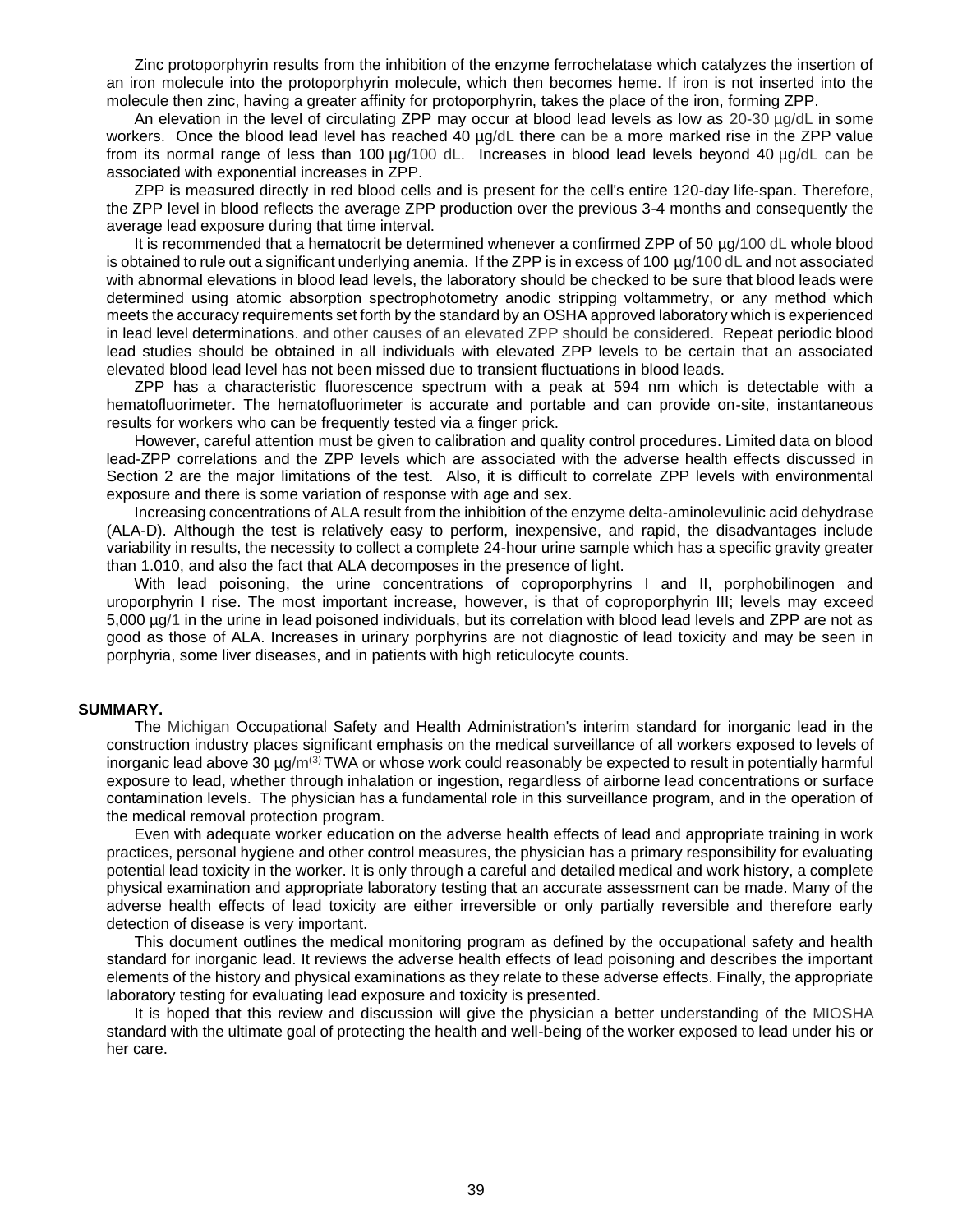Zinc protoporphyrin results from the inhibition of the enzyme ferrochelatase which catalyzes the insertion of an iron molecule into the protoporphyrin molecule, which then becomes heme. If iron is not inserted into the molecule then zinc, having a greater affinity for protoporphyrin, takes the place of the iron, forming ZPP.

An elevation in the level of circulating ZPP may occur at blood lead levels as low as 20-30 µg/dL in some workers. Once the blood lead level has reached 40 µg/dL there can be a more marked rise in the ZPP value from its normal range of less than 100 µg/100 dL. Increases in blood lead levels beyond 40 µg/dL can be associated with exponential increases in ZPP.

ZPP is measured directly in red blood cells and is present for the cell's entire 120-day life-span. Therefore, the ZPP level in blood reflects the average ZPP production over the previous 3-4 months and consequently the average lead exposure during that time interval.

It is recommended that a hematocrit be determined whenever a confirmed ZPP of 50 µg/100 dL whole blood is obtained to rule out a significant underlying anemia. If the ZPP is in excess of 100 µg/100 dL and not associated with abnormal elevations in blood lead levels, the laboratory should be checked to be sure that blood leads were determined using atomic absorption spectrophotometry anodic stripping voltammetry, or any method which meets the accuracy requirements set forth by the standard by an OSHA approved laboratory which is experienced in lead level determinations. and other causes of an elevated ZPP should be considered. Repeat periodic blood lead studies should be obtained in all individuals with elevated ZPP levels to be certain that an associated elevated blood lead level has not been missed due to transient fluctuations in blood leads.

ZPP has a characteristic fluorescence spectrum with a peak at 594 nm which is detectable with a hematofluorimeter. The hematofluorimeter is accurate and portable and can provide on-site, instantaneous results for workers who can be frequently tested via a finger prick.

However, careful attention must be given to calibration and quality control procedures. Limited data on blood lead-ZPP correlations and the ZPP levels which are associated with the adverse health effects discussed in Section 2 are the major limitations of the test. Also, it is difficult to correlate ZPP levels with environmental exposure and there is some variation of response with age and sex.

Increasing concentrations of ALA result from the inhibition of the enzyme delta-aminolevulinic acid dehydrase (ALA-D). Although the test is relatively easy to perform, inexpensive, and rapid, the disadvantages include variability in results, the necessity to collect a complete 24-hour urine sample which has a specific gravity greater than 1.010, and also the fact that ALA decomposes in the presence of light.

With lead poisoning, the urine concentrations of coproporphyrins I and II, porphobilinogen and uroporphyrin I rise. The most important increase, however, is that of coproporphyrin III; levels may exceed 5,000 µg/1 in the urine in lead poisoned individuals, but its correlation with blood lead levels and ZPP are not as good as those of ALA. Increases in urinary porphyrins are not diagnostic of lead toxicity and may be seen in porphyria, some liver diseases, and in patients with high reticulocyte counts.

**SUMMARY.**

The Michigan Occupational Safety and Health Administration's interim standard for inorganic lead in the construction industry places significant emphasis on the medical surveillance of all workers exposed to levels of inorganic lead above 30 µg/m(3) TWA or whose work could reasonably be expected to result in potentially harmful exposure to lead, whether through inhalation or ingestion, regardless of airborne lead concentrations or surface contamination levels. The physician has a fundamental role in this surveillance program, and in the operation of the medical removal protection program.

Even with adequate worker education on the adverse health effects of lead and appropriate training in work practices, personal hygiene and other control measures, the physician has a primary responsibility for evaluating potential lead toxicity in the worker. It is only through a careful and detailed medical and work history, a complete physical examination and appropriate laboratory testing that an accurate assessment can be made. Many of the adverse health effects of lead toxicity are either irreversible or only partially reversible and therefore early detection of disease is very important.

This document outlines the medical monitoring program as defined by the occupational safety and health standard for inorganic lead. It reviews the adverse health effects of lead poisoning and describes the important elements of the history and physical examinations as they relate to these adverse effects. Finally, the appropriate laboratory testing for evaluating lead exposure and toxicity is presented.

It is hoped that this review and discussion will give the physician a better understanding of the MIOSHA standard with the ultimate goal of protecting the health and well-being of the worker exposed to lead under his or her care.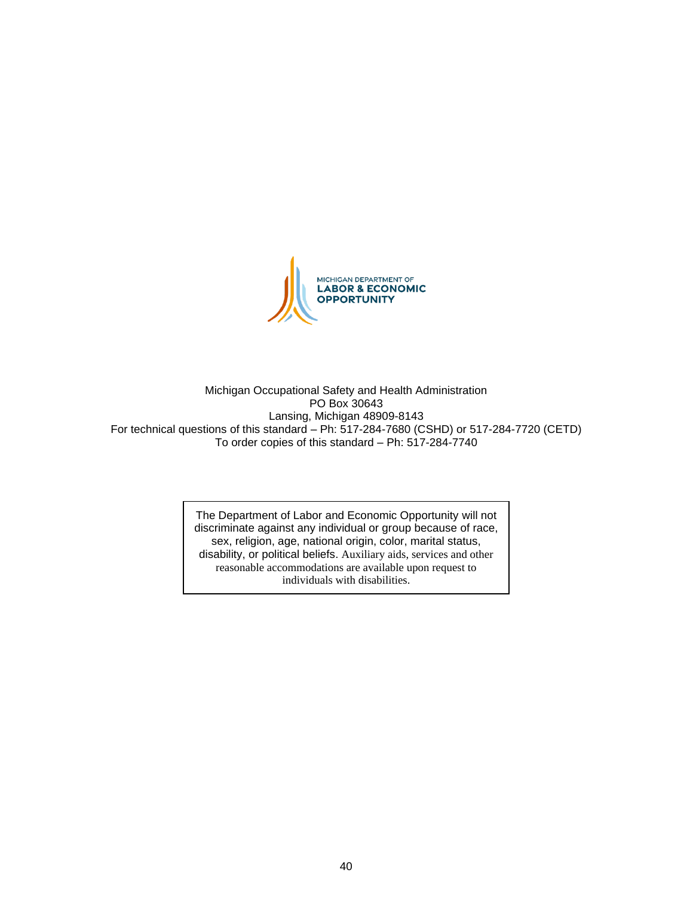MICHIGAN DEPARTMENT OF
**LABOR & ECONOMIC OPPORTUNITY**

Michigan Occupational Safety and Health Administration
PO Box 30643
Lansing, Michigan 48909-8143
For technical questions of this standard – Ph: 517-284-7680 (CSHD) or 517-284-7720 (CETD)
To order copies of this standard – Ph: 517-284-7740

| |
|---|
| The Department of Labor and Economic Opportunity will not discriminate against any individual or group because of race, sex, religion, age, national origin, color, marital status, disability, or political beliefs. Auxiliary aids, services and other reasonable accommodations are available upon request to individuals with disabilities. |